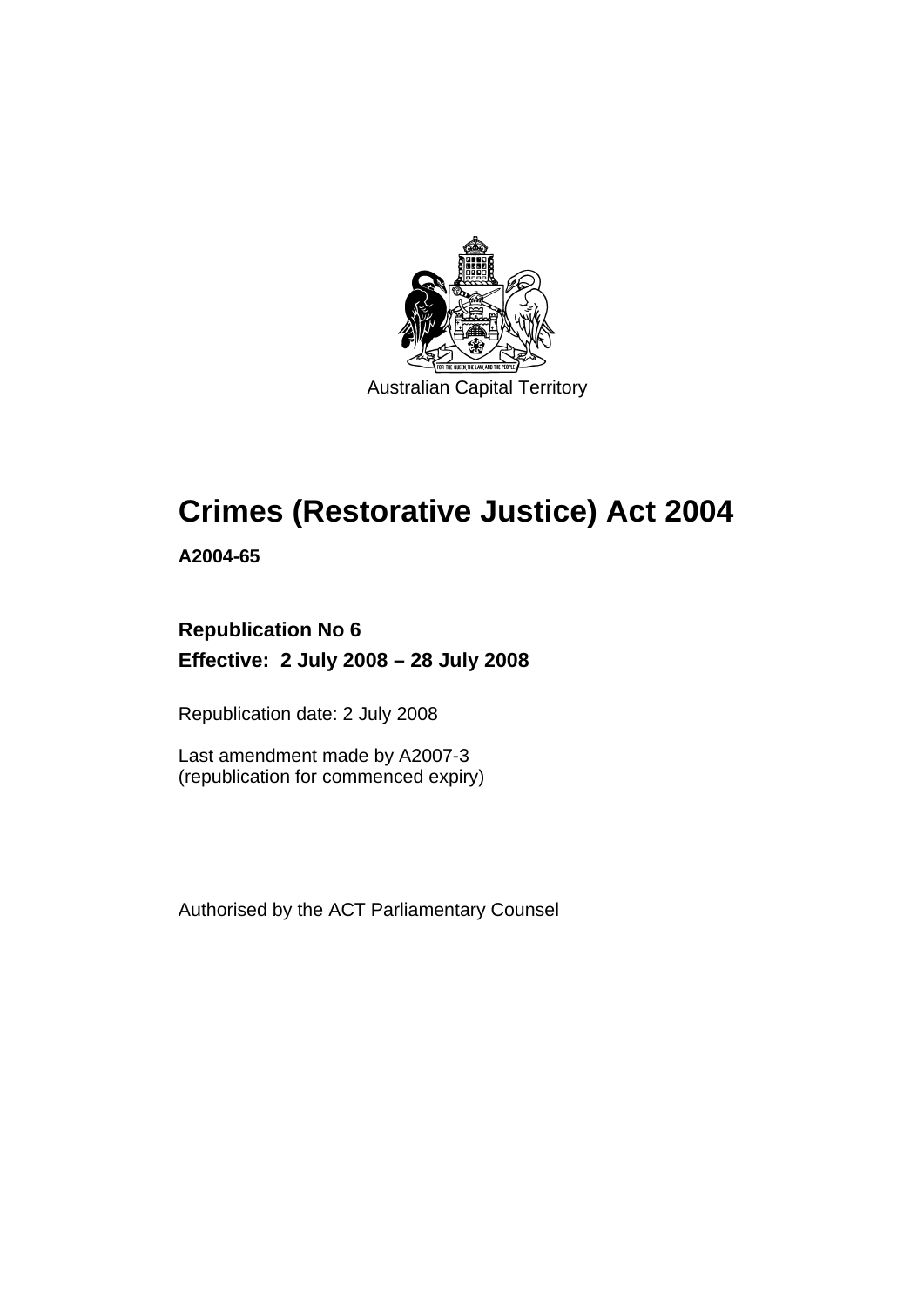Australian Capital Territory

# Crimes (Restorative Justice) Act 2004

**A2004-65**

**Republication No 6**

**Effective: 2 July 2008 – 28 July 2008**

Republication date: 2 July 2008

Last amendment made by A2007-3
(republication for commenced expiry)

Authorised by the ACT Parliamentary Counsel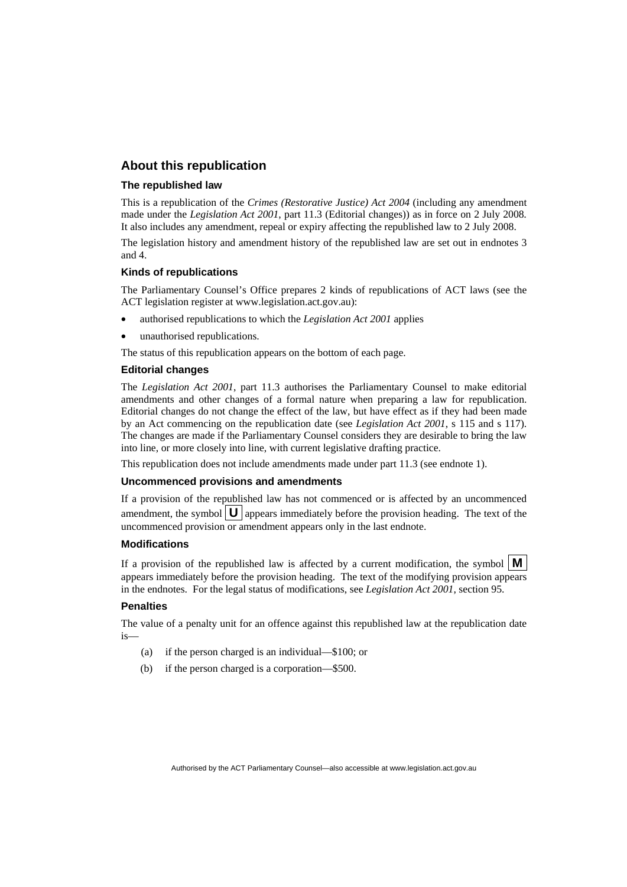## About this republication

### The republished law

This is a republication of the *Crimes (Restorative Justice) Act 2004* (including any amendment made under the *Legislation Act 2001*, part 11.3 (Editorial changes)) as in force on 2 July 2008*.* It also includes any amendment, repeal or expiry affecting the republished law to 2 July 2008.

The legislation history and amendment history of the republished law are set out in endnotes 3 and 4.

### Kinds of republications

The Parliamentary Counsel's Office prepares 2 kinds of republications of ACT laws (see the ACT legislation register at www.legislation.act.gov.au):

- authorised republications to which the *Legislation Act 2001* applies
- unauthorised republications.

The status of this republication appears on the bottom of each page.

### Editorial changes

The *Legislation Act 2001*, part 11.3 authorises the Parliamentary Counsel to make editorial amendments and other changes of a formal nature when preparing a law for republication. Editorial changes do not change the effect of the law, but have effect as if they had been made by an Act commencing on the republication date (see *Legislation Act 2001*, s 115 and s 117). The changes are made if the Parliamentary Counsel considers they are desirable to bring the law into line, or more closely into line, with current legislative drafting practice.

This republication does not include amendments made under part 11.3 (see endnote 1).

### Uncommenced provisions and amendments

If a provision of the republished law has not commenced or is affected by an uncommenced amendment, the symbol **U** appears immediately before the provision heading. The text of the uncommenced provision or amendment appears only in the last endnote.

### Modifications

If a provision of the republished law is affected by a current modification, the symbol **M** appears immediately before the provision heading. The text of the modifying provision appears in the endnotes. For the legal status of modifications, see *Legislation Act 2001*, section 95.

### Penalties

The value of a penalty unit for an offence against this republished law at the republication date is—

(a) if the person charged is an individual—$100; or

(b) if the person charged is a corporation—$500.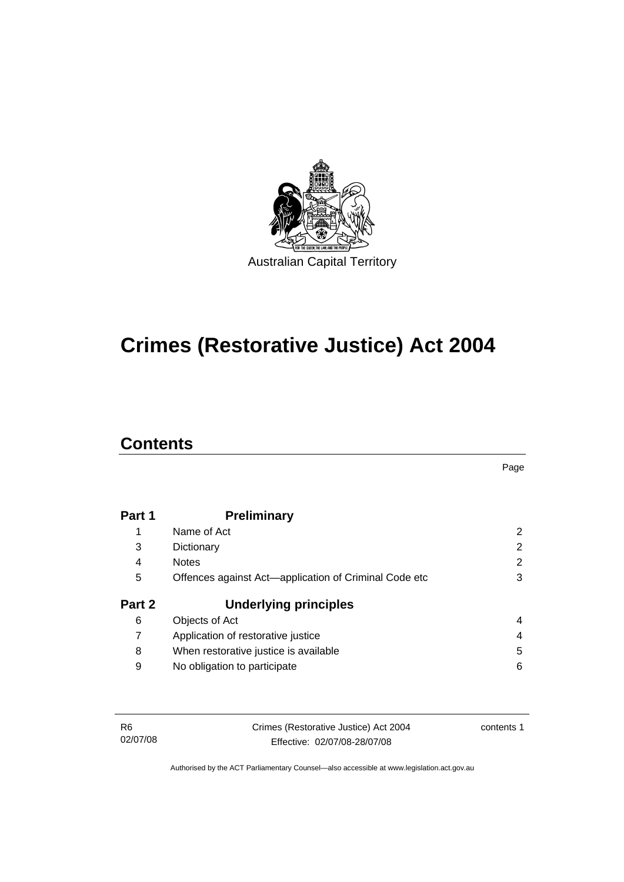Australian Capital Territory

# Crimes (Restorative Justice) Act 2004

## Contents

| | | Page |
|---|---|---|
| **Part 1** | **Preliminary** | |
| 1 | Name of Act | 2 |
| 3 | Dictionary | 2 |
| 4 | Notes | 2 |
| 5 | Offences against Act—application of Criminal Code etc | 3 |
| **Part 2** | **Underlying principles** | |
| 6 | Objects of Act | 4 |
| 7 | Application of restorative justice | 4 |
| 8 | When restorative justice is available | 5 |
| 9 | No obligation to participate | 6 |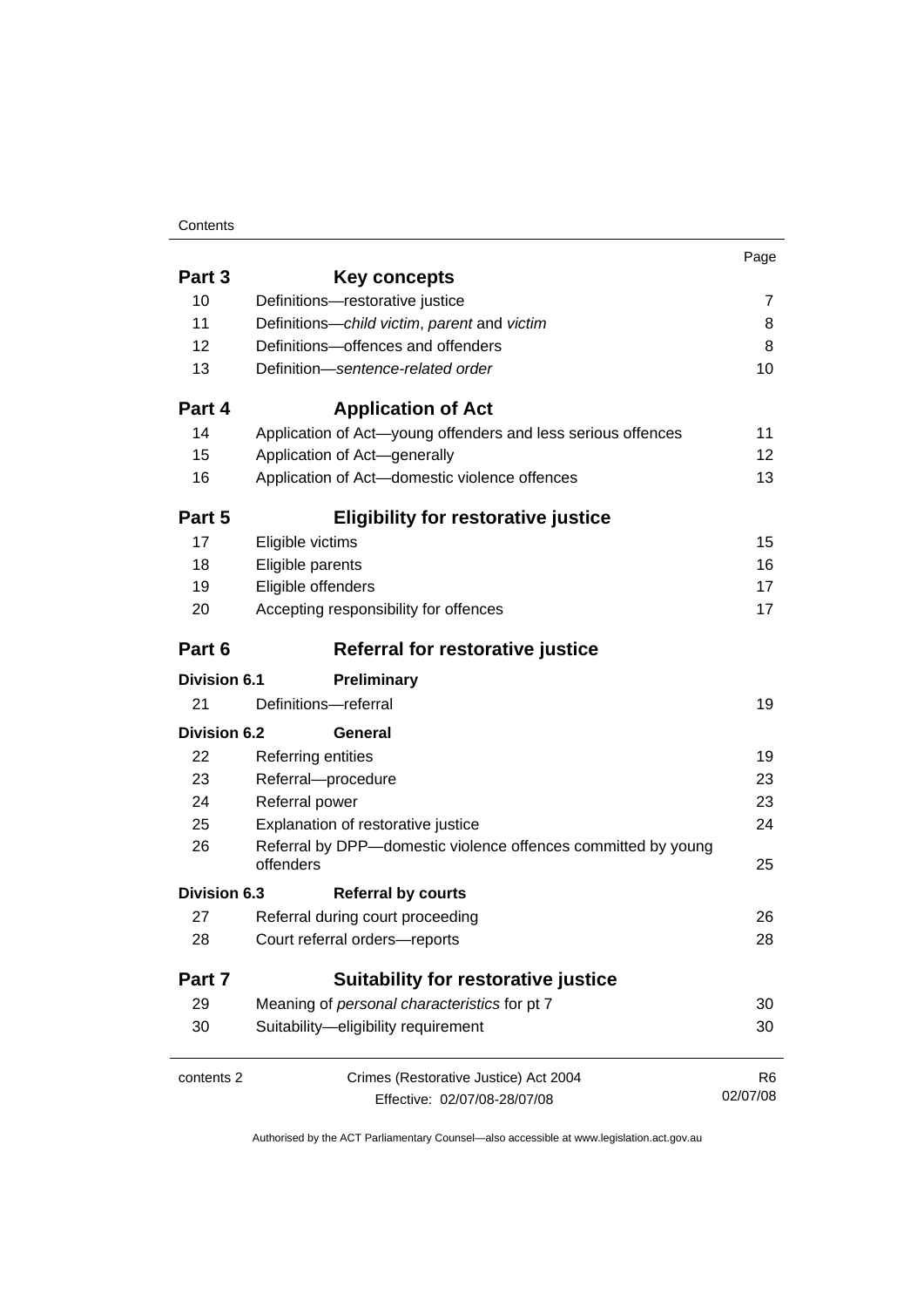| | | Page |
|---|---|---|
| **Part 3** | **Key concepts** | |
| 10 | Definitions—restorative justice | 7 |
| 11 | Definitions—*child victim*, *parent* and *victim* | 8 |
| 12 | Definitions—offences and offenders | 8 |
| 13 | Definition—*sentence-related order* | 10 |
| **Part 4** | **Application of Act** | |
| 14 | Application of Act—young offenders and less serious offences | 11 |
| 15 | Application of Act—generally | 12 |
| 16 | Application of Act—domestic violence offences | 13 |
| **Part 5** | **Eligibility for restorative justice** | |
| 17 | Eligible victims | 15 |
| 18 | Eligible parents | 16 |
| 19 | Eligible offenders | 17 |
| 20 | Accepting responsibility for offences | 17 |
| **Part 6** | **Referral for restorative justice** | |
| **Division 6.1** | **Preliminary** | |
| 21 | Definitions—referral | 19 |
| **Division 6.2** | **General** | |
| 22 | Referring entities | 19 |
| 23 | Referral—procedure | 23 |
| 24 | Referral power | 23 |
| 25 | Explanation of restorative justice | 24 |
| 26 | Referral by DPP—domestic violence offences committed by young offenders | 25 |
| **Division 6.3** | **Referral by courts** | |
| 27 | Referral during court proceeding | 26 |
| 28 | Court referral orders—reports | 28 |
| **Part 7** | **Suitability for restorative justice** | |
| 29 | Meaning of *personal characteristics* for pt 7 | 30 |
| 30 | Suitability—eligibility requirement | 30 |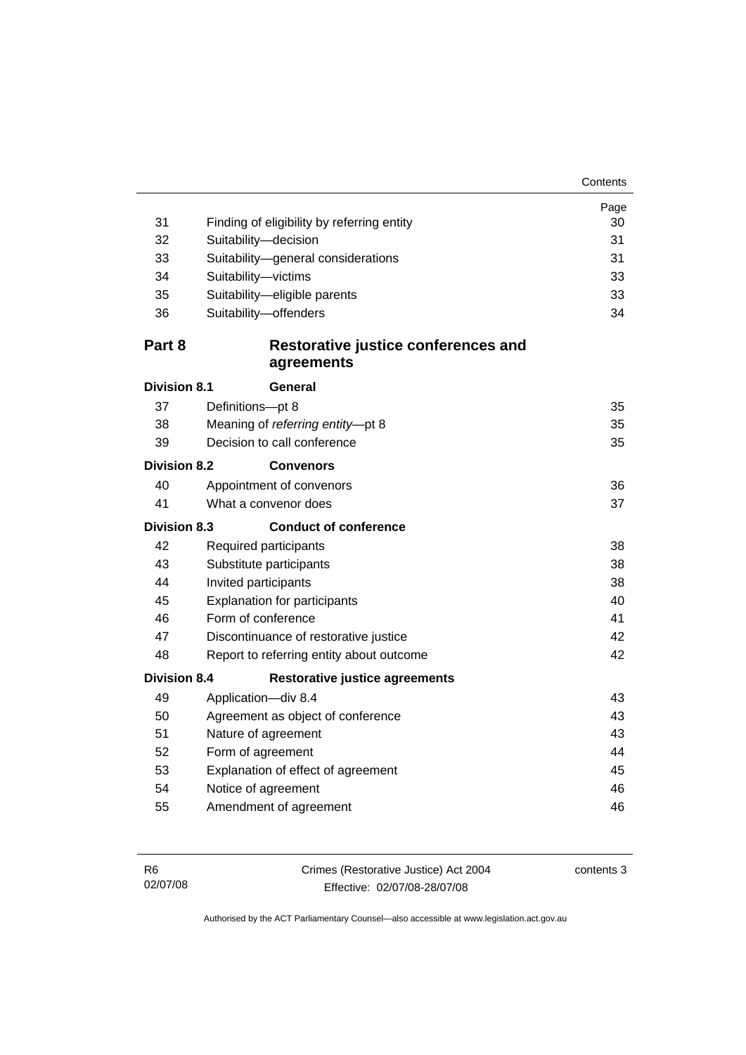| | | Page |
|---|---|---|
| 31 | Finding of eligibility by referring entity | 30 |
| 32 | Suitability—decision | 31 |
| 33 | Suitability—general considerations | 31 |
| 34 | Suitability—victims | 33 |
| 35 | Suitability—eligible parents | 33 |
| 36 | Suitability—offenders | 34 |

## Part 8 Restorative justice conferences and agreements

### Division 8.1 General

| | | |
|---|---|---|
| 37 | Definitions—pt 8 | 35 |
| 38 | Meaning of *referring entity*—pt 8 | 35 |
| 39 | Decision to call conference | 35 |

### Division 8.2 Convenors

| | | |
|---|---|---|
| 40 | Appointment of convenors | 36 |
| 41 | What a convenor does | 37 |

### Division 8.3 Conduct of conference

| | | |
|---|---|---|
| 42 | Required participants | 38 |
| 43 | Substitute participants | 38 |
| 44 | Invited participants | 38 |
| 45 | Explanation for participants | 40 |
| 46 | Form of conference | 41 |
| 47 | Discontinuance of restorative justice | 42 |
| 48 | Report to referring entity about outcome | 42 |

### Division 8.4 Restorative justice agreements

| | | |
|---|---|---|
| 49 | Application—div 8.4 | 43 |
| 50 | Agreement as object of conference | 43 |
| 51 | Nature of agreement | 43 |
| 52 | Form of agreement | 44 |
| 53 | Explanation of effect of agreement | 45 |
| 54 | Notice of agreement | 46 |
| 55 | Amendment of agreement | 46 |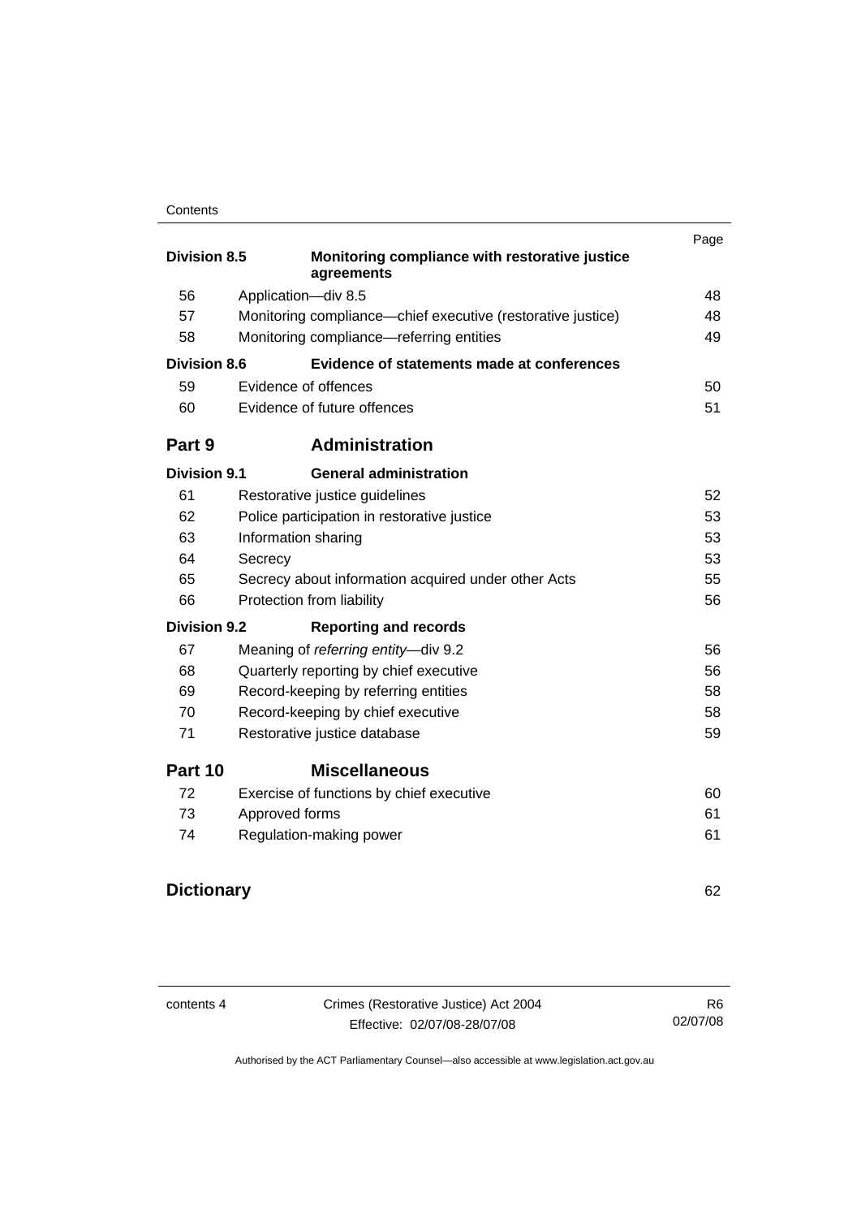| | | Page |
|---|---|---|
| **Division 8.5** | **Monitoring compliance with restorative justice agreements** | |
| 56 | Application—div 8.5 | 48 |
| 57 | Monitoring compliance—chief executive (restorative justice) | 48 |
| 58 | Monitoring compliance—referring entities | 49 |
| **Division 8.6** | **Evidence of statements made at conferences** | |
| 59 | Evidence of offences | 50 |
| 60 | Evidence of future offences | 51 |
| **Part 9** | **Administration** | |
| **Division 9.1** | **General administration** | |
| 61 | Restorative justice guidelines | 52 |
| 62 | Police participation in restorative justice | 53 |
| 63 | Information sharing | 53 |
| 64 | Secrecy | 53 |
| 65 | Secrecy about information acquired under other Acts | 55 |
| 66 | Protection from liability | 56 |
| **Division 9.2** | **Reporting and records** | |
| 67 | Meaning of *referring entity*—div 9.2 | 56 |
| 68 | Quarterly reporting by chief executive | 56 |
| 69 | Record-keeping by referring entities | 58 |
| 70 | Record-keeping by chief executive | 58 |
| 71 | Restorative justice database | 59 |
| **Part 10** | **Miscellaneous** | |
| 72 | Exercise of functions by chief executive | 60 |
| 73 | Approved forms | 61 |
| 74 | Regulation-making power | 61 |
| **Dictionary** | | 62 |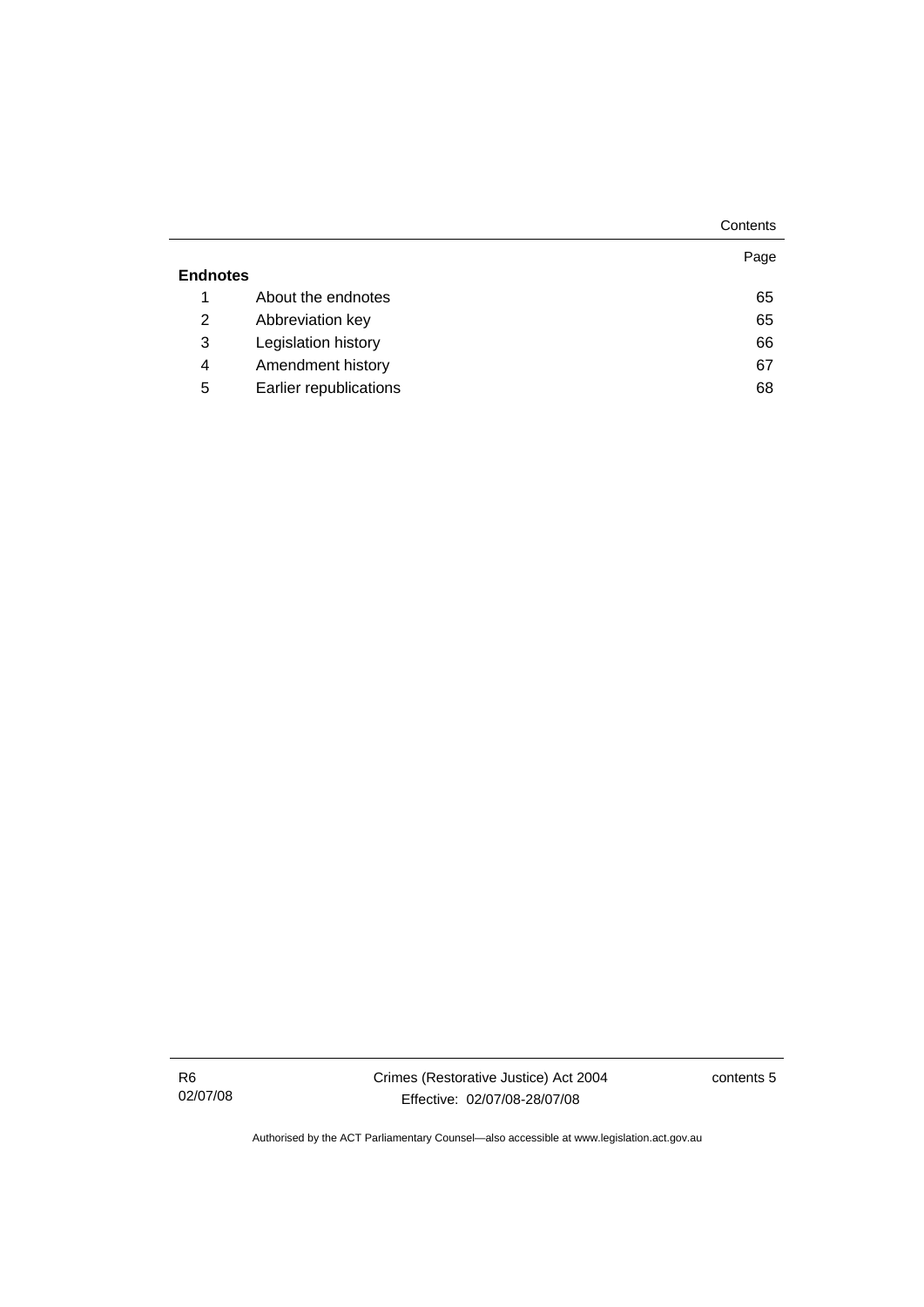| | | Page |
|---|---|---|
| **Endnotes** | | |
| 1 | About the endnotes | 65 |
| 2 | Abbreviation key | 65 |
| 3 | Legislation history | 66 |
| 4 | Amendment history | 67 |
| 5 | Earlier republications | 68 |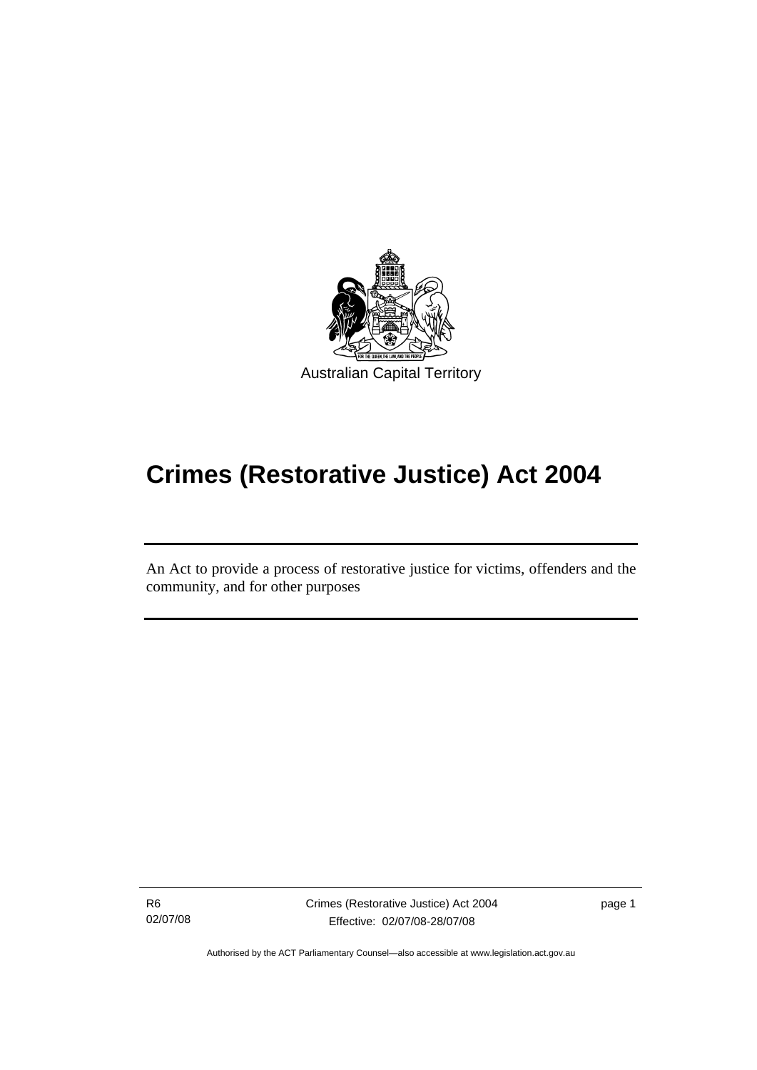Australian Capital Territory

# Crimes (Restorative Justice) Act 2004

An Act to provide a process of restorative justice for victims, offenders and the community, and for other purposes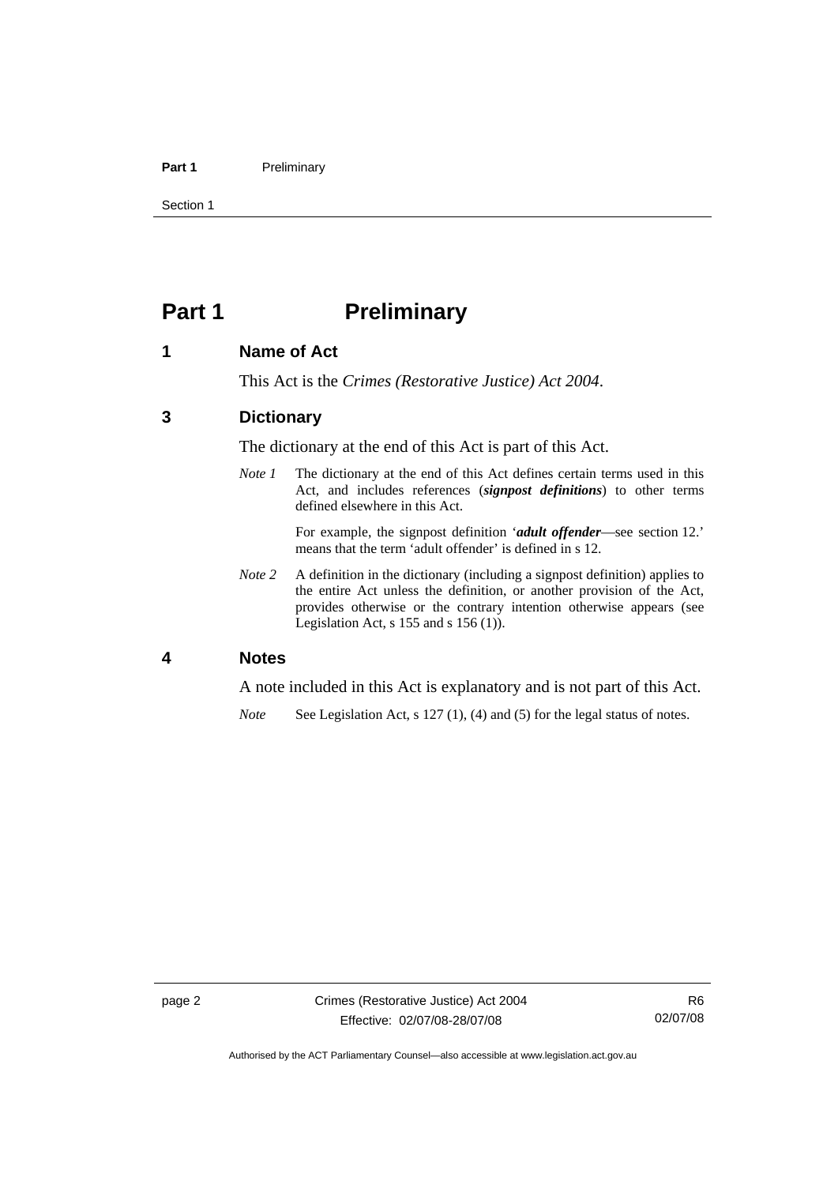# Part 1 Preliminary

## 1 Name of Act

This Act is the *Crimes (Restorative Justice) Act 2004*.

## 3 Dictionary

The dictionary at the end of this Act is part of this Act.

*Note 1* The dictionary at the end of this Act defines certain terms used in this Act, and includes references (***signpost definitions***) to other terms defined elsewhere in this Act.

For example, the signpost definition '***adult offender***—see section 12.' means that the term 'adult offender' is defined in s 12.

*Note 2* A definition in the dictionary (including a signpost definition) applies to the entire Act unless the definition, or another provision of the Act, provides otherwise or the contrary intention otherwise appears (see Legislation Act, s 155 and s 156 (1)).

## 4 Notes

A note included in this Act is explanatory and is not part of this Act.

*Note* See Legislation Act, s 127 (1), (4) and (5) for the legal status of notes.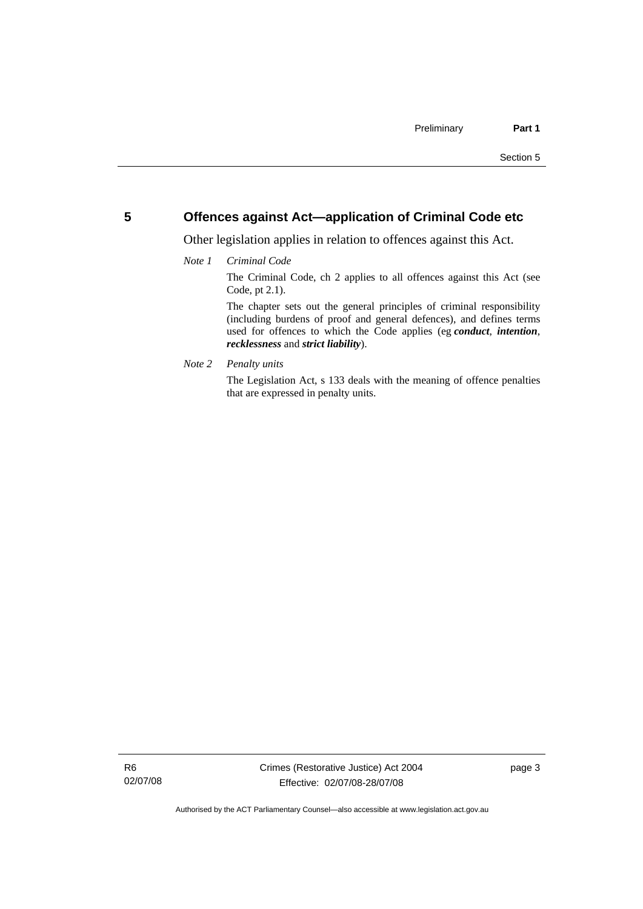## 5 Offences against Act—application of Criminal Code etc

Other legislation applies in relation to offences against this Act.

*Note 1* *Criminal Code*

The Criminal Code, ch 2 applies to all offences against this Act (see Code, pt 2.1).

The chapter sets out the general principles of criminal responsibility (including burdens of proof and general defences), and defines terms used for offences to which the Code applies (eg ***conduct***, ***intention***, ***recklessness*** and ***strict liability***).

*Note 2* *Penalty units*

The Legislation Act, s 133 deals with the meaning of offence penalties that are expressed in penalty units.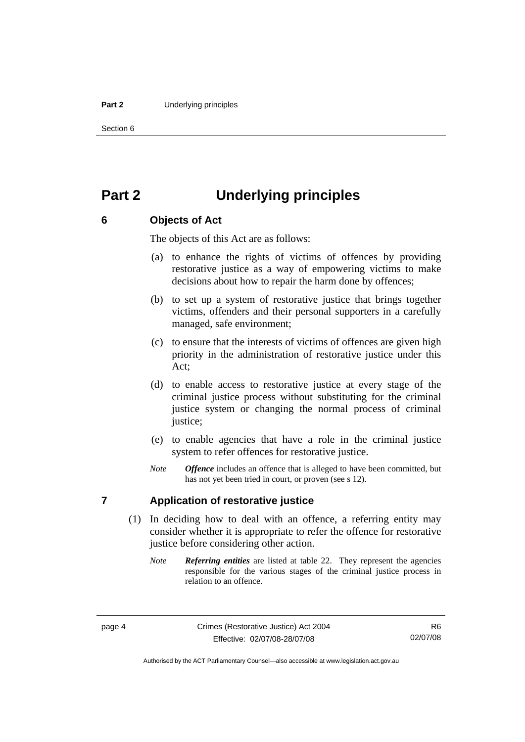# Part 2 Underlying principles

## 6 Objects of Act

The objects of this Act are as follows:

(a) to enhance the rights of victims of offences by providing restorative justice as a way of empowering victims to make decisions about how to repair the harm done by offences;

(b) to set up a system of restorative justice that brings together victims, offenders and their personal supporters in a carefully managed, safe environment;

(c) to ensure that the interests of victims of offences are given high priority in the administration of restorative justice under this Act;

(d) to enable access to restorative justice at every stage of the criminal justice process without substituting for the criminal justice system or changing the normal process of criminal justice;

(e) to enable agencies that have a role in the criminal justice system to refer offences for restorative justice.

*Note* ***Offence*** includes an offence that is alleged to have been committed, but has not yet been tried in court, or proven (see s 12).

## 7 Application of restorative justice

(1) In deciding how to deal with an offence, a referring entity may consider whether it is appropriate to refer the offence for restorative justice before considering other action.

*Note* ***Referring entities*** are listed at table 22. They represent the agencies responsible for the various stages of the criminal justice process in relation to an offence.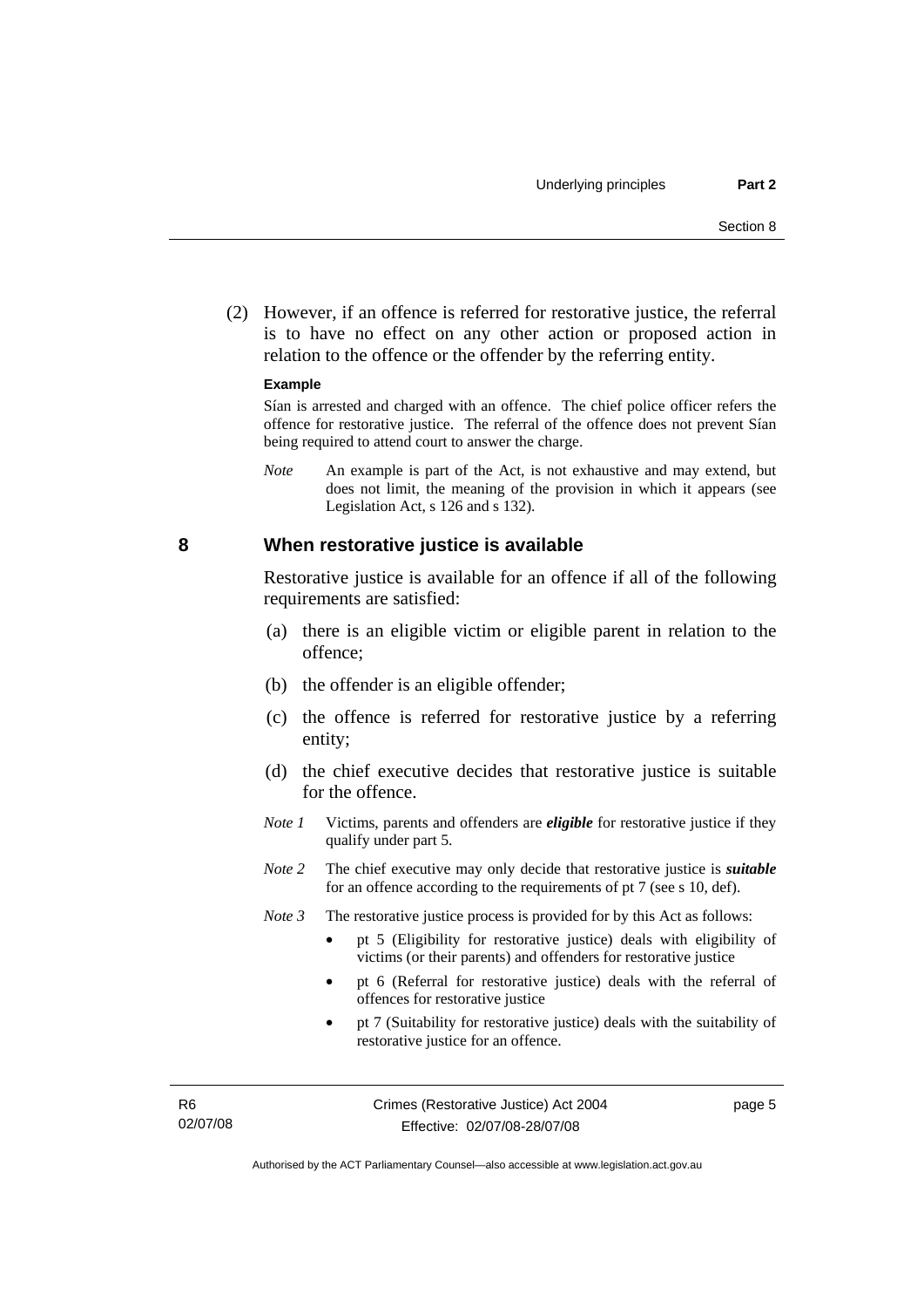(2) However, if an offence is referred for restorative justice, the referral is to have no effect on any other action or proposed action in relation to the offence or the offender by the referring entity.

**Example**

Sían is arrested and charged with an offence. The chief police officer refers the offence for restorative justice. The referral of the offence does not prevent Sían being required to attend court to answer the charge.

*Note* An example is part of the Act, is not exhaustive and may extend, but does not limit, the meaning of the provision in which it appears (see Legislation Act, s 126 and s 132).

## 8 When restorative justice is available

Restorative justice is available for an offence if all of the following requirements are satisfied:

(a) there is an eligible victim or eligible parent in relation to the offence;

(b) the offender is an eligible offender;

(c) the offence is referred for restorative justice by a referring entity;

(d) the chief executive decides that restorative justice is suitable for the offence.

*Note 1* Victims, parents and offenders are ***eligible*** for restorative justice if they qualify under part 5.

*Note 2* The chief executive may only decide that restorative justice is ***suitable*** for an offence according to the requirements of pt 7 (see s 10, def).

*Note 3* The restorative justice process is provided for by this Act as follows:

- pt 5 (Eligibility for restorative justice) deals with eligibility of victims (or their parents) and offenders for restorative justice
- pt 6 (Referral for restorative justice) deals with the referral of offences for restorative justice
- pt 7 (Suitability for restorative justice) deals with the suitability of restorative justice for an offence.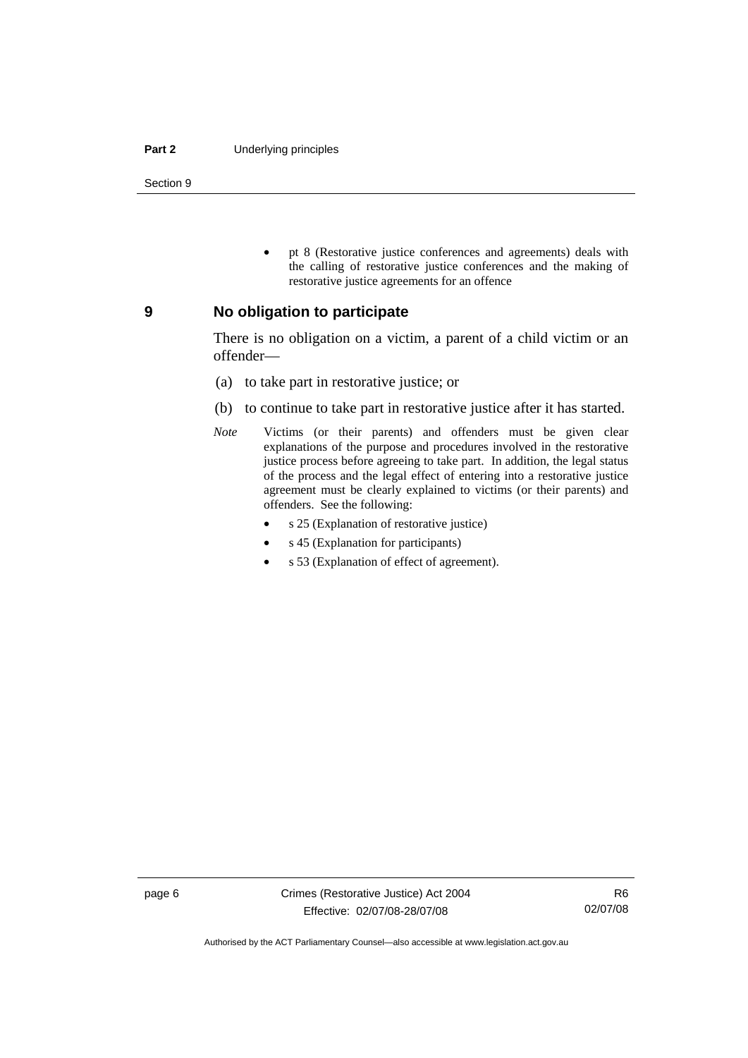- pt 8 (Restorative justice conferences and agreements) deals with the calling of restorative justice conferences and the making of restorative justice agreements for an offence

## 9 No obligation to participate

There is no obligation on a victim, a parent of a child victim or an offender—

(a) to take part in restorative justice; or

(b) to continue to take part in restorative justice after it has started.

*Note* Victims (or their parents) and offenders must be given clear explanations of the purpose and procedures involved in the restorative justice process before agreeing to take part. In addition, the legal status of the process and the legal effect of entering into a restorative justice agreement must be clearly explained to victims (or their parents) and offenders. See the following:

- s 25 (Explanation of restorative justice)
- s 45 (Explanation for participants)
- s 53 (Explanation of effect of agreement).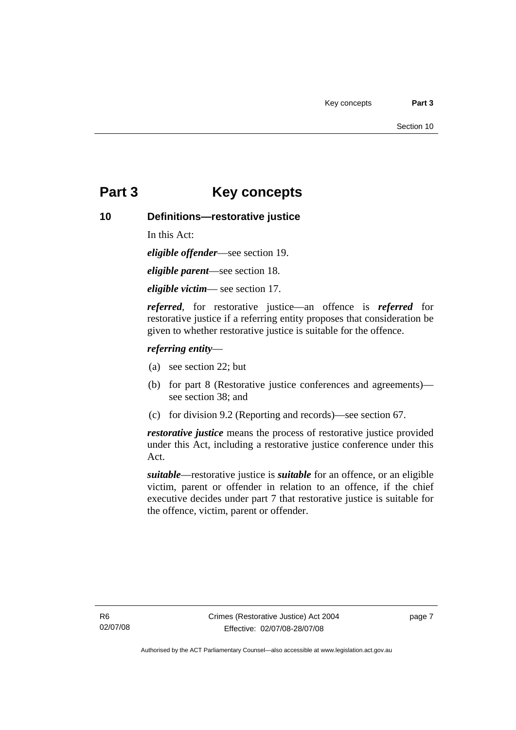# Part 3 Key concepts

## 10 Definitions—restorative justice

In this Act:

***eligible offender***—see section 19.

***eligible parent***—see section 18.

***eligible victim***— see section 17.

***referred***, for restorative justice—an offence is ***referred*** for restorative justice if a referring entity proposes that consideration be given to whether restorative justice is suitable for the offence.

***referring entity***—

(a) see section 22; but

(b) for part 8 (Restorative justice conferences and agreements)—see section 38; and

(c) for division 9.2 (Reporting and records)—see section 67.

***restorative justice*** means the process of restorative justice provided under this Act, including a restorative justice conference under this Act.

***suitable***—restorative justice is ***suitable*** for an offence, or an eligible victim, parent or offender in relation to an offence, if the chief executive decides under part 7 that restorative justice is suitable for the offence, victim, parent or offender.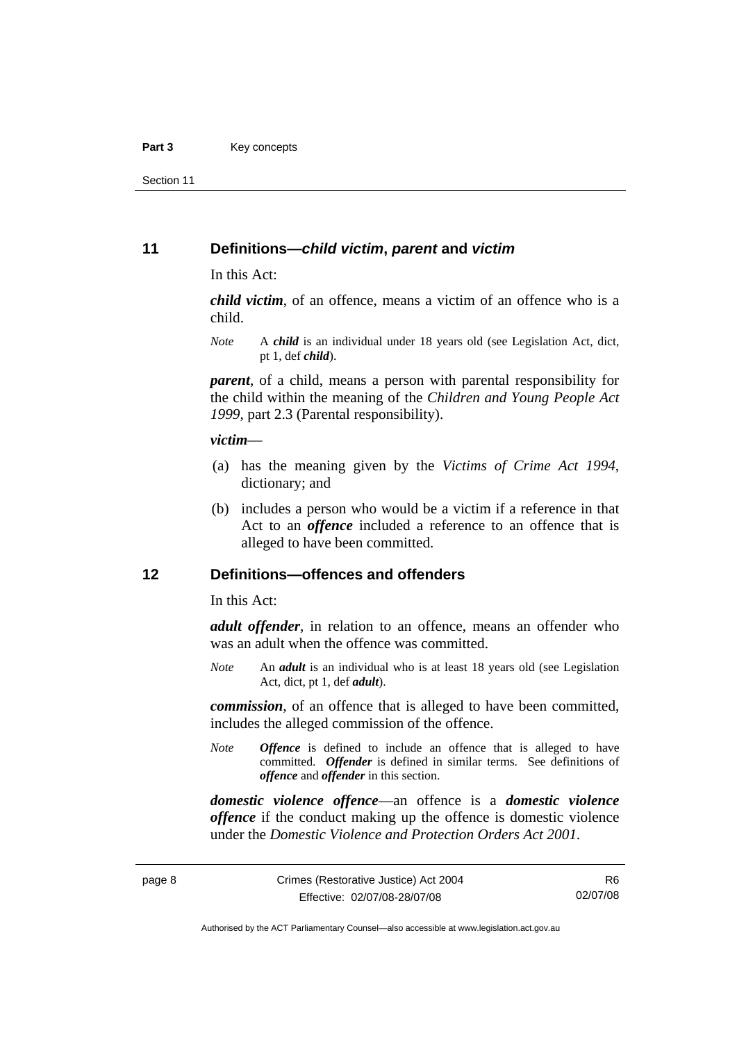## 11 Definitions—*child victim*, *parent* and *victim*

In this Act:

***child victim***, of an offence, means a victim of an offence who is a child.

*Note* A ***child*** is an individual under 18 years old (see Legislation Act, dict, pt 1, def ***child***).

***parent***, of a child, means a person with parental responsibility for the child within the meaning of the *Children and Young People Act 1999*, part 2.3 (Parental responsibility).

***victim***—

(a) has the meaning given by the *Victims of Crime Act 1994*, dictionary; and

(b) includes a person who would be a victim if a reference in that Act to an ***offence*** included a reference to an offence that is alleged to have been committed.

## 12 Definitions—offences and offenders

In this Act:

***adult offender***, in relation to an offence, means an offender who was an adult when the offence was committed.

*Note* An ***adult*** is an individual who is at least 18 years old (see Legislation Act, dict, pt 1, def ***adult***).

***commission***, of an offence that is alleged to have been committed, includes the alleged commission of the offence.

*Note* ***Offence*** is defined to include an offence that is alleged to have committed. ***Offender*** is defined in similar terms. See definitions of ***offence*** and ***offender*** in this section.

***domestic violence offence***—an offence is a ***domestic violence offence*** if the conduct making up the offence is domestic violence under the *Domestic Violence and Protection Orders Act 2001*.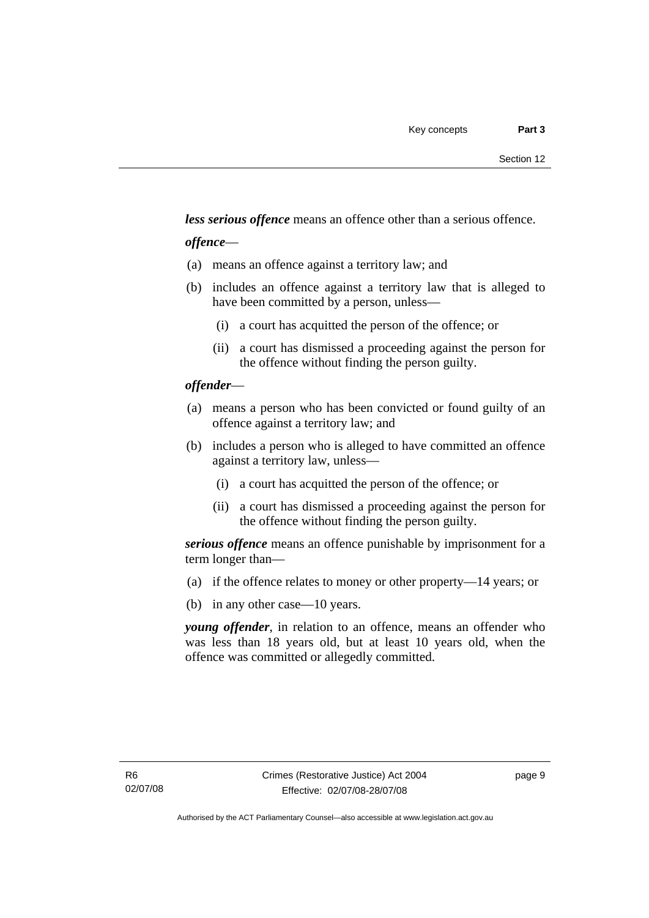***less serious offence*** means an offence other than a serious offence.

***offence***—

(a) means an offence against a territory law; and

(b) includes an offence against a territory law that is alleged to have been committed by a person, unless—

  (i) a court has acquitted the person of the offence; or

  (ii) a court has dismissed a proceeding against the person for the offence without finding the person guilty.

***offender***—

(a) means a person who has been convicted or found guilty of an offence against a territory law; and

(b) includes a person who is alleged to have committed an offence against a territory law, unless—

  (i) a court has acquitted the person of the offence; or

  (ii) a court has dismissed a proceeding against the person for the offence without finding the person guilty.

***serious offence*** means an offence punishable by imprisonment for a term longer than—

(a) if the offence relates to money or other property—14 years; or

(b) in any other case—10 years.

***young offender***, in relation to an offence, means an offender who was less than 18 years old, but at least 10 years old, when the offence was committed or allegedly committed.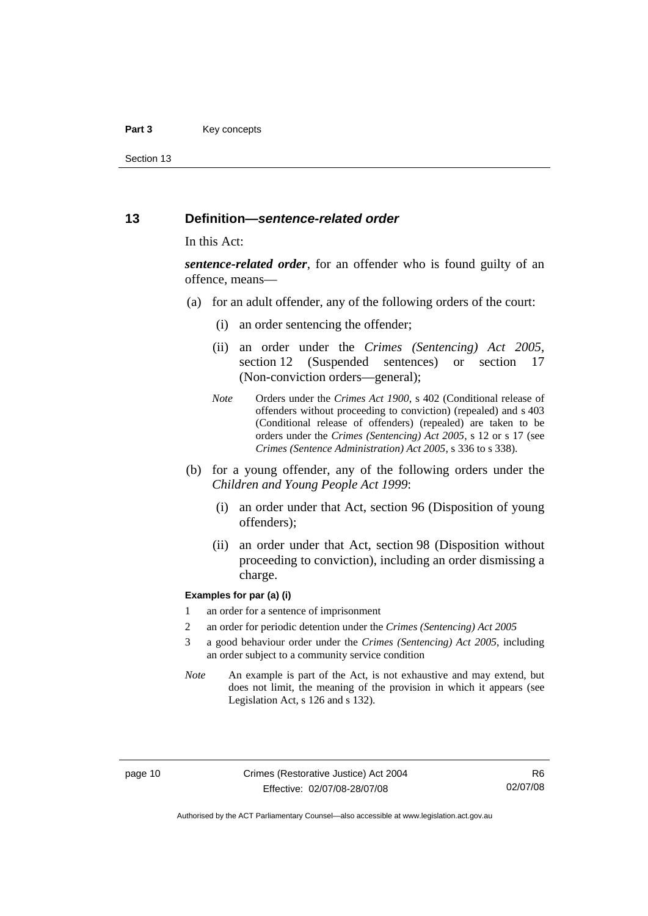## 13 Definition—*sentence-related order*

In this Act:

***sentence-related order***, for an offender who is found guilty of an offence, means—

(a) for an adult offender, any of the following orders of the court:

  (i) an order sentencing the offender;

  (ii) an order under the *Crimes (Sentencing) Act 2005*, section 12 (Suspended sentences) or section 17 (Non-conviction orders—general);

  *Note* Orders under the *Crimes Act 1900*, s 402 (Conditional release of offenders without proceeding to conviction) (repealed) and s 403 (Conditional release of offenders) (repealed) are taken to be orders under the *Crimes (Sentencing) Act 2005*, s 12 or s 17 (see *Crimes (Sentence Administration) Act 2005*, s 336 to s 338).

(b) for a young offender, any of the following orders under the *Children and Young People Act 1999*:

  (i) an order under that Act, section 96 (Disposition of young offenders);

  (ii) an order under that Act, section 98 (Disposition without proceeding to conviction), including an order dismissing a charge.

**Examples for par (a) (i)**

1 an order for a sentence of imprisonment

2 an order for periodic detention under the *Crimes (Sentencing) Act 2005*

3 a good behaviour order under the *Crimes (Sentencing) Act 2005*, including an order subject to a community service condition

*Note* An example is part of the Act, is not exhaustive and may extend, but does not limit, the meaning of the provision in which it appears (see Legislation Act, s 126 and s 132).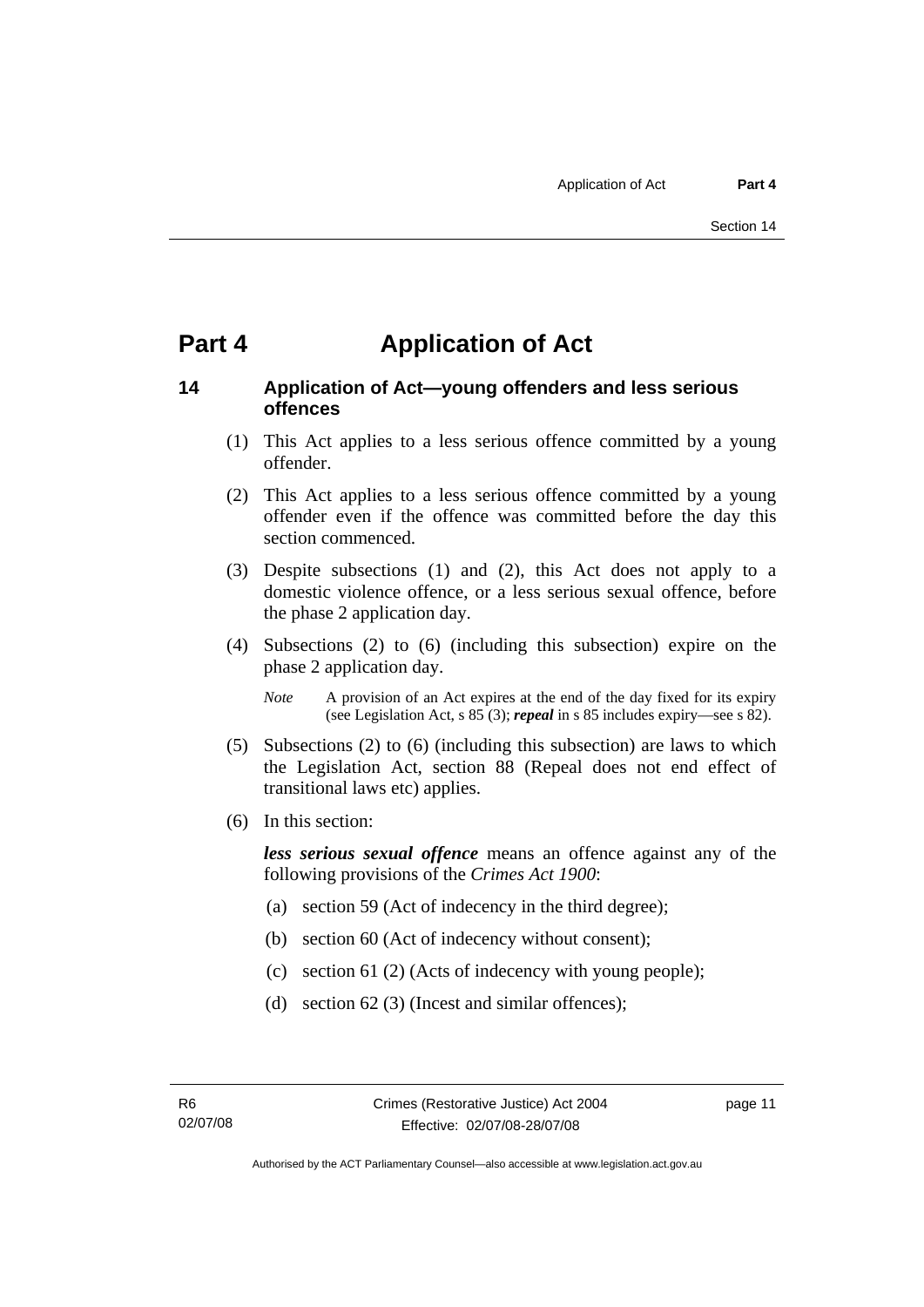# Part 4 Application of Act

## 14 Application of Act—young offenders and less serious offences

(1) This Act applies to a less serious offence committed by a young offender.

(2) This Act applies to a less serious offence committed by a young offender even if the offence was committed before the day this section commenced.

(3) Despite subsections (1) and (2), this Act does not apply to a domestic violence offence, or a less serious sexual offence, before the phase 2 application day.

(4) Subsections (2) to (6) (including this subsection) expire on the phase 2 application day.

*Note* A provision of an Act expires at the end of the day fixed for its expiry (see Legislation Act, s 85 (3); ***repeal*** in s 85 includes expiry—see s 82).

(5) Subsections (2) to (6) (including this subsection) are laws to which the Legislation Act, section 88 (Repeal does not end effect of transitional laws etc) applies.

(6) In this section:

***less serious sexual offence*** means an offence against any of the following provisions of the *Crimes Act 1900*:

(a) section 59 (Act of indecency in the third degree);

(b) section 60 (Act of indecency without consent);

(c) section 61 (2) (Acts of indecency with young people);

(d) section 62 (3) (Incest and similar offences);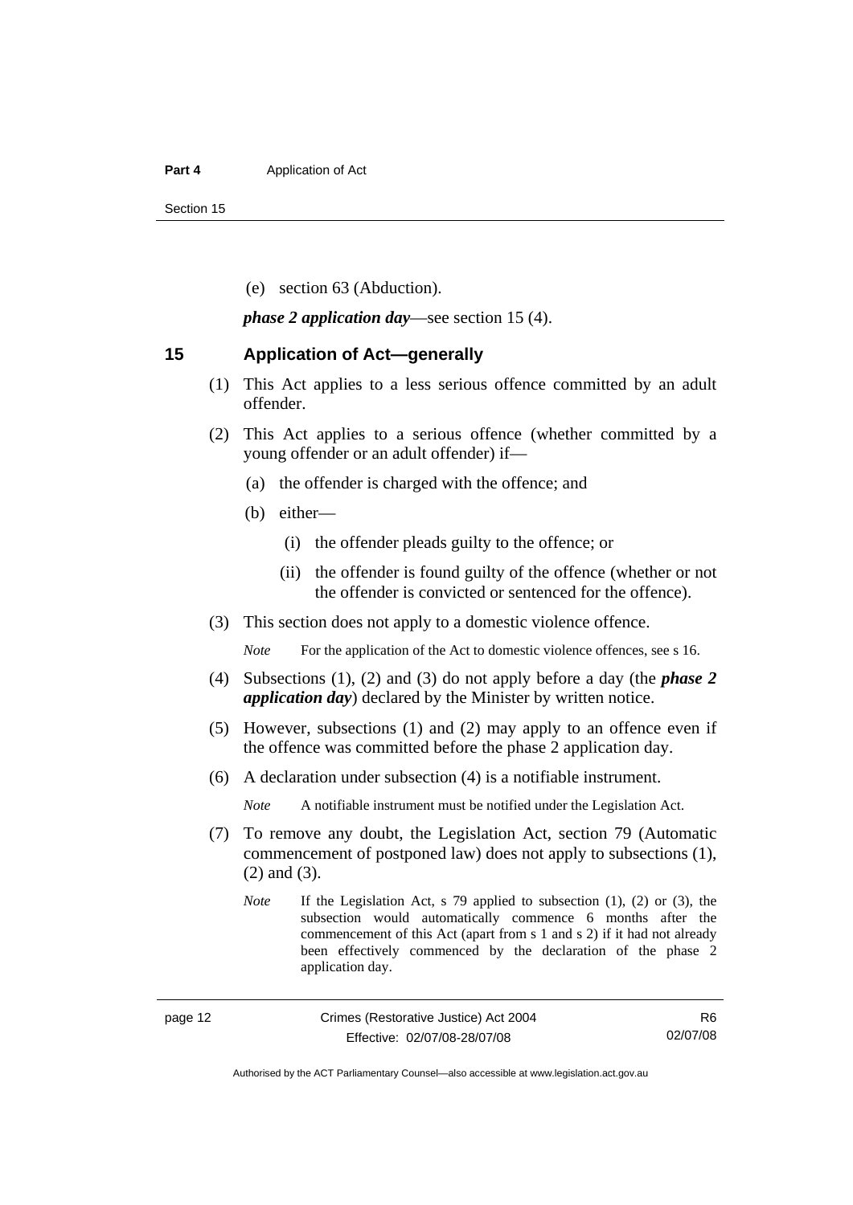(e) section 63 (Abduction).

***phase 2 application day***—see section 15 (4).

## 15 Application of Act—generally

(1) This Act applies to a less serious offence committed by an adult offender.

(2) This Act applies to a serious offence (whether committed by a young offender or an adult offender) if—

(a) the offender is charged with the offence; and

(b) either—

(i) the offender pleads guilty to the offence; or

(ii) the offender is found guilty of the offence (whether or not the offender is convicted or sentenced for the offence).

(3) This section does not apply to a domestic violence offence.

*Note* For the application of the Act to domestic violence offences, see s 16.

(4) Subsections (1), (2) and (3) do not apply before a day (the ***phase 2 application day***) declared by the Minister by written notice.

(5) However, subsections (1) and (2) may apply to an offence even if the offence was committed before the phase 2 application day.

(6) A declaration under subsection (4) is a notifiable instrument.

*Note* A notifiable instrument must be notified under the Legislation Act.

(7) To remove any doubt, the Legislation Act, section 79 (Automatic commencement of postponed law) does not apply to subsections (1), (2) and (3).

*Note* If the Legislation Act, s 79 applied to subsection (1), (2) or (3), the subsection would automatically commence 6 months after the commencement of this Act (apart from s 1 and s 2) if it had not already been effectively commenced by the declaration of the phase 2 application day.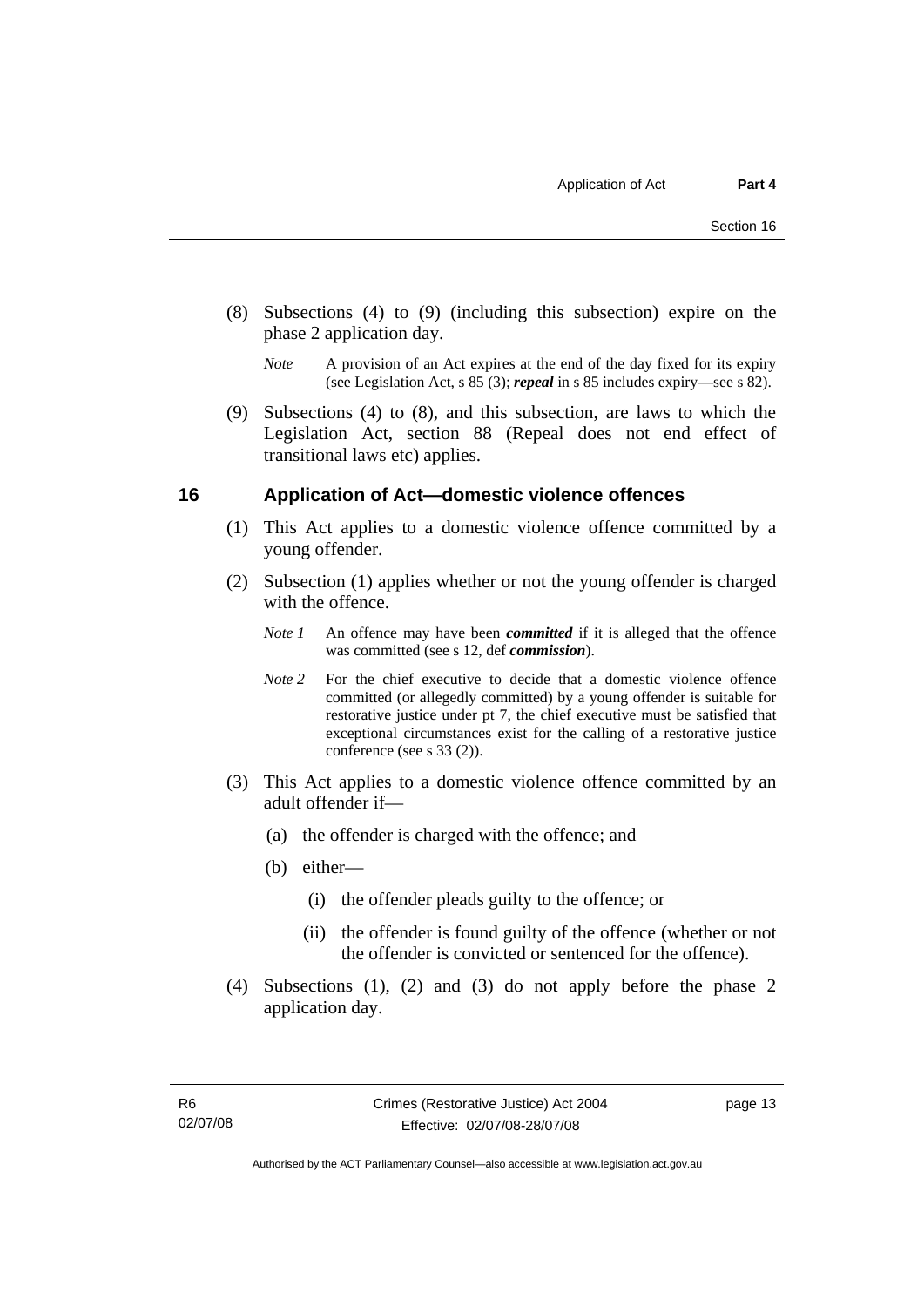(8) Subsections (4) to (9) (including this subsection) expire on the phase 2 application day.

*Note* A provision of an Act expires at the end of the day fixed for its expiry (see Legislation Act, s 85 (3); ***repeal*** in s 85 includes expiry—see s 82).

(9) Subsections (4) to (8), and this subsection, are laws to which the Legislation Act, section 88 (Repeal does not end effect of transitional laws etc) applies.

## 16 Application of Act—domestic violence offences

(1) This Act applies to a domestic violence offence committed by a young offender.

(2) Subsection (1) applies whether or not the young offender is charged with the offence.

*Note 1* An offence may have been ***committed*** if it is alleged that the offence was committed (see s 12, def ***commission***).

*Note 2* For the chief executive to decide that a domestic violence offence committed (or allegedly committed) by a young offender is suitable for restorative justice under pt 7, the chief executive must be satisfied that exceptional circumstances exist for the calling of a restorative justice conference (see s 33 (2)).

(3) This Act applies to a domestic violence offence committed by an adult offender if—

(a) the offender is charged with the offence; and

(b) either—

(i) the offender pleads guilty to the offence; or

(ii) the offender is found guilty of the offence (whether or not the offender is convicted or sentenced for the offence).

(4) Subsections (1), (2) and (3) do not apply before the phase 2 application day.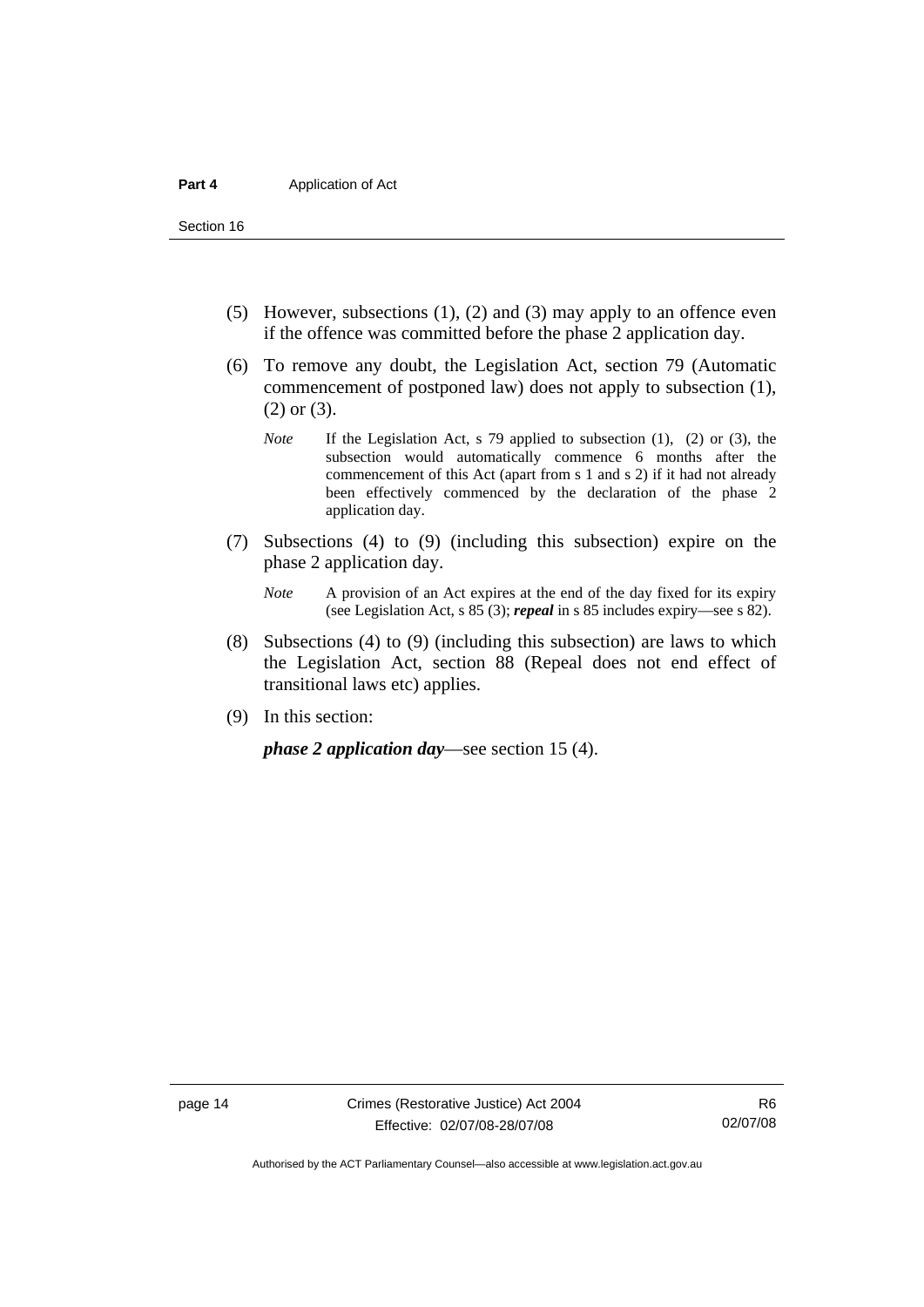(5) However, subsections (1), (2) and (3) may apply to an offence even if the offence was committed before the phase 2 application day.

(6) To remove any doubt, the Legislation Act, section 79 (Automatic commencement of postponed law) does not apply to subsection (1), (2) or (3).

*Note* If the Legislation Act, s 79 applied to subsection (1), (2) or (3), the subsection would automatically commence 6 months after the commencement of this Act (apart from s 1 and s 2) if it had not already been effectively commenced by the declaration of the phase 2 application day.

(7) Subsections (4) to (9) (including this subsection) expire on the phase 2 application day.

*Note* A provision of an Act expires at the end of the day fixed for its expiry (see Legislation Act, s 85 (3); ***repeal*** in s 85 includes expiry—see s 82).

(8) Subsections (4) to (9) (including this subsection) are laws to which the Legislation Act, section 88 (Repeal does not end effect of transitional laws etc) applies.

(9) In this section:

***phase 2 application day***—see section 15 (4).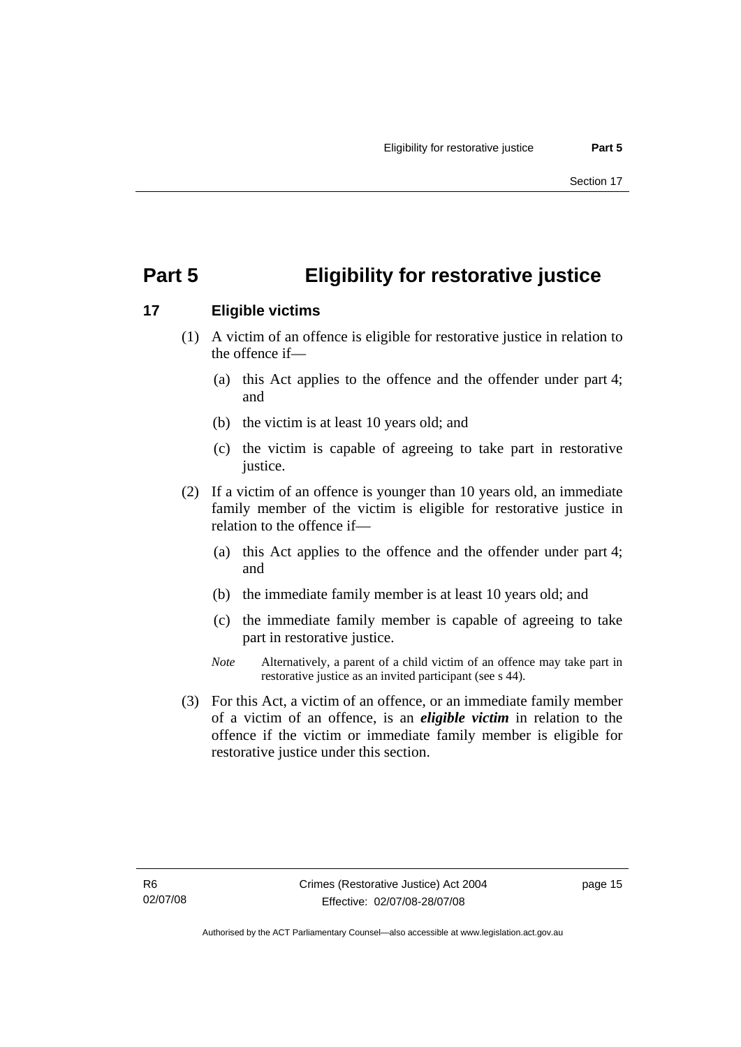# Part 5 Eligibility for restorative justice

## 17 Eligible victims

(1) A victim of an offence is eligible for restorative justice in relation to the offence if—

(a) this Act applies to the offence and the offender under part 4; and

(b) the victim is at least 10 years old; and

(c) the victim is capable of agreeing to take part in restorative justice.

(2) If a victim of an offence is younger than 10 years old, an immediate family member of the victim is eligible for restorative justice in relation to the offence if—

(a) this Act applies to the offence and the offender under part 4; and

(b) the immediate family member is at least 10 years old; and

(c) the immediate family member is capable of agreeing to take part in restorative justice.

*Note* Alternatively, a parent of a child victim of an offence may take part in restorative justice as an invited participant (see s 44).

(3) For this Act, a victim of an offence, or an immediate family member of a victim of an offence, is an ***eligible victim*** in relation to the offence if the victim or immediate family member is eligible for restorative justice under this section.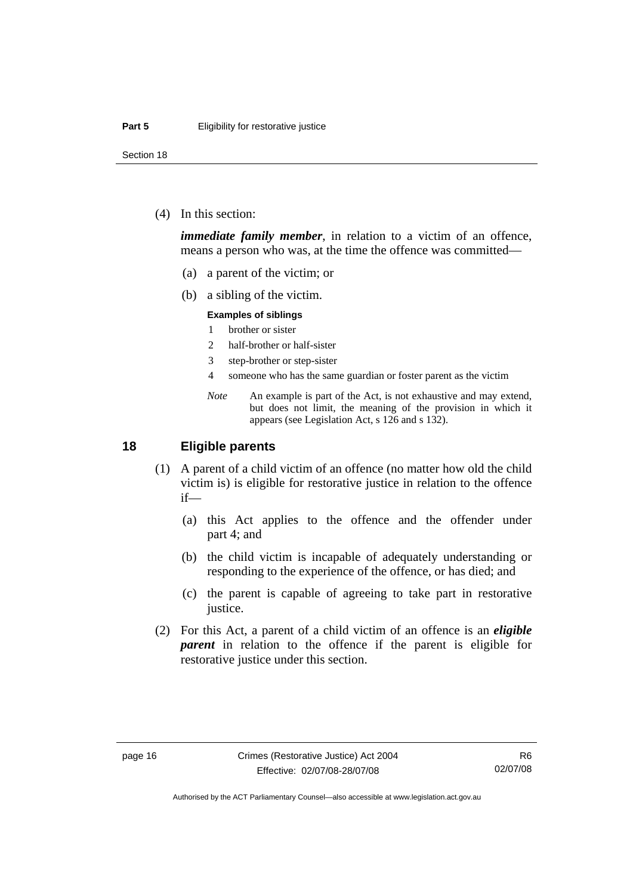(4) In this section:

***immediate family member***, in relation to a victim of an offence, means a person who was, at the time the offence was committed—

(a) a parent of the victim; or

(b) a sibling of the victim.

**Examples of siblings**

1 brother or sister

2 half-brother or half-sister

3 step-brother or step-sister

4 someone who has the same guardian or foster parent as the victim

*Note* An example is part of the Act, is not exhaustive and may extend, but does not limit, the meaning of the provision in which it appears (see Legislation Act, s 126 and s 132).

## 18 Eligible parents

(1) A parent of a child victim of an offence (no matter how old the child victim is) is eligible for restorative justice in relation to the offence if—

(a) this Act applies to the offence and the offender under part 4; and

(b) the child victim is incapable of adequately understanding or responding to the experience of the offence, or has died; and

(c) the parent is capable of agreeing to take part in restorative justice.

(2) For this Act, a parent of a child victim of an offence is an ***eligible parent*** in relation to the offence if the parent is eligible for restorative justice under this section.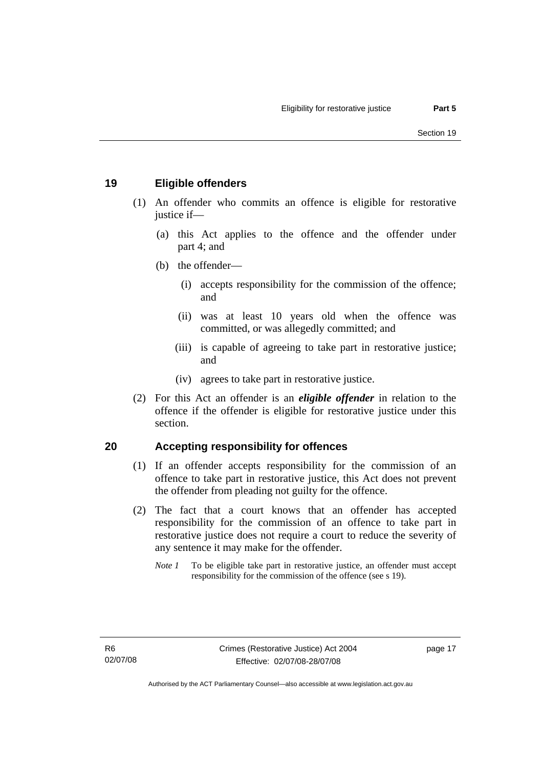## 19 Eligible offenders

(1) An offender who commits an offence is eligible for restorative justice if—

(a) this Act applies to the offence and the offender under part 4; and

(b) the offender—

(i) accepts responsibility for the commission of the offence; and

(ii) was at least 10 years old when the offence was committed, or was allegedly committed; and

(iii) is capable of agreeing to take part in restorative justice; and

(iv) agrees to take part in restorative justice.

(2) For this Act an offender is an ***eligible offender*** in relation to the offence if the offender is eligible for restorative justice under this section.

## 20 Accepting responsibility for offences

(1) If an offender accepts responsibility for the commission of an offence to take part in restorative justice, this Act does not prevent the offender from pleading not guilty for the offence.

(2) The fact that a court knows that an offender has accepted responsibility for the commission of an offence to take part in restorative justice does not require a court to reduce the severity of any sentence it may make for the offender.

*Note 1* To be eligible take part in restorative justice, an offender must accept responsibility for the commission of the offence (see s 19).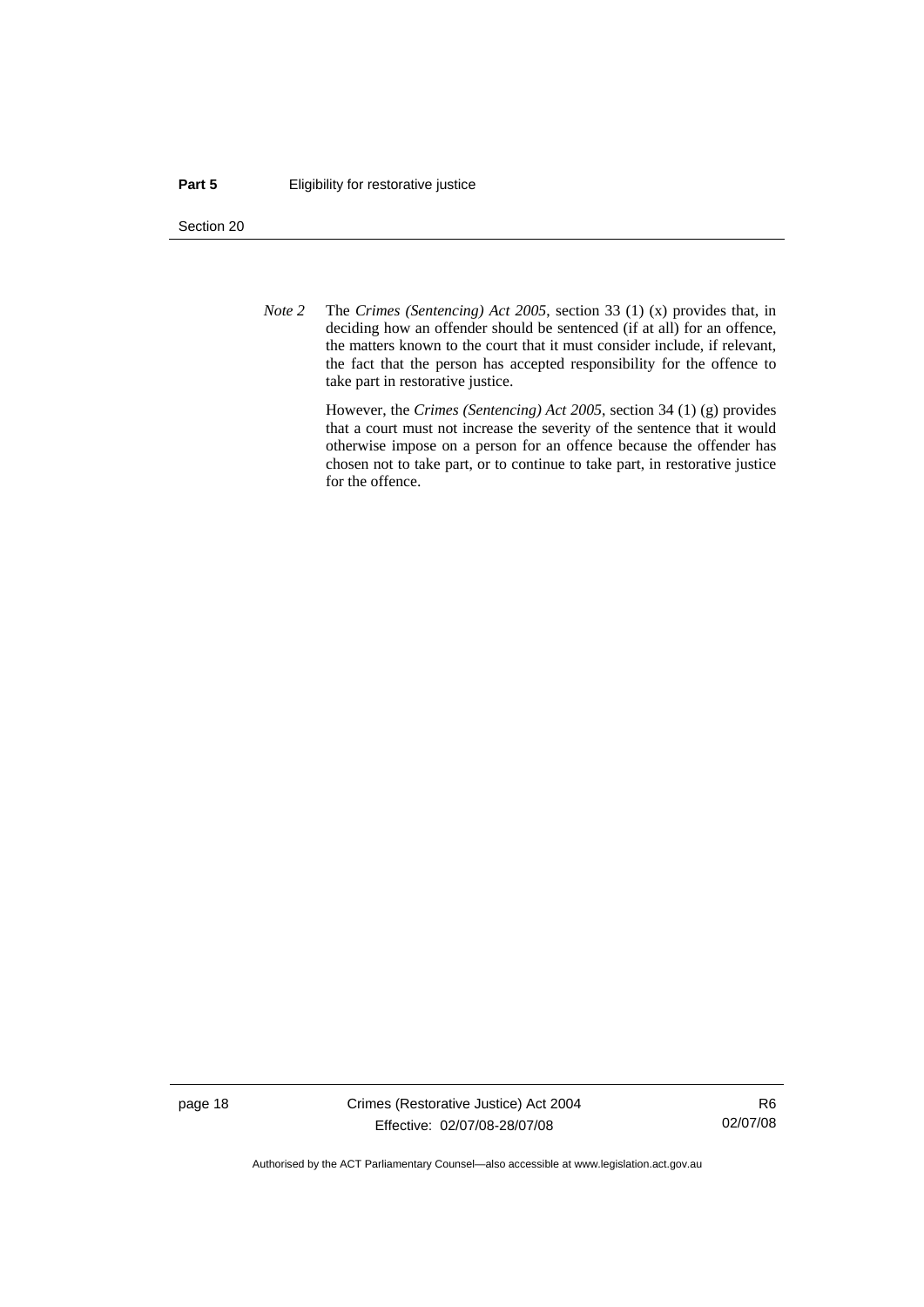*Note 2* The *Crimes (Sentencing) Act 2005*, section 33 (1) (x) provides that, in deciding how an offender should be sentenced (if at all) for an offence, the matters known to the court that it must consider include, if relevant, the fact that the person has accepted responsibility for the offence to take part in restorative justice.

However, the *Crimes (Sentencing) Act 2005*, section 34 (1) (g) provides that a court must not increase the severity of the sentence that it would otherwise impose on a person for an offence because the offender has chosen not to take part, or to continue to take part, in restorative justice for the offence.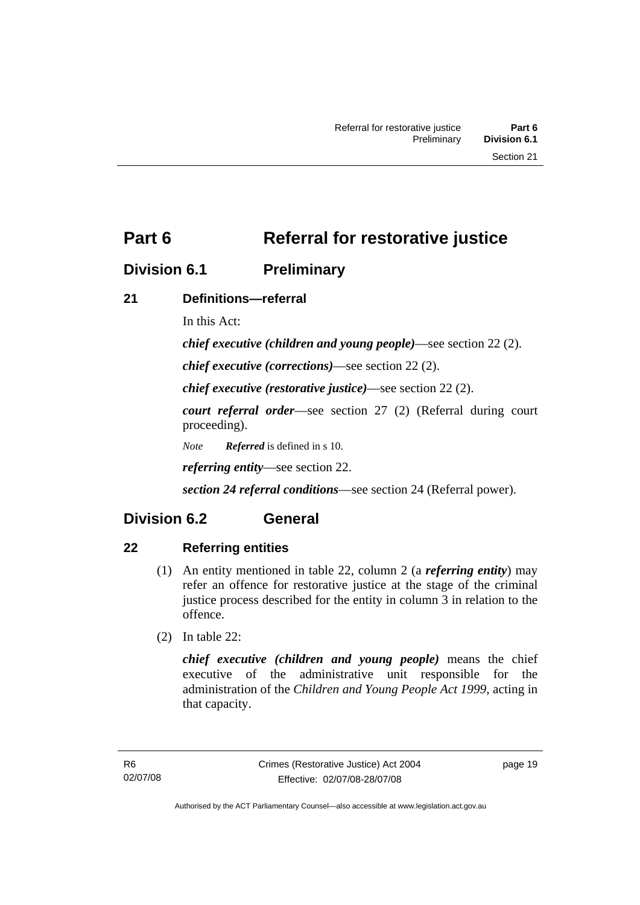# Part 6 Referral for restorative justice

## Division 6.1 Preliminary

### 21 Definitions—referral

In this Act:

***chief executive (children and young people)***—see section 22 (2).

***chief executive (corrections)***—see section 22 (2).

***chief executive (restorative justice)***—see section 22 (2).

***court referral order***—see section 27 (2) (Referral during court proceeding).

*Note* ***Referred*** is defined in s 10.

***referring entity***—see section 22.

***section 24 referral conditions***—see section 24 (Referral power).

## Division 6.2 General

### 22 Referring entities

(1) An entity mentioned in table 22, column 2 (a ***referring entity***) may refer an offence for restorative justice at the stage of the criminal justice process described for the entity in column 3 in relation to the offence.

(2) In table 22:

***chief executive (children and young people)*** means the chief executive of the administrative unit responsible for the administration of the *Children and Young People Act 1999*, acting in that capacity.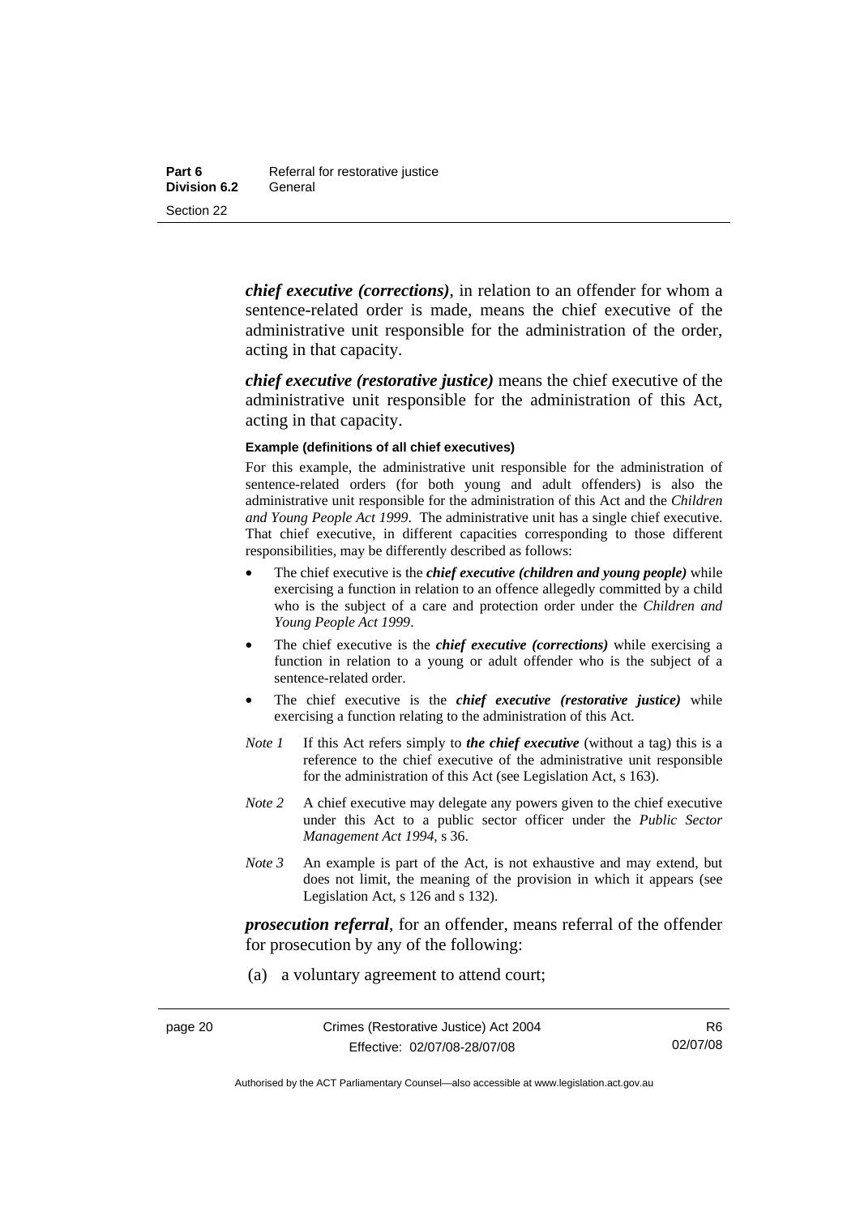***chief executive (corrections)***, in relation to an offender for whom a sentence-related order is made, means the chief executive of the administrative unit responsible for the administration of the order, acting in that capacity.

***chief executive (restorative justice)*** means the chief executive of the administrative unit responsible for the administration of this Act, acting in that capacity.

**Example (definitions of all chief executives)**

For this example, the administrative unit responsible for the administration of sentence-related orders (for both young and adult offenders) is also the administrative unit responsible for the administration of this Act and the *Children and Young People Act 1999*. The administrative unit has a single chief executive. That chief executive, in different capacities corresponding to those different responsibilities, may be differently described as follows:

- The chief executive is the ***chief executive (children and young people)*** while exercising a function in relation to an offence allegedly committed by a child who is the subject of a care and protection order under the *Children and Young People Act 1999*.
- The chief executive is the ***chief executive (corrections)*** while exercising a function in relation to a young or adult offender who is the subject of a sentence-related order.
- The chief executive is the ***chief executive (restorative justice)*** while exercising a function relating to the administration of this Act.

*Note 1* If this Act refers simply to ***the chief executive*** (without a tag) this is a reference to the chief executive of the administrative unit responsible for the administration of this Act (see Legislation Act, s 163).

*Note 2* A chief executive may delegate any powers given to the chief executive under this Act to a public sector officer under the *Public Sector Management Act 1994*, s 36.

*Note 3* An example is part of the Act, is not exhaustive and may extend, but does not limit, the meaning of the provision in which it appears (see Legislation Act, s 126 and s 132).

***prosecution referral***, for an offender, means referral of the offender for prosecution by any of the following:

(a) a voluntary agreement to attend court;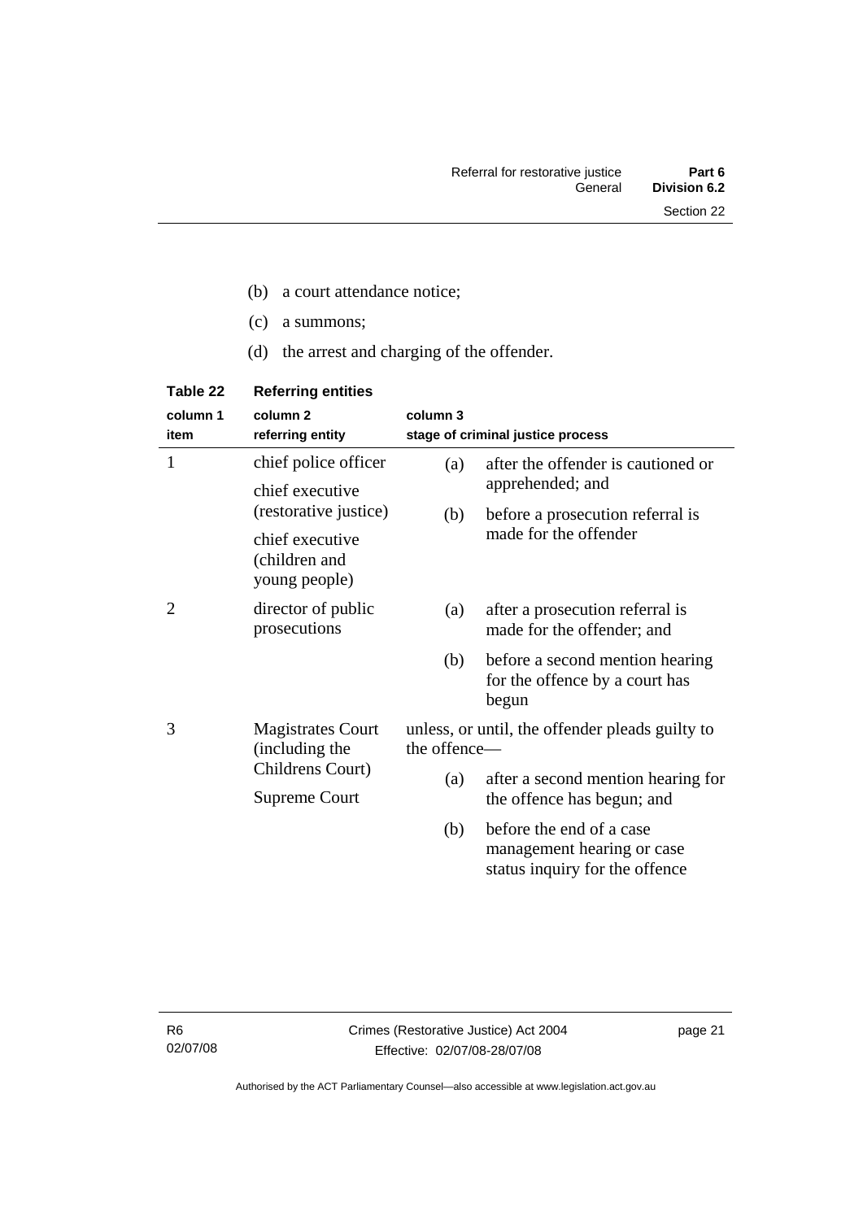(b) a court attendance notice;

(c) a summons;

(d) the arrest and charging of the offender.

**Table 22 Referring entities**

| column 1 item | column 2 referring entity | column 3 stage of criminal justice process |
|---|---|---|
| 1 | chief police officer<br>chief executive (restorative justice)<br>chief executive (children and young people) | (a) after the offender is cautioned or apprehended; and<br>(b) before a prosecution referral is made for the offender |
| 2 | director of public prosecutions | (a) after a prosecution referral is made for the offender; and<br>(b) before a second mention hearing for the offence by a court has begun |
| 3 | Magistrates Court (including the Childrens Court)<br>Supreme Court | unless, or until, the offender pleads guilty to the offence—<br>(a) after a second mention hearing for the offence has begun; and<br>(b) before the end of a case management hearing or case status inquiry for the offence |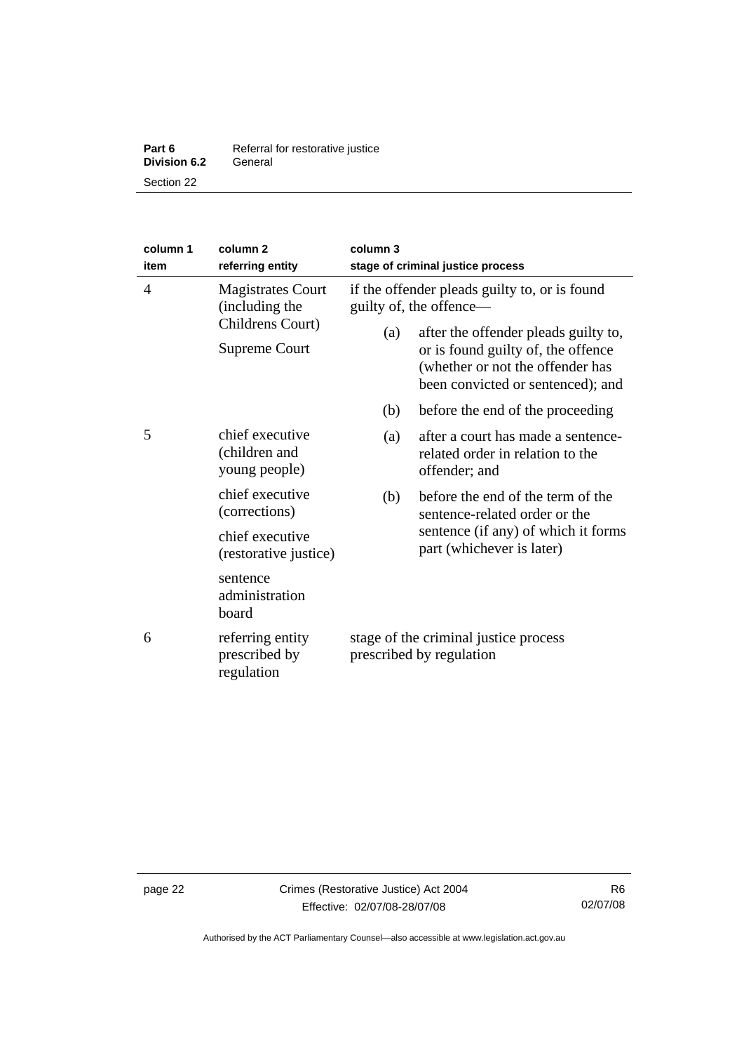| column 1 item | column 2 referring entity | column 3 stage of criminal justice process |
|---|---|---|
| 4 | Magistrates Court (including the Childrens Court)<br>Supreme Court | if the offender pleads guilty to, or is found guilty of, the offence—<br>(a) after the offender pleads guilty to, or is found guilty of, the offence (whether or not the offender has been convicted or sentenced); and<br>(b) before the end of the proceeding |
| 5 | chief executive (children and young people)<br>chief executive (corrections)<br>chief executive (restorative justice)<br>sentence administration board | (a) after a court has made a sentence-related order in relation to the offender; and<br>(b) before the end of the term of the sentence-related order or the sentence (if any) of which it forms part (whichever is later) |
| 6 | referring entity prescribed by regulation | stage of the criminal justice process prescribed by regulation |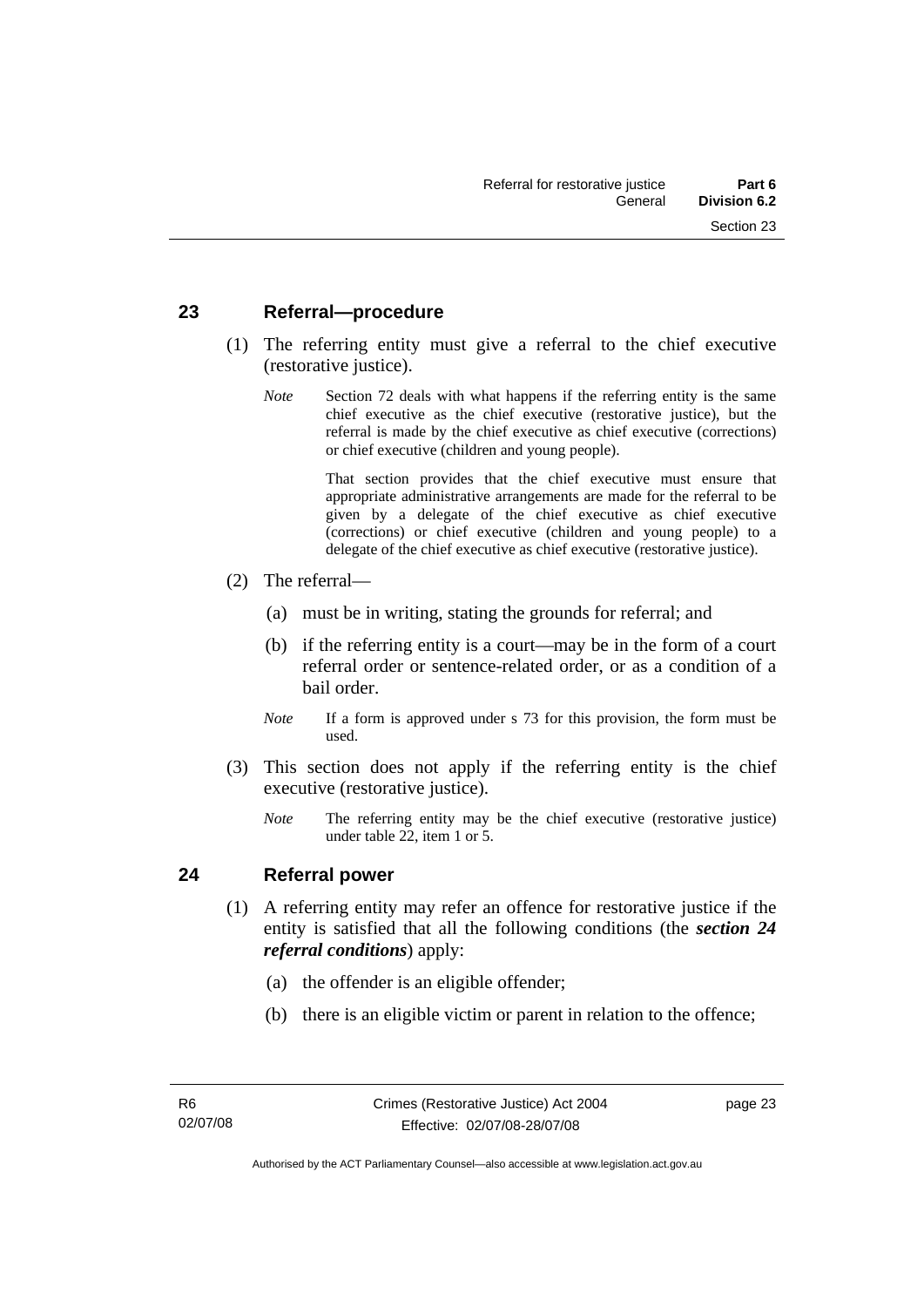## 23 Referral—procedure

(1) The referring entity must give a referral to the chief executive (restorative justice).

*Note* Section 72 deals with what happens if the referring entity is the same chief executive as the chief executive (restorative justice), but the referral is made by the chief executive as chief executive (corrections) or chief executive (children and young people).

That section provides that the chief executive must ensure that appropriate administrative arrangements are made for the referral to be given by a delegate of the chief executive as chief executive (corrections) or chief executive (children and young people) to a delegate of the chief executive as chief executive (restorative justice).

(2) The referral—

(a) must be in writing, stating the grounds for referral; and

(b) if the referring entity is a court—may be in the form of a court referral order or sentence-related order, or as a condition of a bail order.

*Note* If a form is approved under s 73 for this provision, the form must be used.

(3) This section does not apply if the referring entity is the chief executive (restorative justice).

*Note* The referring entity may be the chief executive (restorative justice) under table 22, item 1 or 5.

## 24 Referral power

(1) A referring entity may refer an offence for restorative justice if the entity is satisfied that all the following conditions (the ***section 24 referral conditions***) apply:

(a) the offender is an eligible offender;

(b) there is an eligible victim or parent in relation to the offence;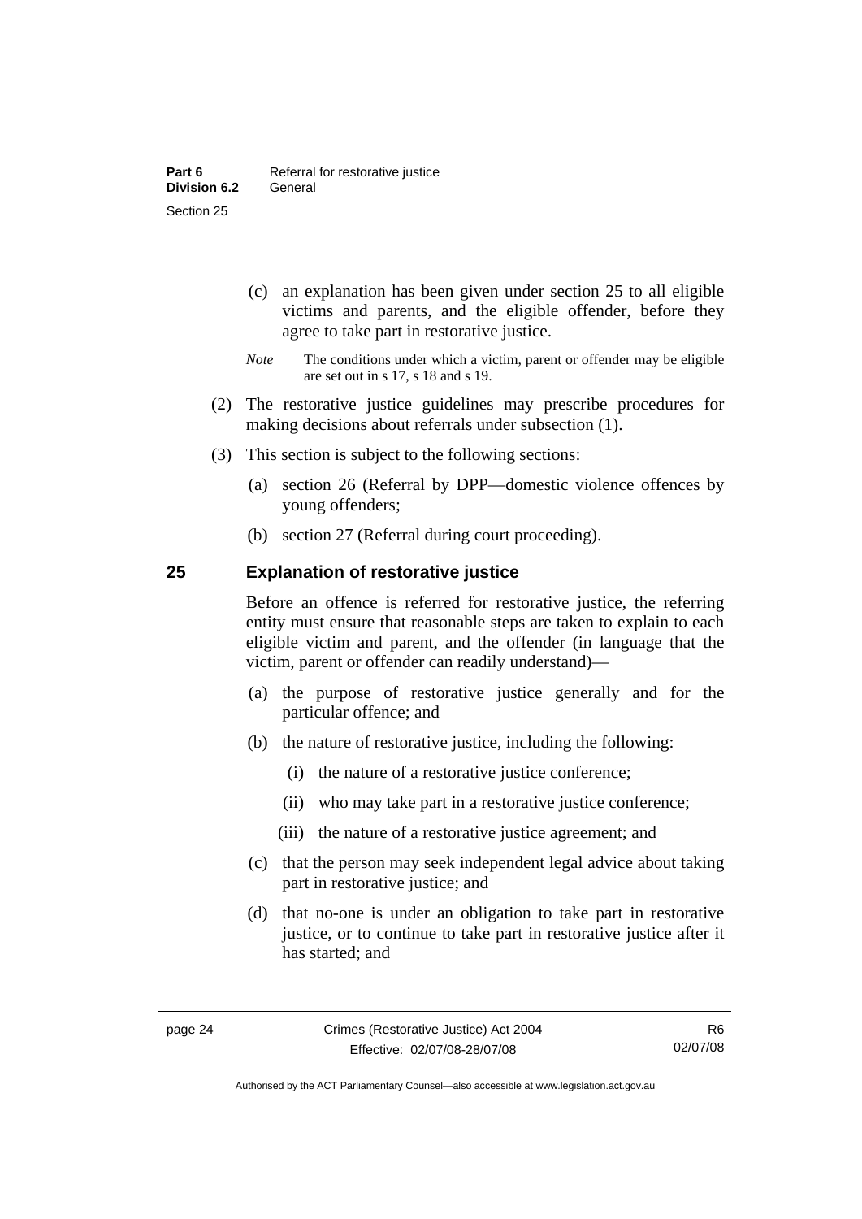(c) an explanation has been given under section 25 to all eligible victims and parents, and the eligible offender, before they agree to take part in restorative justice.

*Note* The conditions under which a victim, parent or offender may be eligible are set out in s 17, s 18 and s 19.

(2) The restorative justice guidelines may prescribe procedures for making decisions about referrals under subsection (1).

(3) This section is subject to the following sections:

(a) section 26 (Referral by DPP—domestic violence offences by young offenders;

(b) section 27 (Referral during court proceeding).

## 25 Explanation of restorative justice

Before an offence is referred for restorative justice, the referring entity must ensure that reasonable steps are taken to explain to each eligible victim and parent, and the offender (in language that the victim, parent or offender can readily understand)—

(a) the purpose of restorative justice generally and for the particular offence; and

(b) the nature of restorative justice, including the following:

(i) the nature of a restorative justice conference;

(ii) who may take part in a restorative justice conference;

(iii) the nature of a restorative justice agreement; and

(c) that the person may seek independent legal advice about taking part in restorative justice; and

(d) that no-one is under an obligation to take part in restorative justice, or to continue to take part in restorative justice after it has started; and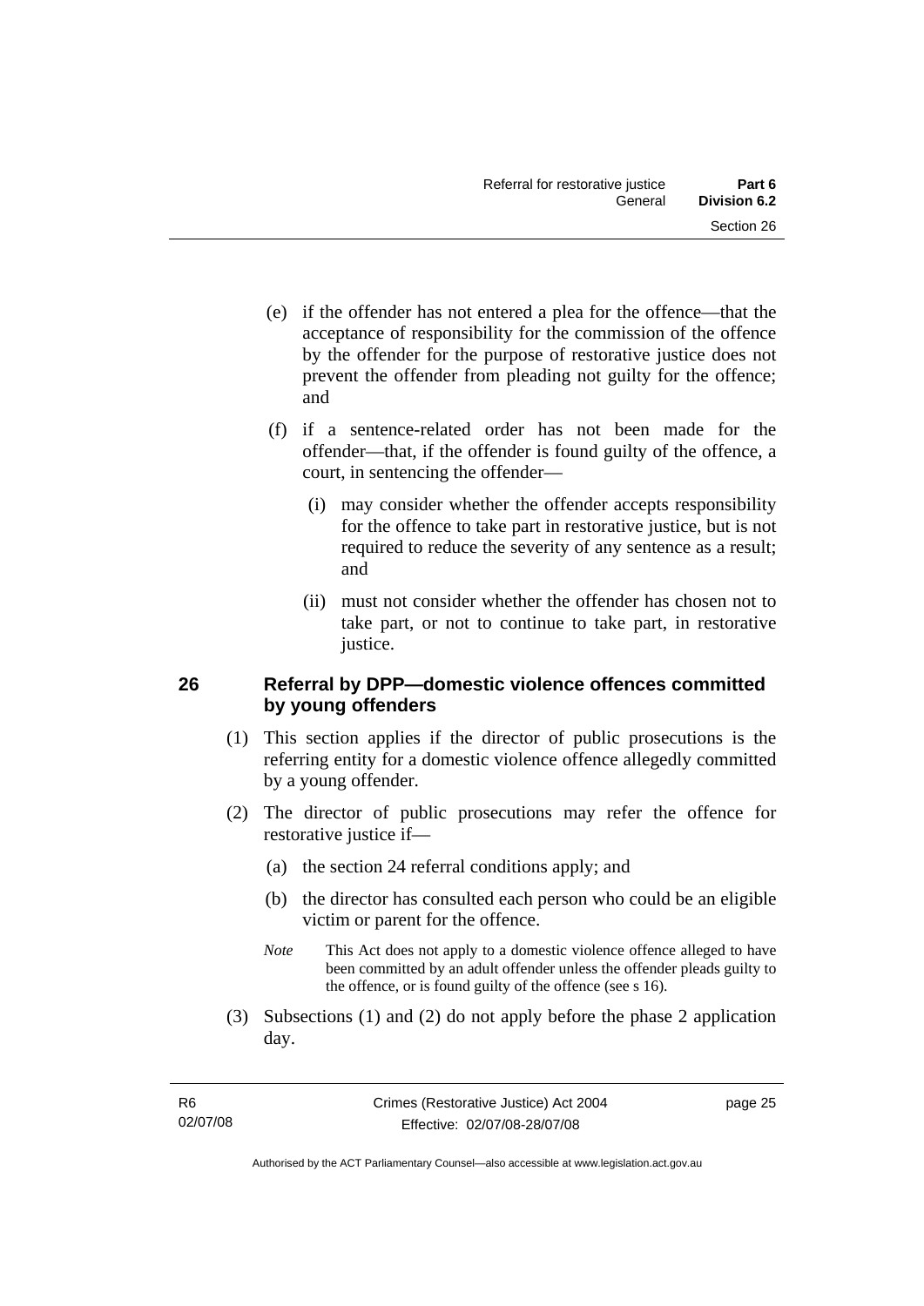(e) if the offender has not entered a plea for the offence—that the acceptance of responsibility for the commission of the offence by the offender for the purpose of restorative justice does not prevent the offender from pleading not guilty for the offence; and

(f) if a sentence-related order has not been made for the offender—that, if the offender is found guilty of the offence, a court, in sentencing the offender—

(i) may consider whether the offender accepts responsibility for the offence to take part in restorative justice, but is not required to reduce the severity of any sentence as a result; and

(ii) must not consider whether the offender has chosen not to take part, or not to continue to take part, in restorative justice.

## 26 Referral by DPP—domestic violence offences committed by young offenders

(1) This section applies if the director of public prosecutions is the referring entity for a domestic violence offence allegedly committed by a young offender.

(2) The director of public prosecutions may refer the offence for restorative justice if—

(a) the section 24 referral conditions apply; and

(b) the director has consulted each person who could be an eligible victim or parent for the offence.

*Note* This Act does not apply to a domestic violence offence alleged to have been committed by an adult offender unless the offender pleads guilty to the offence, or is found guilty of the offence (see s 16).

(3) Subsections (1) and (2) do not apply before the phase 2 application day.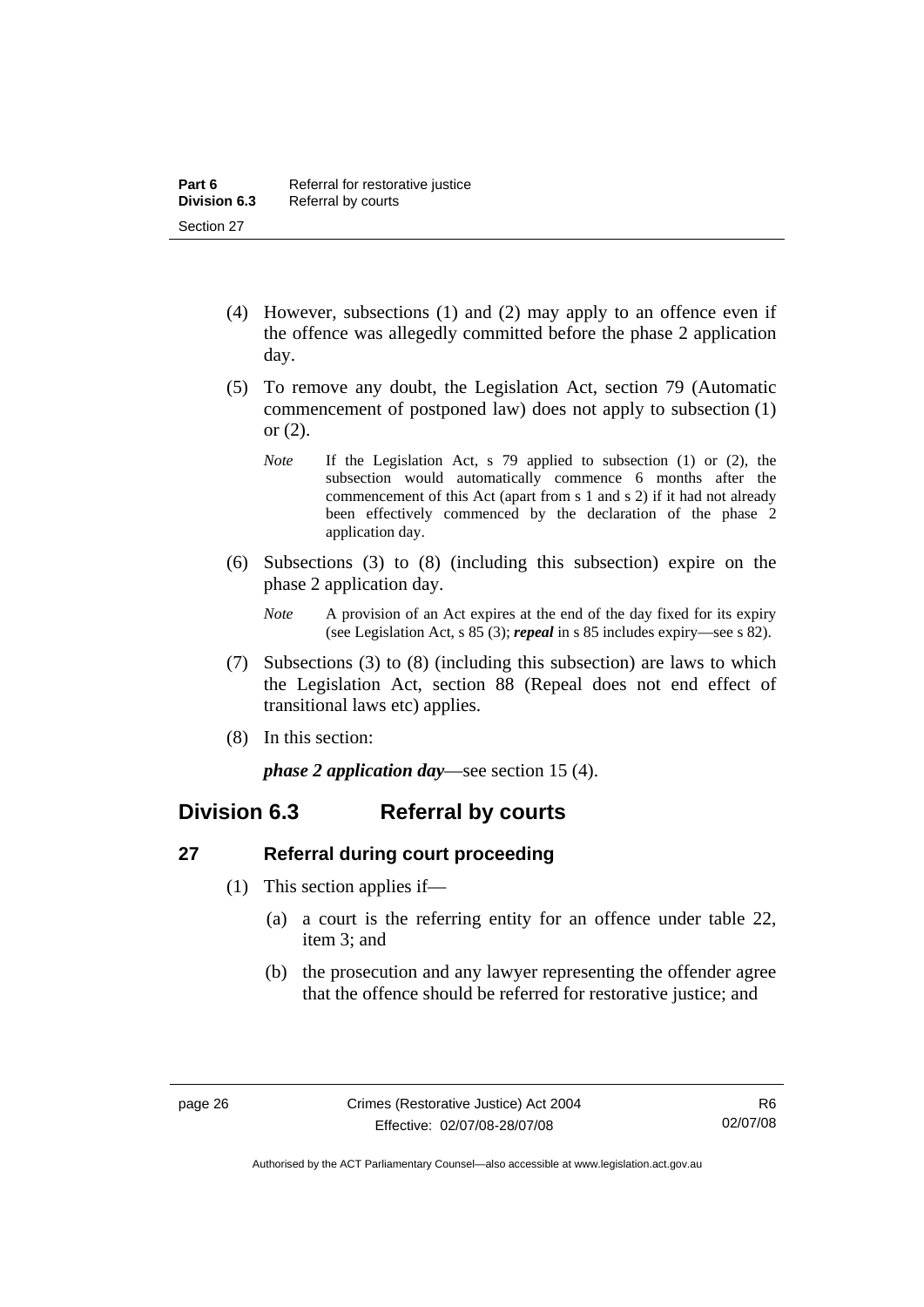(4) However, subsections (1) and (2) may apply to an offence even if the offence was allegedly committed before the phase 2 application day.

(5) To remove any doubt, the Legislation Act, section 79 (Automatic commencement of postponed law) does not apply to subsection (1) or (2).

*Note* If the Legislation Act, s 79 applied to subsection (1) or (2), the subsection would automatically commence 6 months after the commencement of this Act (apart from s 1 and s 2) if it had not already been effectively commenced by the declaration of the phase 2 application day.

(6) Subsections (3) to (8) (including this subsection) expire on the phase 2 application day.

*Note* A provision of an Act expires at the end of the day fixed for its expiry (see Legislation Act, s 85 (3); ***repeal*** in s 85 includes expiry—see s 82).

(7) Subsections (3) to (8) (including this subsection) are laws to which the Legislation Act, section 88 (Repeal does not end effect of transitional laws etc) applies.

(8) In this section:

***phase 2 application day***—see section 15 (4).

## Division 6.3 Referral by courts

### 27 Referral during court proceeding

(1) This section applies if—

(a) a court is the referring entity for an offence under table 22, item 3; and

(b) the prosecution and any lawyer representing the offender agree that the offence should be referred for restorative justice; and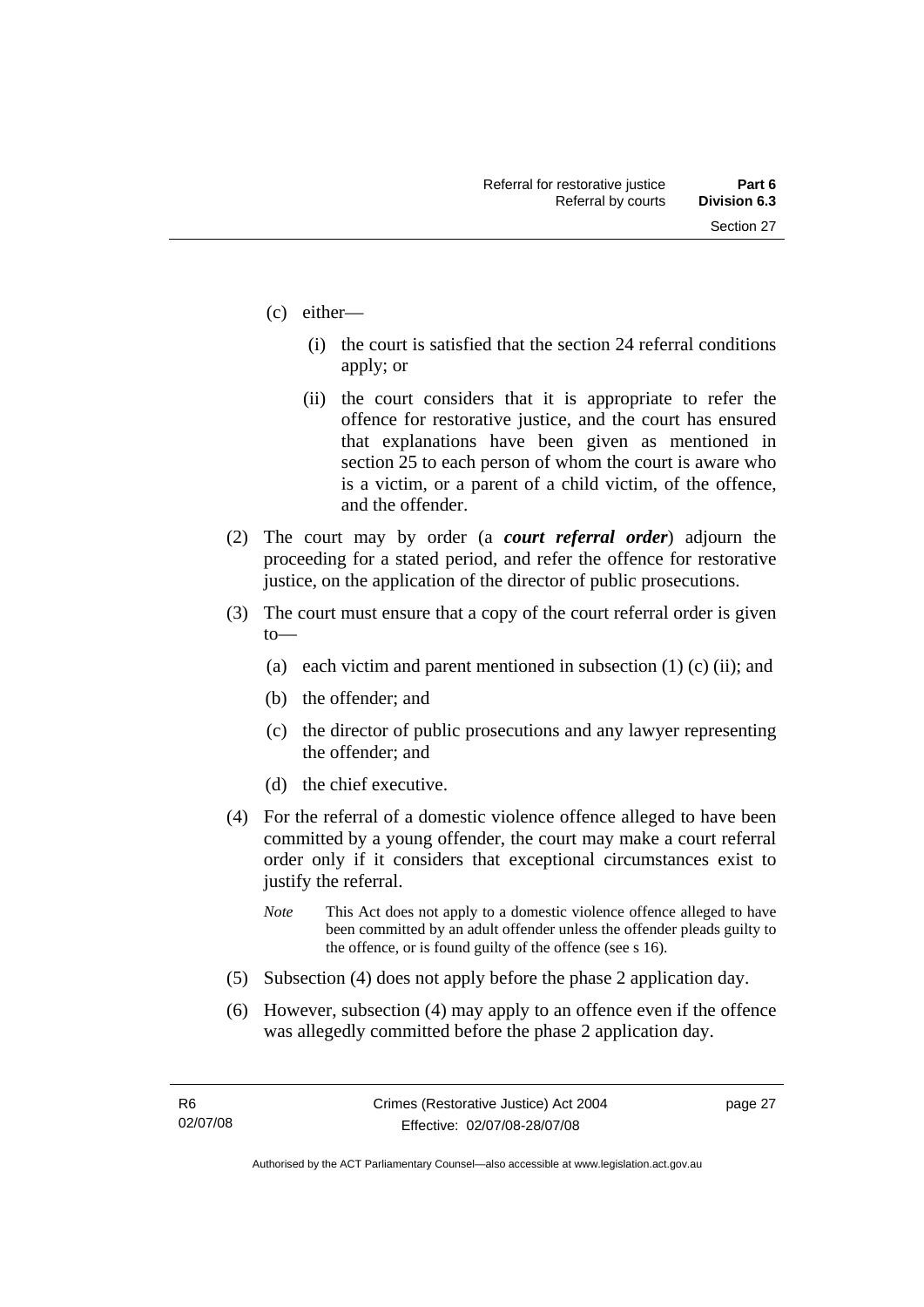(c) either—

   (i) the court is satisfied that the section 24 referral conditions apply; or

   (ii) the court considers that it is appropriate to refer the offence for restorative justice, and the court has ensured that explanations have been given as mentioned in section 25 to each person of whom the court is aware who is a victim, or a parent of a child victim, of the offence, and the offender.

(2) The court may by order (a ***court referral order***) adjourn the proceeding for a stated period, and refer the offence for restorative justice, on the application of the director of public prosecutions.

(3) The court must ensure that a copy of the court referral order is given to—

   (a) each victim and parent mentioned in subsection (1) (c) (ii); and

   (b) the offender; and

   (c) the director of public prosecutions and any lawyer representing the offender; and

   (d) the chief executive.

(4) For the referral of a domestic violence offence alleged to have been committed by a young offender, the court may make a court referral order only if it considers that exceptional circumstances exist to justify the referral.

   *Note* This Act does not apply to a domestic violence offence alleged to have been committed by an adult offender unless the offender pleads guilty to the offence, or is found guilty of the offence (see s 16).

(5) Subsection (4) does not apply before the phase 2 application day.

(6) However, subsection (4) may apply to an offence even if the offence was allegedly committed before the phase 2 application day.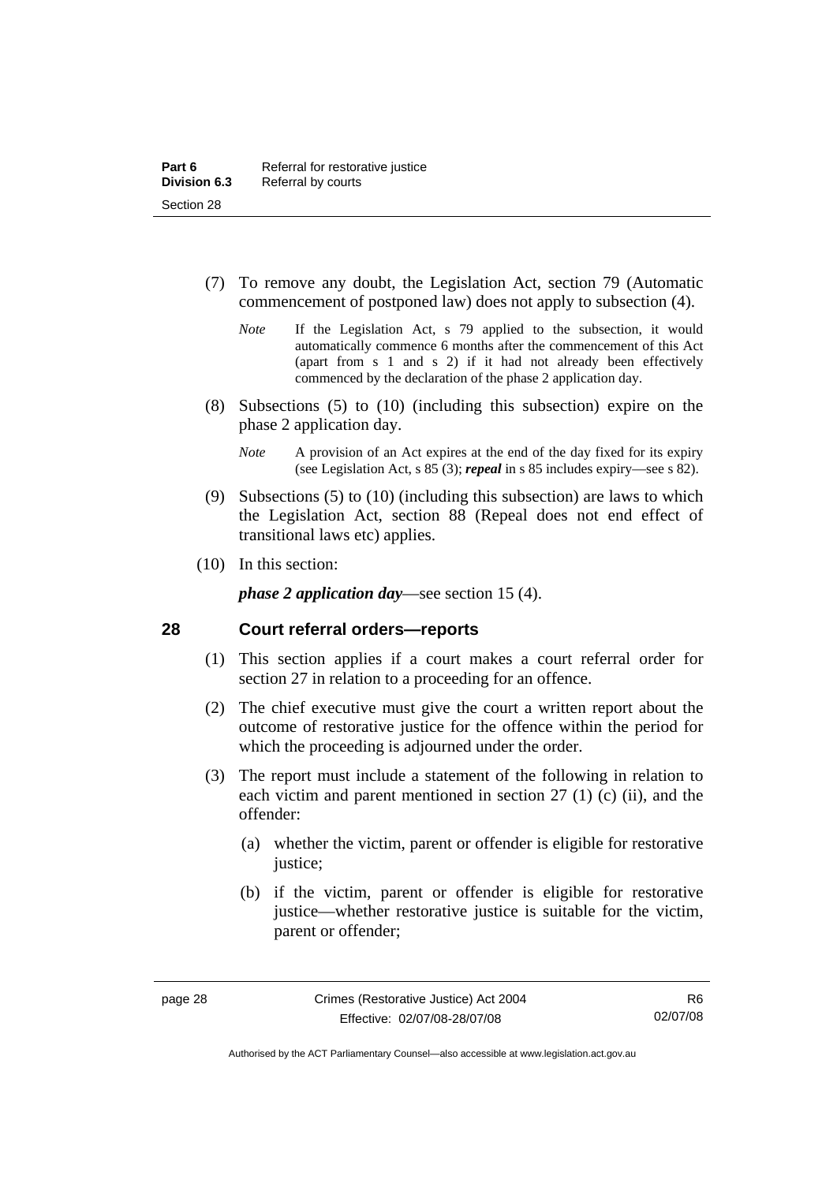(7) To remove any doubt, the Legislation Act, section 79 (Automatic commencement of postponed law) does not apply to subsection (4).

*Note* If the Legislation Act, s 79 applied to the subsection, it would automatically commence 6 months after the commencement of this Act (apart from s 1 and s 2) if it had not already been effectively commenced by the declaration of the phase 2 application day.

(8) Subsections (5) to (10) (including this subsection) expire on the phase 2 application day.

*Note* A provision of an Act expires at the end of the day fixed for its expiry (see Legislation Act, s 85 (3); ***repeal*** in s 85 includes expiry—see s 82).

(9) Subsections (5) to (10) (including this subsection) are laws to which the Legislation Act, section 88 (Repeal does not end effect of transitional laws etc) applies.

(10) In this section:

***phase 2 application day***—see section 15 (4).

## 28 Court referral orders—reports

(1) This section applies if a court makes a court referral order for section 27 in relation to a proceeding for an offence.

(2) The chief executive must give the court a written report about the outcome of restorative justice for the offence within the period for which the proceeding is adjourned under the order.

(3) The report must include a statement of the following in relation to each victim and parent mentioned in section 27 (1) (c) (ii), and the offender:

(a) whether the victim, parent or offender is eligible for restorative justice;

(b) if the victim, parent or offender is eligible for restorative justice—whether restorative justice is suitable for the victim, parent or offender;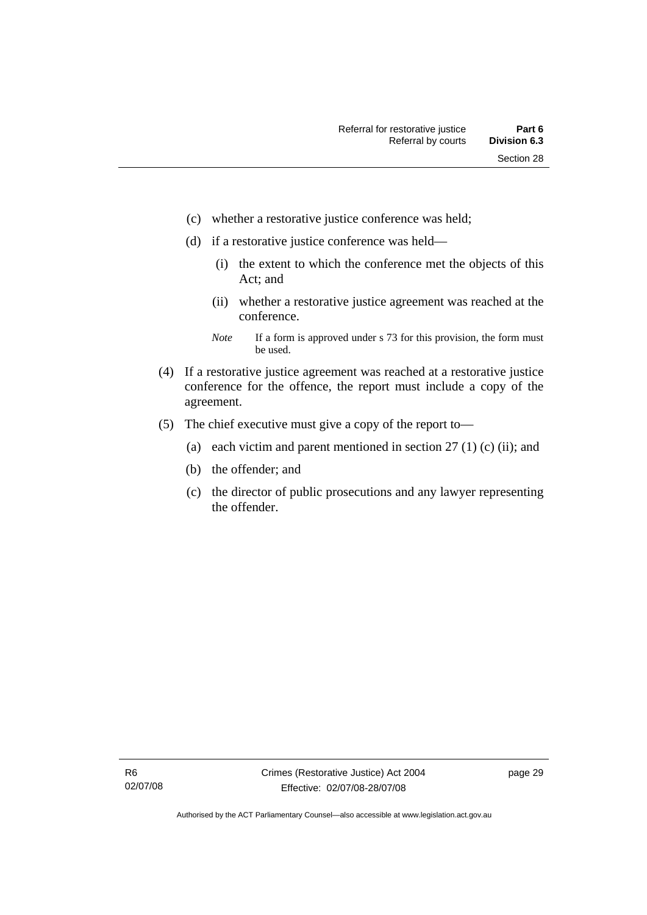(c) whether a restorative justice conference was held;

(d) if a restorative justice conference was held—

  (i) the extent to which the conference met the objects of this Act; and

  (ii) whether a restorative justice agreement was reached at the conference.

*Note* If a form is approved under s 73 for this provision, the form must be used.

(4) If a restorative justice agreement was reached at a restorative justice conference for the offence, the report must include a copy of the agreement.

(5) The chief executive must give a copy of the report to—

(a) each victim and parent mentioned in section 27 (1) (c) (ii); and

(b) the offender; and

(c) the director of public prosecutions and any lawyer representing the offender.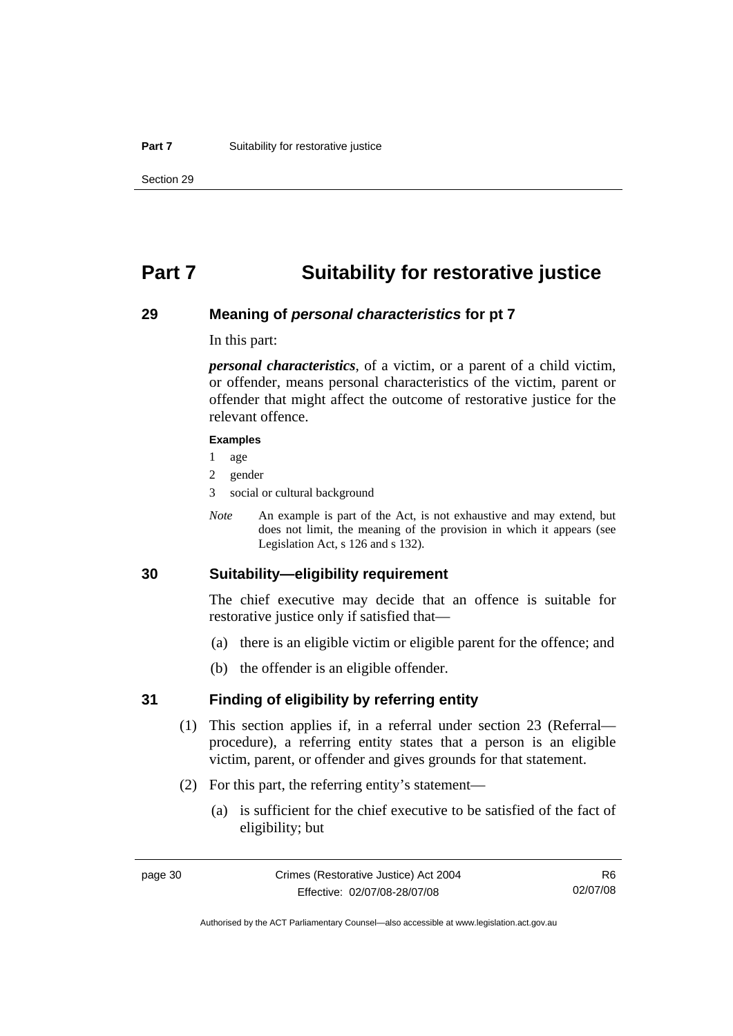# Part 7 Suitability for restorative justice

## 29 Meaning of *personal characteristics* for pt 7

In this part:

***personal characteristics***, of a victim, or a parent of a child victim, or offender, means personal characteristics of the victim, parent or offender that might affect the outcome of restorative justice for the relevant offence.

**Examples**

1 age

2 gender

3 social or cultural background

*Note* An example is part of the Act, is not exhaustive and may extend, but does not limit, the meaning of the provision in which it appears (see Legislation Act, s 126 and s 132).

## 30 Suitability—eligibility requirement

The chief executive may decide that an offence is suitable for restorative justice only if satisfied that—

(a) there is an eligible victim or eligible parent for the offence; and

(b) the offender is an eligible offender.

## 31 Finding of eligibility by referring entity

(1) This section applies if, in a referral under section 23 (Referral—procedure), a referring entity states that a person is an eligible victim, parent, or offender and gives grounds for that statement.

(2) For this part, the referring entity's statement—

(a) is sufficient for the chief executive to be satisfied of the fact of eligibility; but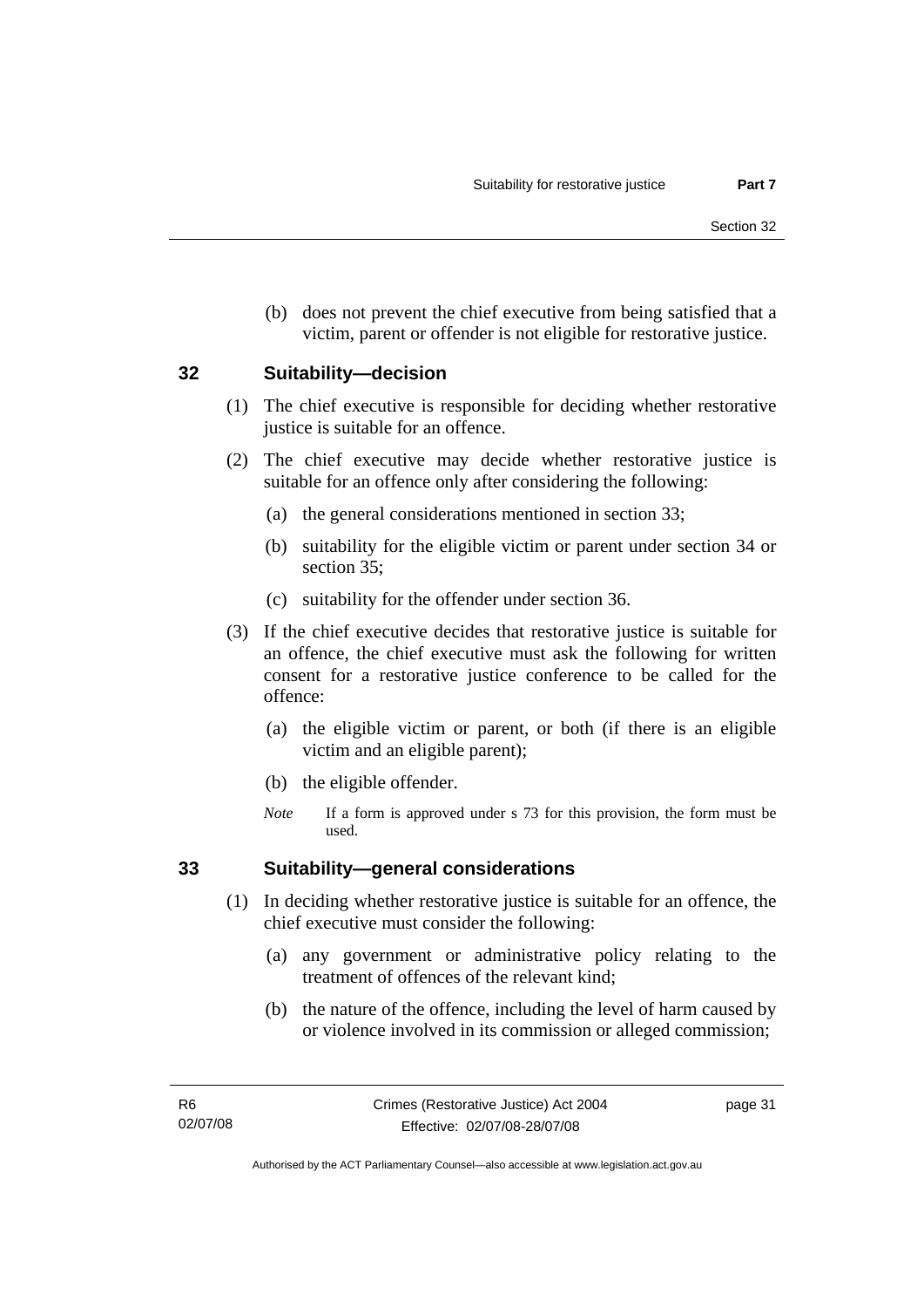(b) does not prevent the chief executive from being satisfied that a victim, parent or offender is not eligible for restorative justice.

## 32 Suitability—decision

(1) The chief executive is responsible for deciding whether restorative justice is suitable for an offence.

(2) The chief executive may decide whether restorative justice is suitable for an offence only after considering the following:

(a) the general considerations mentioned in section 33;

(b) suitability for the eligible victim or parent under section 34 or section 35;

(c) suitability for the offender under section 36.

(3) If the chief executive decides that restorative justice is suitable for an offence, the chief executive must ask the following for written consent for a restorative justice conference to be called for the offence:

(a) the eligible victim or parent, or both (if there is an eligible victim and an eligible parent);

(b) the eligible offender.

*Note* If a form is approved under s 73 for this provision, the form must be used.

## 33 Suitability—general considerations

(1) In deciding whether restorative justice is suitable for an offence, the chief executive must consider the following:

(a) any government or administrative policy relating to the treatment of offences of the relevant kind;

(b) the nature of the offence, including the level of harm caused by or violence involved in its commission or alleged commission;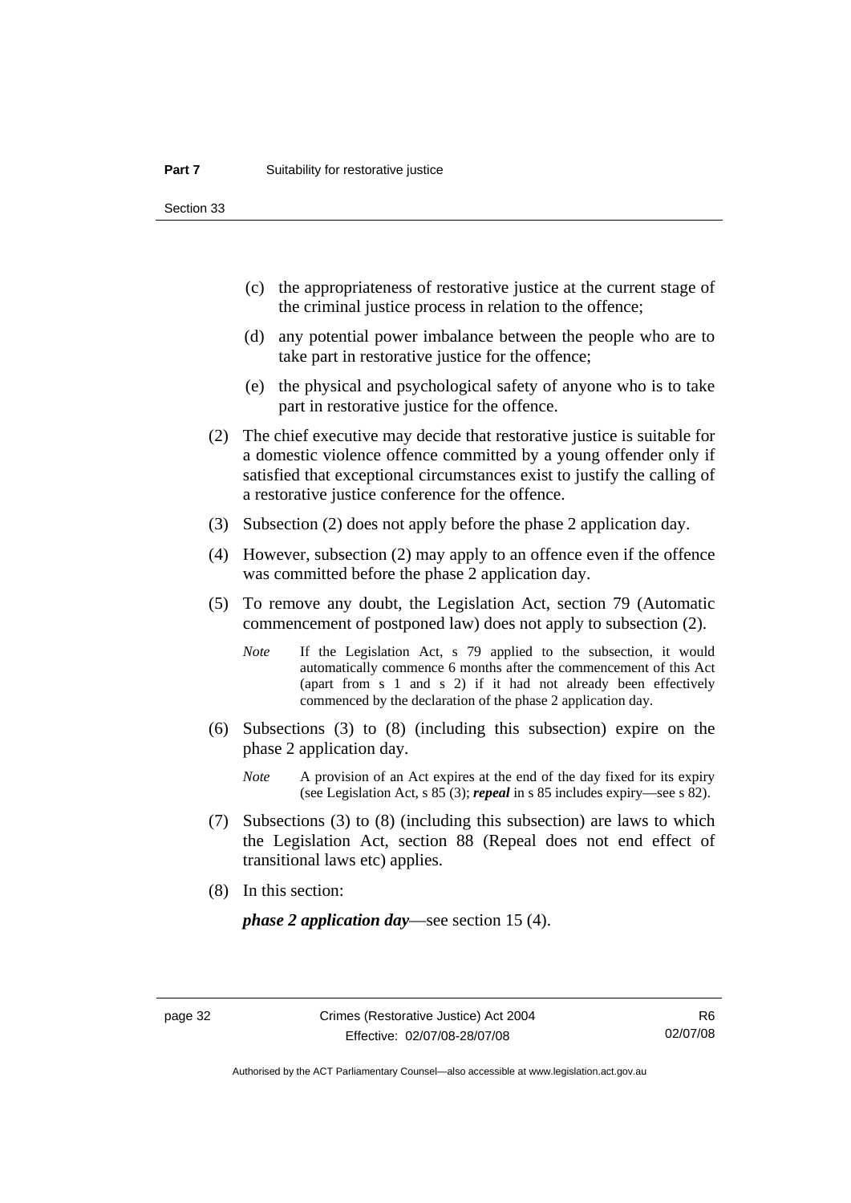(c) the appropriateness of restorative justice at the current stage of the criminal justice process in relation to the offence;

(d) any potential power imbalance between the people who are to take part in restorative justice for the offence;

(e) the physical and psychological safety of anyone who is to take part in restorative justice for the offence.

(2) The chief executive may decide that restorative justice is suitable for a domestic violence offence committed by a young offender only if satisfied that exceptional circumstances exist to justify the calling of a restorative justice conference for the offence.

(3) Subsection (2) does not apply before the phase 2 application day.

(4) However, subsection (2) may apply to an offence even if the offence was committed before the phase 2 application day.

(5) To remove any doubt, the Legislation Act, section 79 (Automatic commencement of postponed law) does not apply to subsection (2).

*Note* If the Legislation Act, s 79 applied to the subsection, it would automatically commence 6 months after the commencement of this Act (apart from s 1 and s 2) if it had not already been effectively commenced by the declaration of the phase 2 application day.

(6) Subsections (3) to (8) (including this subsection) expire on the phase 2 application day.

*Note* A provision of an Act expires at the end of the day fixed for its expiry (see Legislation Act, s 85 (3); ***repeal*** in s 85 includes expiry—see s 82).

(7) Subsections (3) to (8) (including this subsection) are laws to which the Legislation Act, section 88 (Repeal does not end effect of transitional laws etc) applies.

(8) In this section:

***phase 2 application day***—see section 15 (4).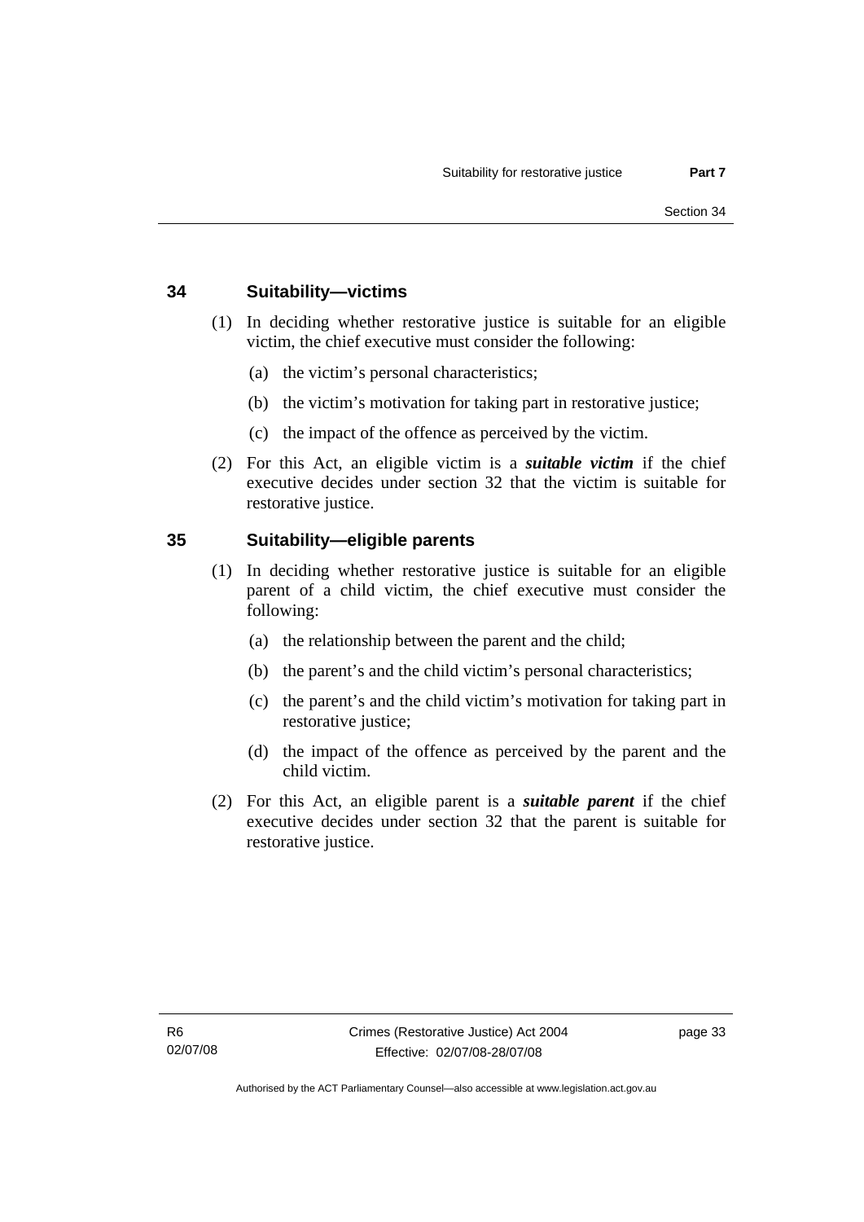## 34 Suitability—victims

(1) In deciding whether restorative justice is suitable for an eligible victim, the chief executive must consider the following:

(a) the victim's personal characteristics;

(b) the victim's motivation for taking part in restorative justice;

(c) the impact of the offence as perceived by the victim.

(2) For this Act, an eligible victim is a ***suitable victim*** if the chief executive decides under section 32 that the victim is suitable for restorative justice.

## 35 Suitability—eligible parents

(1) In deciding whether restorative justice is suitable for an eligible parent of a child victim, the chief executive must consider the following:

(a) the relationship between the parent and the child;

(b) the parent's and the child victim's personal characteristics;

(c) the parent's and the child victim's motivation for taking part in restorative justice;

(d) the impact of the offence as perceived by the parent and the child victim.

(2) For this Act, an eligible parent is a ***suitable parent*** if the chief executive decides under section 32 that the parent is suitable for restorative justice.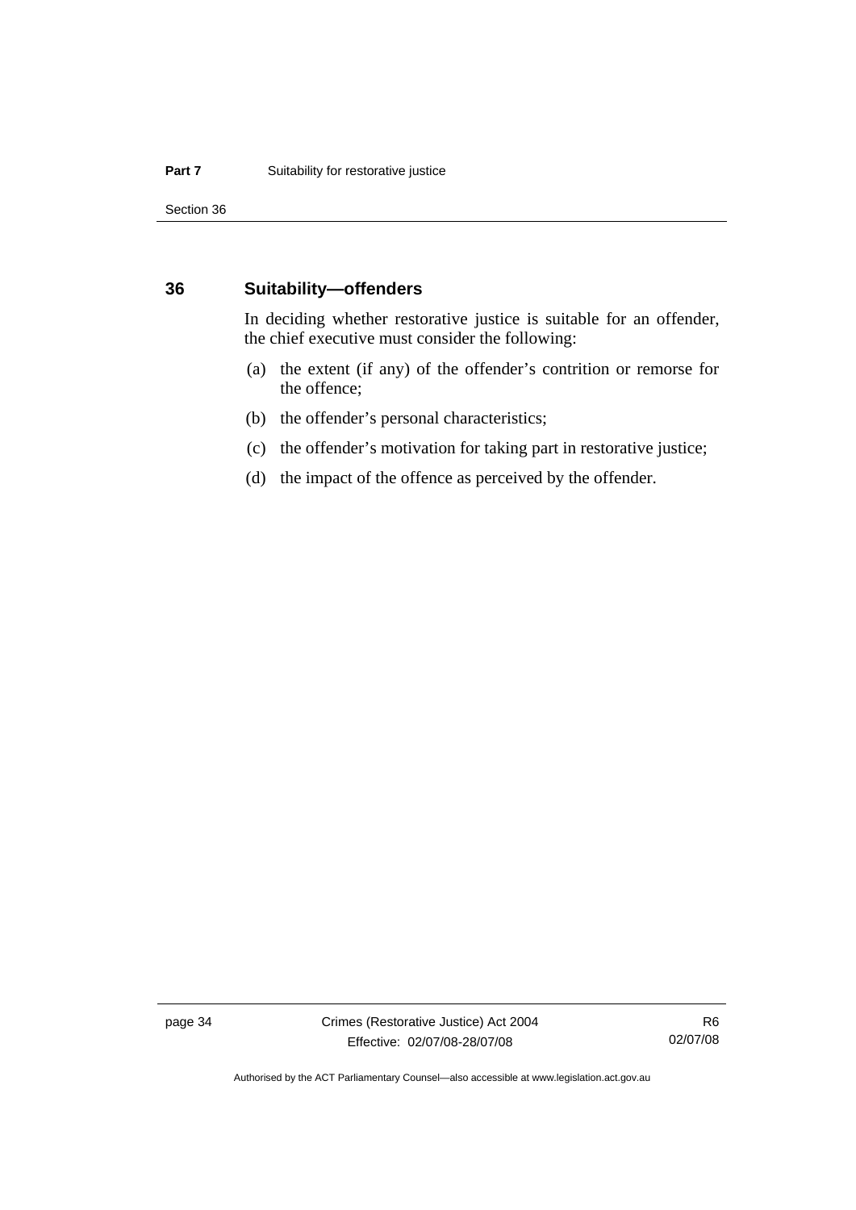## 36 Suitability—offenders

In deciding whether restorative justice is suitable for an offender, the chief executive must consider the following:

(a) the extent (if any) of the offender's contrition or remorse for the offence;

(b) the offender's personal characteristics;

(c) the offender's motivation for taking part in restorative justice;

(d) the impact of the offence as perceived by the offender.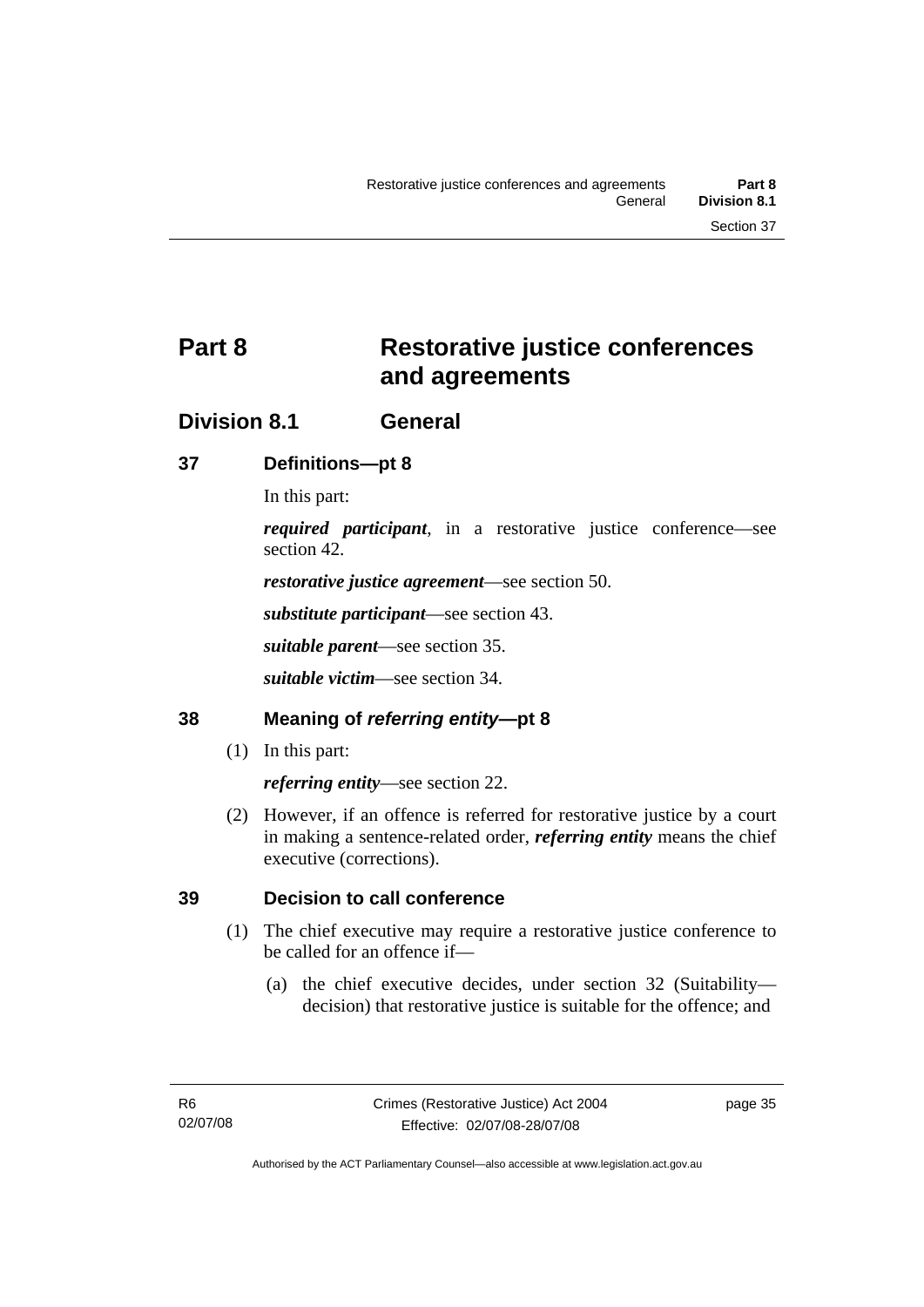# Part 8 Restorative justice conferences and agreements

## Division 8.1 General

### 37 Definitions—pt 8

In this part:

***required participant***, in a restorative justice conference—see section 42.

***restorative justice agreement***—see section 50.

***substitute participant***—see section 43.

***suitable parent***—see section 35.

***suitable victim***—see section 34.

### 38 Meaning of *referring entity*—pt 8

(1) In this part:

***referring entity***—see section 22.

(2) However, if an offence is referred for restorative justice by a court in making a sentence-related order, ***referring entity*** means the chief executive (corrections).

### 39 Decision to call conference

(1) The chief executive may require a restorative justice conference to be called for an offence if—

(a) the chief executive decides, under section 32 (Suitability—decision) that restorative justice is suitable for the offence; and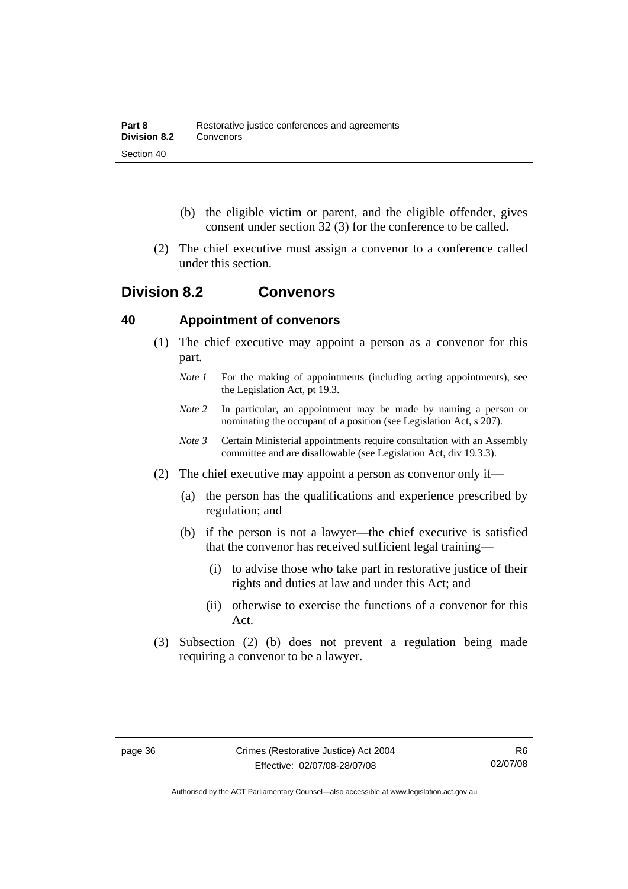(b) the eligible victim or parent, and the eligible offender, gives consent under section 32 (3) for the conference to be called.

(2) The chief executive must assign a convenor to a conference called under this section.

## Division 8.2 Convenors

### 40 Appointment of convenors

(1) The chief executive may appoint a person as a convenor for this part.

*Note 1* For the making of appointments (including acting appointments), see the Legislation Act, pt 19.3.

*Note 2* In particular, an appointment may be made by naming a person or nominating the occupant of a position (see Legislation Act, s 207).

*Note 3* Certain Ministerial appointments require consultation with an Assembly committee and are disallowable (see Legislation Act, div 19.3.3).

(2) The chief executive may appoint a person as convenor only if—

(a) the person has the qualifications and experience prescribed by regulation; and

(b) if the person is not a lawyer—the chief executive is satisfied that the convenor has received sufficient legal training—

(i) to advise those who take part in restorative justice of their rights and duties at law and under this Act; and

(ii) otherwise to exercise the functions of a convenor for this Act.

(3) Subsection (2) (b) does not prevent a regulation being made requiring a convenor to be a lawyer.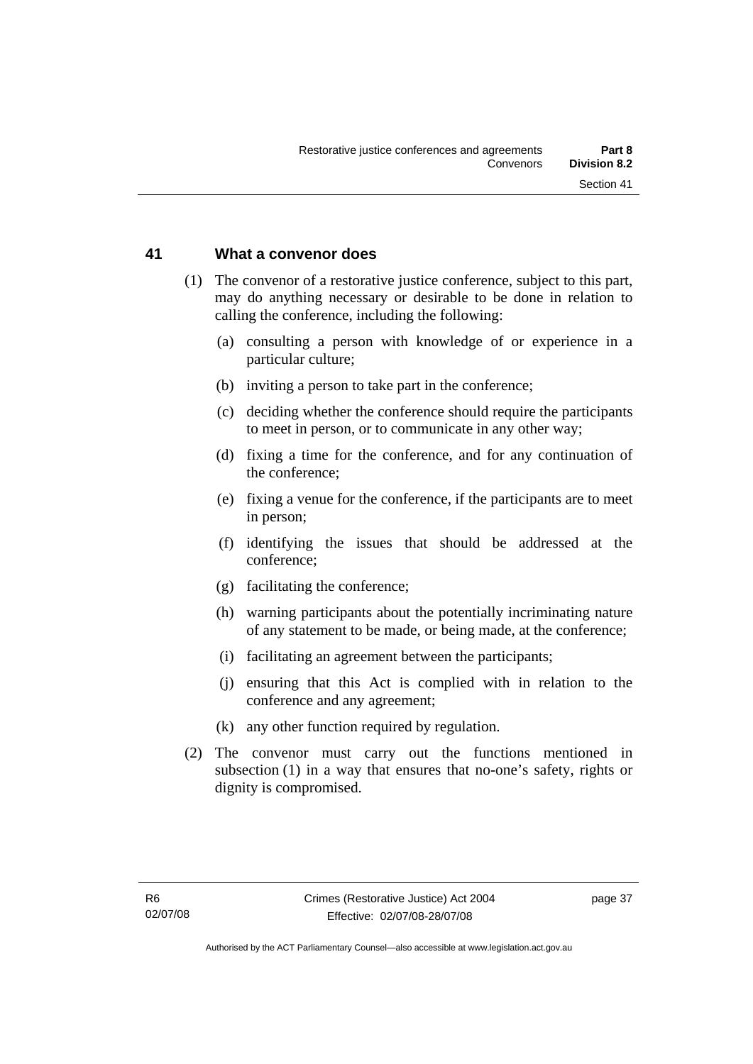## 41 What a convenor does

(1) The convenor of a restorative justice conference, subject to this part, may do anything necessary or desirable to be done in relation to calling the conference, including the following:

(a) consulting a person with knowledge of or experience in a particular culture;

(b) inviting a person to take part in the conference;

(c) deciding whether the conference should require the participants to meet in person, or to communicate in any other way;

(d) fixing a time for the conference, and for any continuation of the conference;

(e) fixing a venue for the conference, if the participants are to meet in person;

(f) identifying the issues that should be addressed at the conference;

(g) facilitating the conference;

(h) warning participants about the potentially incriminating nature of any statement to be made, or being made, at the conference;

(i) facilitating an agreement between the participants;

(j) ensuring that this Act is complied with in relation to the conference and any agreement;

(k) any other function required by regulation.

(2) The convenor must carry out the functions mentioned in subsection (1) in a way that ensures that no-one's safety, rights or dignity is compromised.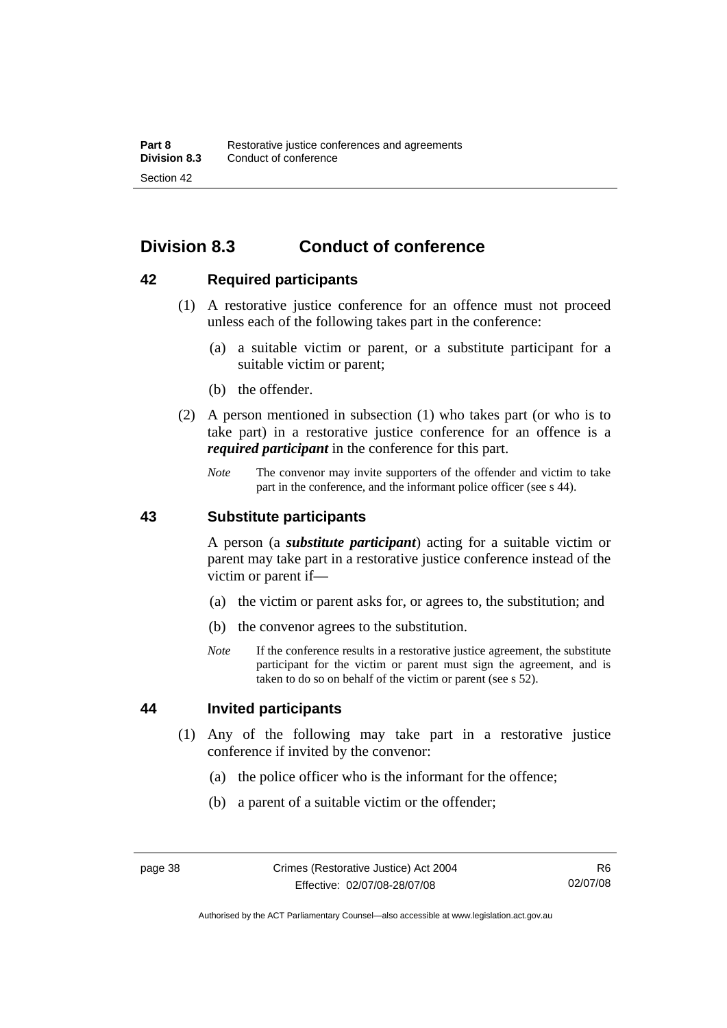## Division 8.3 Conduct of conference

### 42 Required participants

(1) A restorative justice conference for an offence must not proceed unless each of the following takes part in the conference:

(a) a suitable victim or parent, or a substitute participant for a suitable victim or parent;

(b) the offender.

(2) A person mentioned in subsection (1) who takes part (or who is to take part) in a restorative justice conference for an offence is a ***required participant*** in the conference for this part.

*Note* The convenor may invite supporters of the offender and victim to take part in the conference, and the informant police officer (see s 44).

### 43 Substitute participants

A person (a ***substitute participant***) acting for a suitable victim or parent may take part in a restorative justice conference instead of the victim or parent if—

(a) the victim or parent asks for, or agrees to, the substitution; and

(b) the convenor agrees to the substitution.

*Note* If the conference results in a restorative justice agreement, the substitute participant for the victim or parent must sign the agreement, and is taken to do so on behalf of the victim or parent (see s 52).

### 44 Invited participants

(1) Any of the following may take part in a restorative justice conference if invited by the convenor:

(a) the police officer who is the informant for the offence;

(b) a parent of a suitable victim or the offender;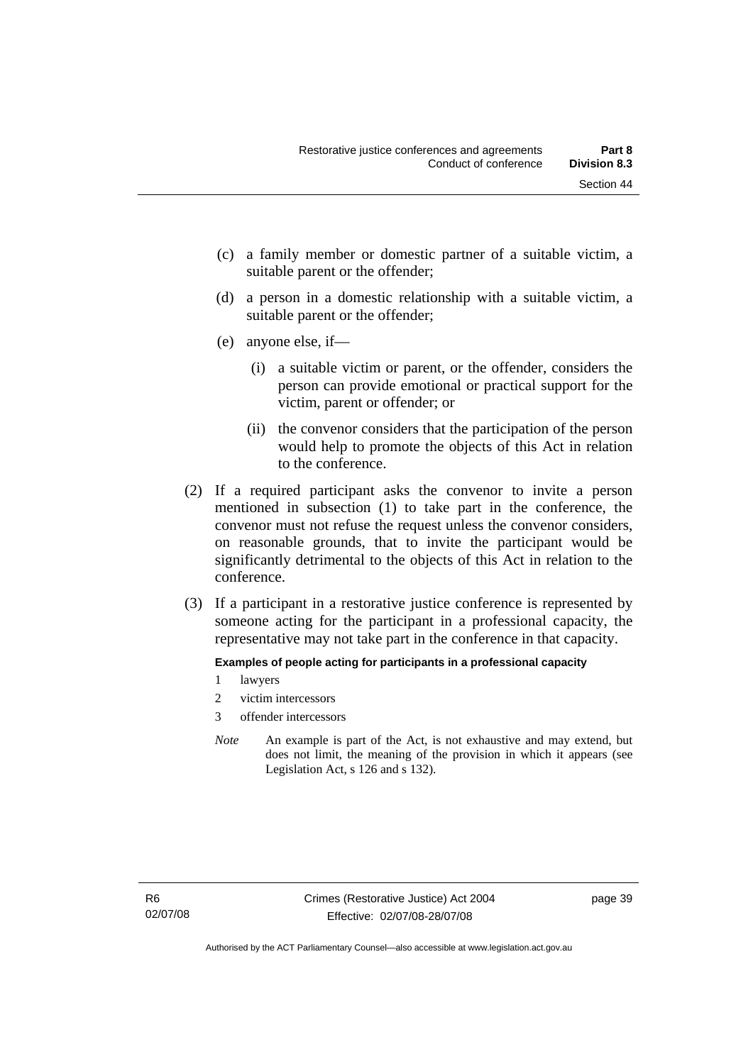(c) a family member or domestic partner of a suitable victim, a suitable parent or the offender;

(d) a person in a domestic relationship with a suitable victim, a suitable parent or the offender;

(e) anyone else, if—

(i) a suitable victim or parent, or the offender, considers the person can provide emotional or practical support for the victim, parent or offender; or

(ii) the convenor considers that the participation of the person would help to promote the objects of this Act in relation to the conference.

(2) If a required participant asks the convenor to invite a person mentioned in subsection (1) to take part in the conference, the convenor must not refuse the request unless the convenor considers, on reasonable grounds, that to invite the participant would be significantly detrimental to the objects of this Act in relation to the conference.

(3) If a participant in a restorative justice conference is represented by someone acting for the participant in a professional capacity, the representative may not take part in the conference in that capacity.

**Examples of people acting for participants in a professional capacity**

1 lawyers

2 victim intercessors

3 offender intercessors

*Note* An example is part of the Act, is not exhaustive and may extend, but does not limit, the meaning of the provision in which it appears (see Legislation Act, s 126 and s 132).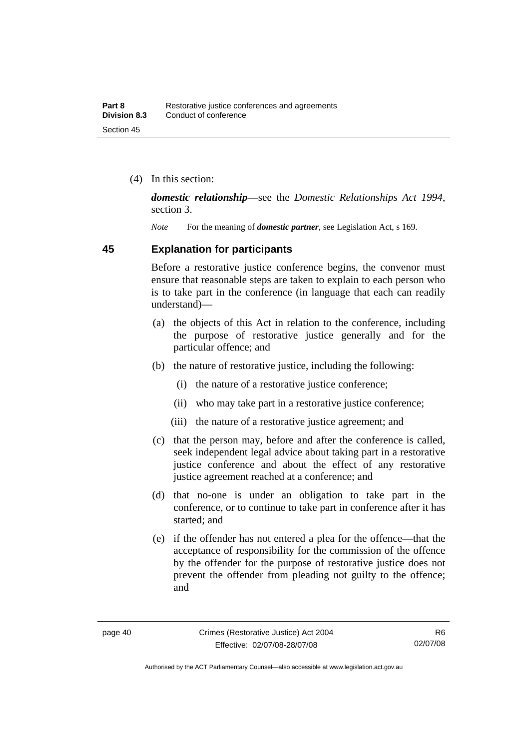(4) In this section:

***domestic relationship***—see the *Domestic Relationships Act 1994*, section 3.

*Note* For the meaning of ***domestic partner***, see Legislation Act, s 169.

## 45 Explanation for participants

Before a restorative justice conference begins, the convenor must ensure that reasonable steps are taken to explain to each person who is to take part in the conference (in language that each can readily understand)—

(a) the objects of this Act in relation to the conference, including the purpose of restorative justice generally and for the particular offence; and

(b) the nature of restorative justice, including the following:

  (i) the nature of a restorative justice conference;

  (ii) who may take part in a restorative justice conference;

  (iii) the nature of a restorative justice agreement; and

(c) that the person may, before and after the conference is called, seek independent legal advice about taking part in a restorative justice conference and about the effect of any restorative justice agreement reached at a conference; and

(d) that no-one is under an obligation to take part in the conference, or to continue to take part in conference after it has started; and

(e) if the offender has not entered a plea for the offence—that the acceptance of responsibility for the commission of the offence by the offender for the purpose of restorative justice does not prevent the offender from pleading not guilty to the offence; and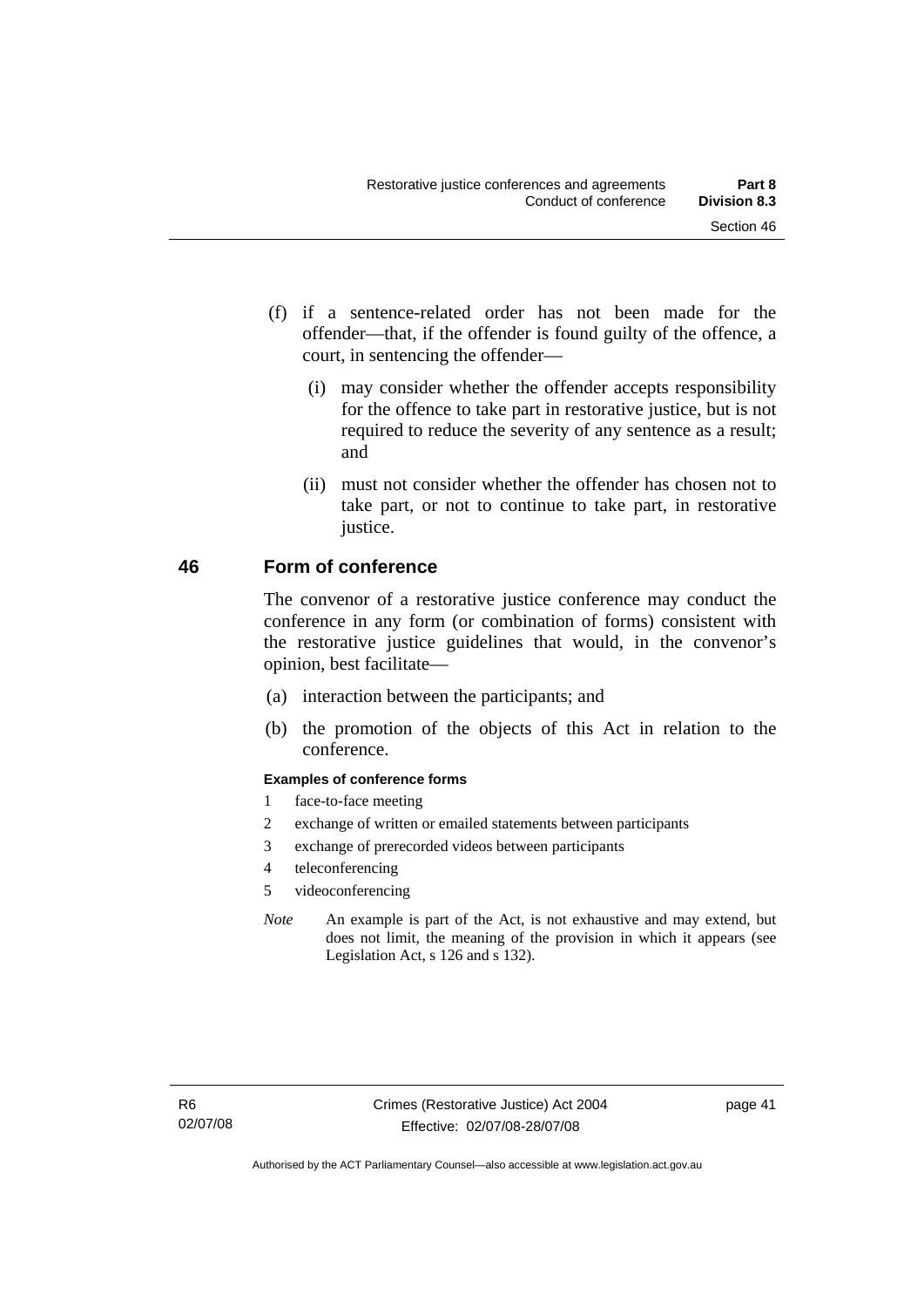(f) if a sentence-related order has not been made for the offender—that, if the offender is found guilty of the offence, a court, in sentencing the offender—

   (i) may consider whether the offender accepts responsibility for the offence to take part in restorative justice, but is not required to reduce the severity of any sentence as a result; and

   (ii) must not consider whether the offender has chosen not to take part, or not to continue to take part, in restorative justice.

## 46 Form of conference

The convenor of a restorative justice conference may conduct the conference in any form (or combination of forms) consistent with the restorative justice guidelines that would, in the convenor's opinion, best facilitate—

(a) interaction between the participants; and

(b) the promotion of the objects of this Act in relation to the conference.

**Examples of conference forms**

1 face-to-face meeting
2 exchange of written or emailed statements between participants
3 exchange of prerecorded videos between participants
4 teleconferencing
5 videoconferencing

*Note* An example is part of the Act, is not exhaustive and may extend, but does not limit, the meaning of the provision in which it appears (see Legislation Act, s 126 and s 132).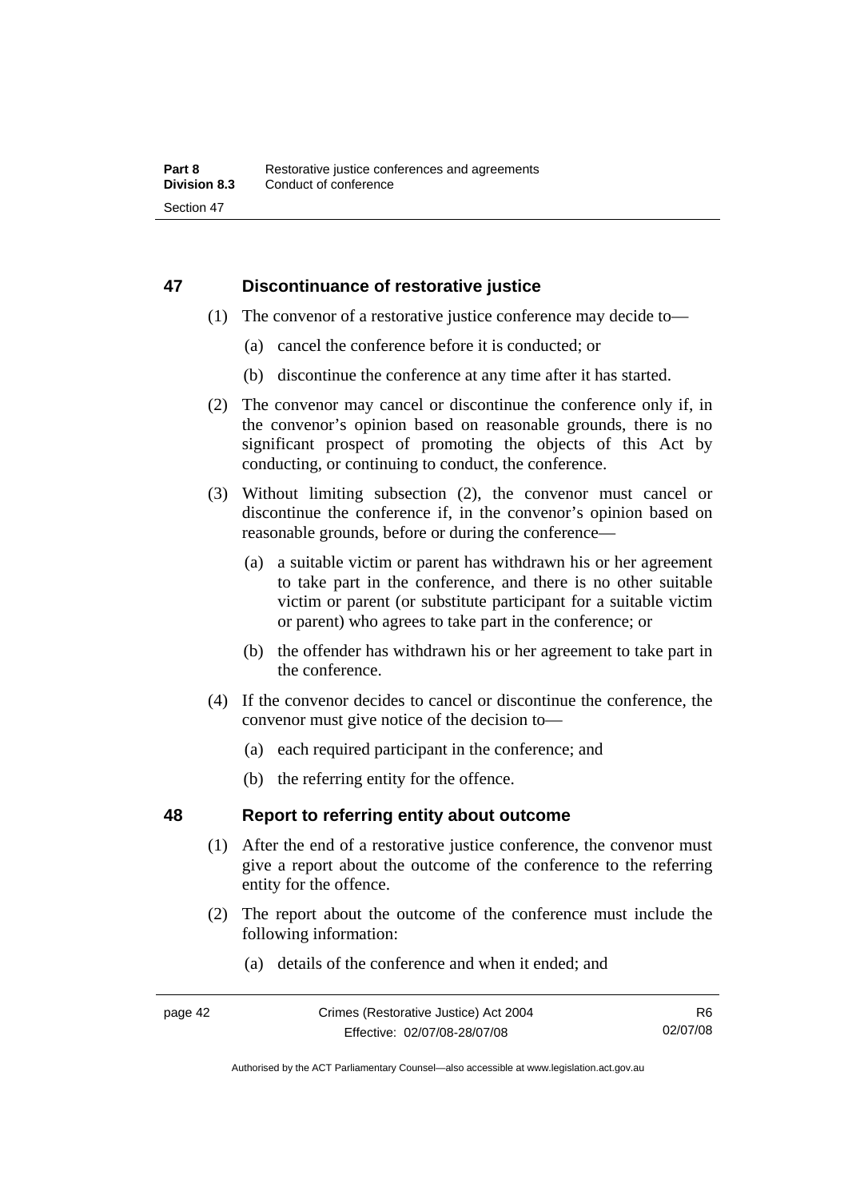## 47 Discontinuance of restorative justice

(1) The convenor of a restorative justice conference may decide to—

(a) cancel the conference before it is conducted; or

(b) discontinue the conference at any time after it has started.

(2) The convenor may cancel or discontinue the conference only if, in the convenor's opinion based on reasonable grounds, there is no significant prospect of promoting the objects of this Act by conducting, or continuing to conduct, the conference.

(3) Without limiting subsection (2), the convenor must cancel or discontinue the conference if, in the convenor's opinion based on reasonable grounds, before or during the conference—

(a) a suitable victim or parent has withdrawn his or her agreement to take part in the conference, and there is no other suitable victim or parent (or substitute participant for a suitable victim or parent) who agrees to take part in the conference; or

(b) the offender has withdrawn his or her agreement to take part in the conference.

(4) If the convenor decides to cancel or discontinue the conference, the convenor must give notice of the decision to—

(a) each required participant in the conference; and

(b) the referring entity for the offence.

## 48 Report to referring entity about outcome

(1) After the end of a restorative justice conference, the convenor must give a report about the outcome of the conference to the referring entity for the offence.

(2) The report about the outcome of the conference must include the following information:

(a) details of the conference and when it ended; and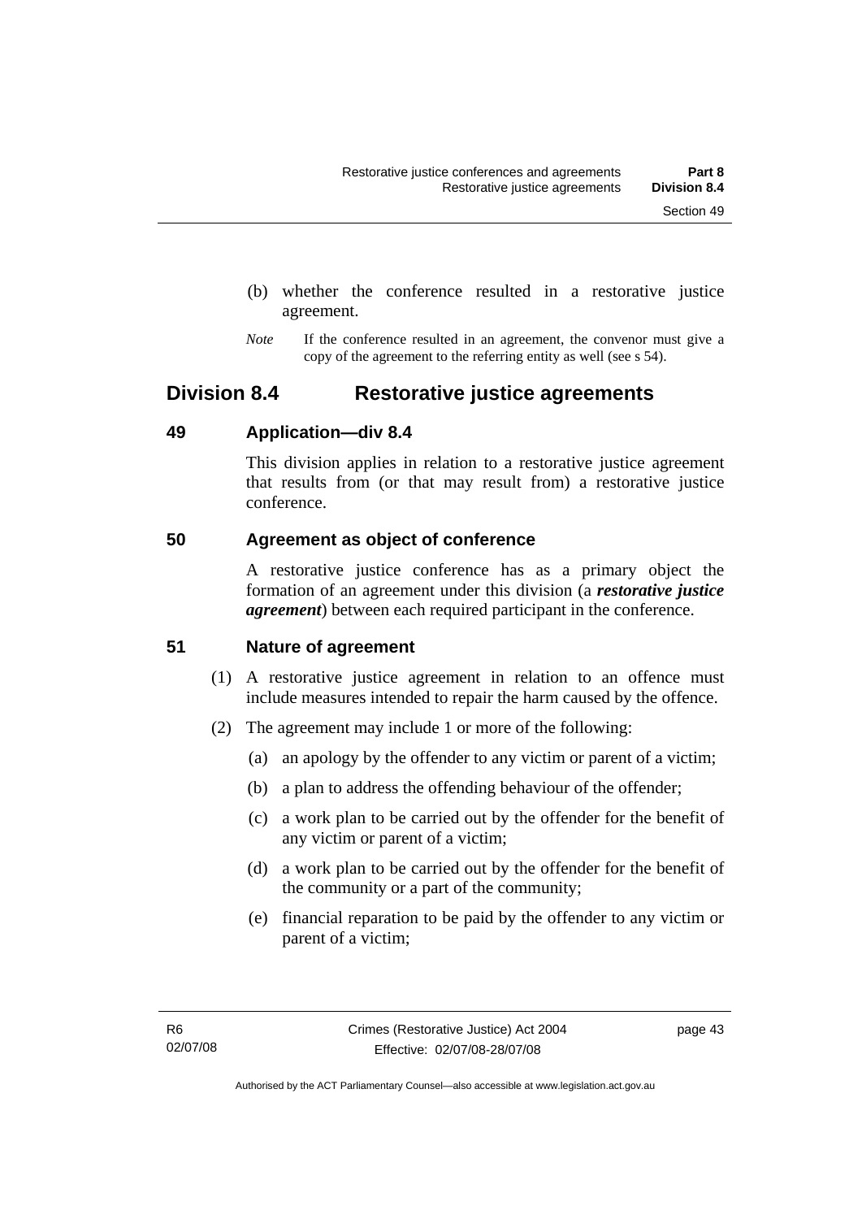(b) whether the conference resulted in a restorative justice agreement.

*Note* If the conference resulted in an agreement, the convenor must give a copy of the agreement to the referring entity as well (see s 54).

## Division 8.4 Restorative justice agreements

### 49 Application—div 8.4

This division applies in relation to a restorative justice agreement that results from (or that may result from) a restorative justice conference.

### 50 Agreement as object of conference

A restorative justice conference has as a primary object the formation of an agreement under this division (a ***restorative justice agreement***) between each required participant in the conference.

### 51 Nature of agreement

(1) A restorative justice agreement in relation to an offence must include measures intended to repair the harm caused by the offence.

(2) The agreement may include 1 or more of the following:

(a) an apology by the offender to any victim or parent of a victim;

(b) a plan to address the offending behaviour of the offender;

(c) a work plan to be carried out by the offender for the benefit of any victim or parent of a victim;

(d) a work plan to be carried out by the offender for the benefit of the community or a part of the community;

(e) financial reparation to be paid by the offender to any victim or parent of a victim;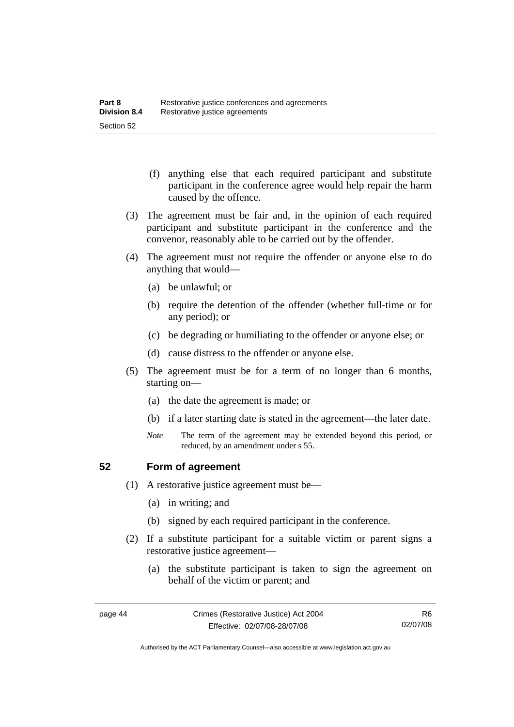(f) anything else that each required participant and substitute participant in the conference agree would help repair the harm caused by the offence.

(3) The agreement must be fair and, in the opinion of each required participant and substitute participant in the conference and the convenor, reasonably able to be carried out by the offender.

(4) The agreement must not require the offender or anyone else to do anything that would—

(a) be unlawful; or

(b) require the detention of the offender (whether full-time or for any period); or

(c) be degrading or humiliating to the offender or anyone else; or

(d) cause distress to the offender or anyone else.

(5) The agreement must be for a term of no longer than 6 months, starting on—

(a) the date the agreement is made; or

(b) if a later starting date is stated in the agreement—the later date.

*Note* The term of the agreement may be extended beyond this period, or reduced, by an amendment under s 55.

## 52 Form of agreement

(1) A restorative justice agreement must be—

(a) in writing; and

(b) signed by each required participant in the conference.

(2) If a substitute participant for a suitable victim or parent signs a restorative justice agreement—

(a) the substitute participant is taken to sign the agreement on behalf of the victim or parent; and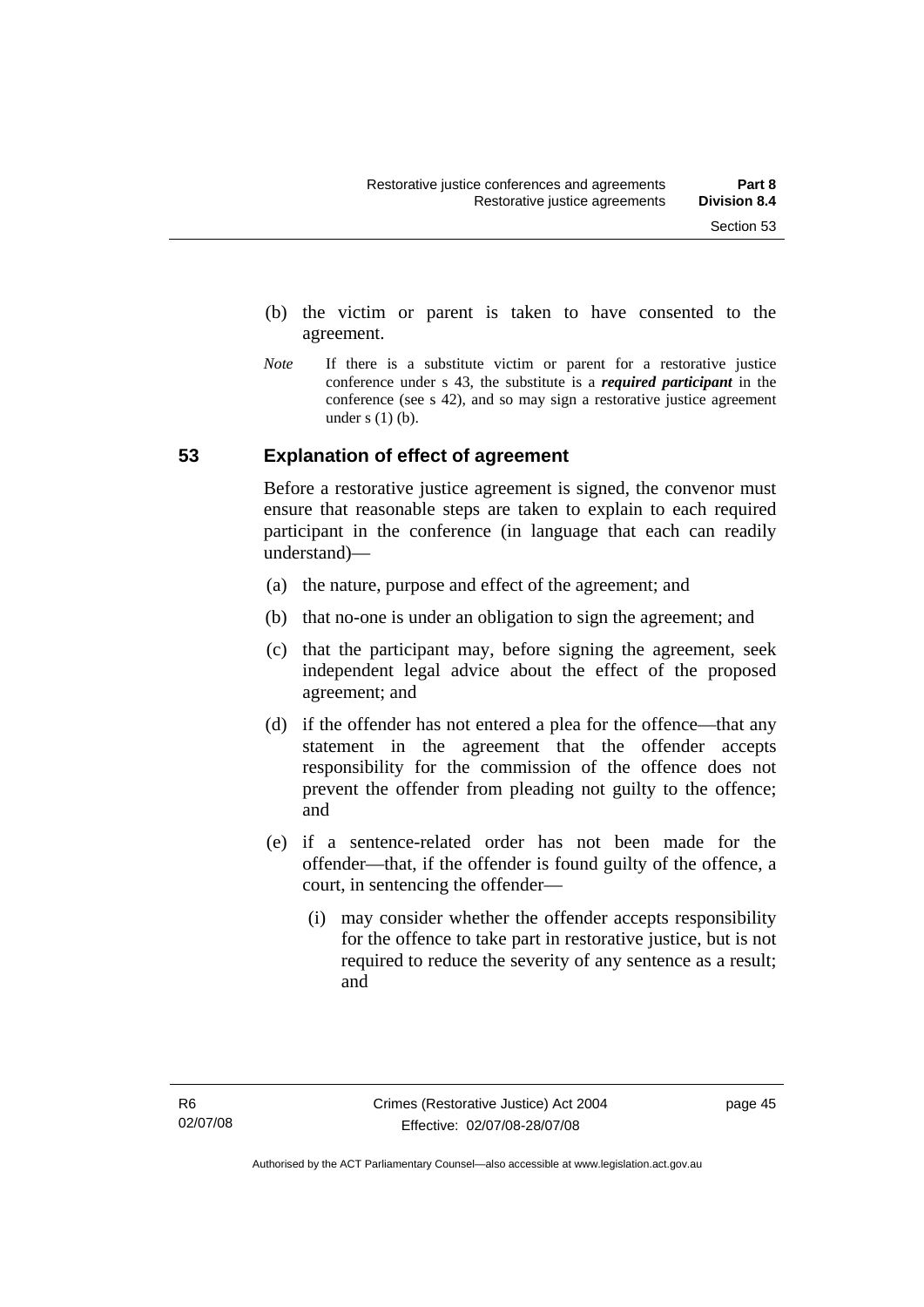(b) the victim or parent is taken to have consented to the agreement.

*Note* If there is a substitute victim or parent for a restorative justice conference under s 43, the substitute is a ***required participant*** in the conference (see s 42), and so may sign a restorative justice agreement under s (1) (b).

## 53 Explanation of effect of agreement

Before a restorative justice agreement is signed, the convenor must ensure that reasonable steps are taken to explain to each required participant in the conference (in language that each can readily understand)—

(a) the nature, purpose and effect of the agreement; and

(b) that no-one is under an obligation to sign the agreement; and

(c) that the participant may, before signing the agreement, seek independent legal advice about the effect of the proposed agreement; and

(d) if the offender has not entered a plea for the offence—that any statement in the agreement that the offender accepts responsibility for the commission of the offence does not prevent the offender from pleading not guilty to the offence; and

(e) if a sentence-related order has not been made for the offender—that, if the offender is found guilty of the offence, a court, in sentencing the offender—

(i) may consider whether the offender accepts responsibility for the offence to take part in restorative justice, but is not required to reduce the severity of any sentence as a result; and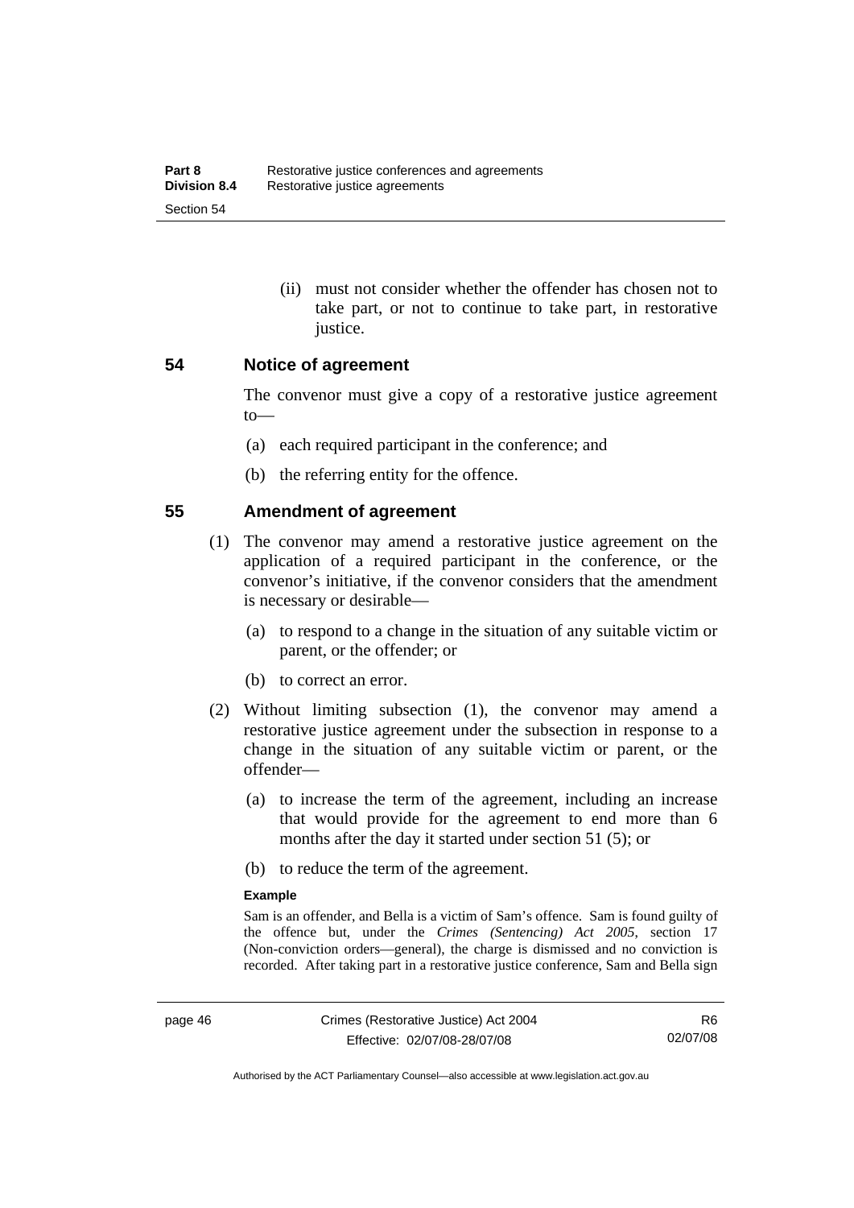(ii) must not consider whether the offender has chosen not to take part, or not to continue to take part, in restorative justice.

## 54 Notice of agreement

The convenor must give a copy of a restorative justice agreement to—

(a) each required participant in the conference; and

(b) the referring entity for the offence.

## 55 Amendment of agreement

(1) The convenor may amend a restorative justice agreement on the application of a required participant in the conference, or the convenor's initiative, if the convenor considers that the amendment is necessary or desirable—

(a) to respond to a change in the situation of any suitable victim or parent, or the offender; or

(b) to correct an error.

(2) Without limiting subsection (1), the convenor may amend a restorative justice agreement under the subsection in response to a change in the situation of any suitable victim or parent, or the offender—

(a) to increase the term of the agreement, including an increase that would provide for the agreement to end more than 6 months after the day it started under section 51 (5); or

(b) to reduce the term of the agreement.

**Example**

Sam is an offender, and Bella is a victim of Sam's offence. Sam is found guilty of the offence but, under the *Crimes (Sentencing) Act 2005*, section 17 (Non-conviction orders—general), the charge is dismissed and no conviction is recorded. After taking part in a restorative justice conference, Sam and Bella sign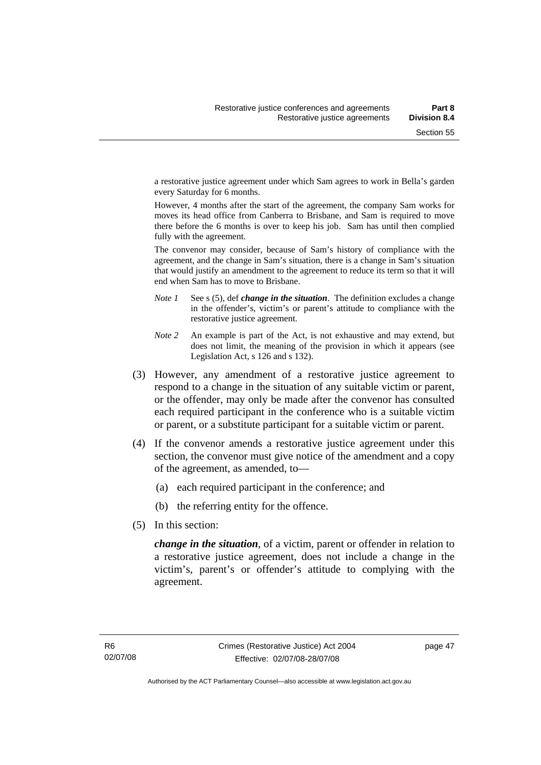a restorative justice agreement under which Sam agrees to work in Bella's garden every Saturday for 6 months.

However, 4 months after the start of the agreement, the company Sam works for moves its head office from Canberra to Brisbane, and Sam is required to move there before the 6 months is over to keep his job. Sam has until then complied fully with the agreement.

The convenor may consider, because of Sam's history of compliance with the agreement, and the change in Sam's situation, there is a change in Sam's situation that would justify an amendment to the agreement to reduce its term so that it will end when Sam has to move to Brisbane.

*Note 1* See s (5), def ***change in the situation***. The definition excludes a change in the offender's, victim's or parent's attitude to compliance with the restorative justice agreement.

*Note 2* An example is part of the Act, is not exhaustive and may extend, but does not limit, the meaning of the provision in which it appears (see Legislation Act, s 126 and s 132).

(3) However, any amendment of a restorative justice agreement to respond to a change in the situation of any suitable victim or parent, or the offender, may only be made after the convenor has consulted each required participant in the conference who is a suitable victim or parent, or a substitute participant for a suitable victim or parent.

(4) If the convenor amends a restorative justice agreement under this section, the convenor must give notice of the amendment and a copy of the agreement, as amended, to—

(a) each required participant in the conference; and

(b) the referring entity for the offence.

(5) In this section:

***change in the situation***, of a victim, parent or offender in relation to a restorative justice agreement, does not include a change in the victim's, parent's or offender's attitude to complying with the agreement.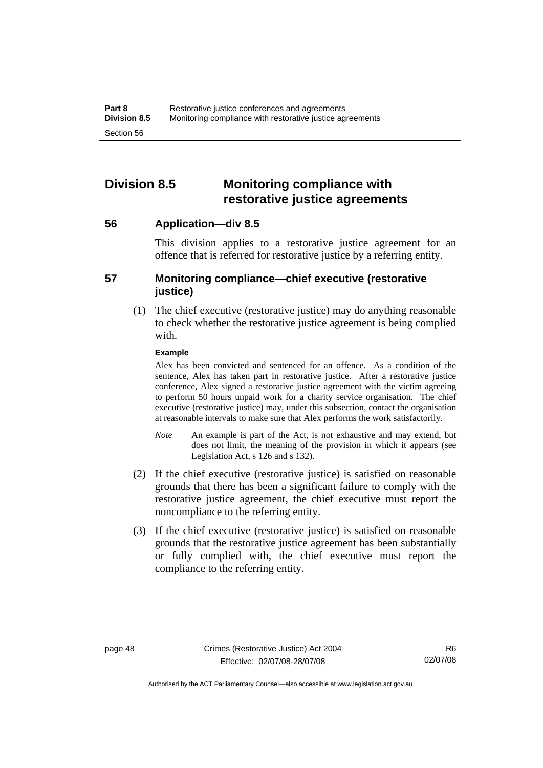## Division 8.5 Monitoring compliance with restorative justice agreements

### 56 Application—div 8.5

This division applies to a restorative justice agreement for an offence that is referred for restorative justice by a referring entity.

### 57 Monitoring compliance—chief executive (restorative justice)

(1) The chief executive (restorative justice) may do anything reasonable to check whether the restorative justice agreement is being complied with.

**Example**

Alex has been convicted and sentenced for an offence. As a condition of the sentence, Alex has taken part in restorative justice. After a restorative justice conference, Alex signed a restorative justice agreement with the victim agreeing to perform 50 hours unpaid work for a charity service organisation. The chief executive (restorative justice) may, under this subsection, contact the organisation at reasonable intervals to make sure that Alex performs the work satisfactorily.

*Note* An example is part of the Act, is not exhaustive and may extend, but does not limit, the meaning of the provision in which it appears (see Legislation Act, s 126 and s 132).

(2) If the chief executive (restorative justice) is satisfied on reasonable grounds that there has been a significant failure to comply with the restorative justice agreement, the chief executive must report the noncompliance to the referring entity.

(3) If the chief executive (restorative justice) is satisfied on reasonable grounds that the restorative justice agreement has been substantially or fully complied with, the chief executive must report the compliance to the referring entity.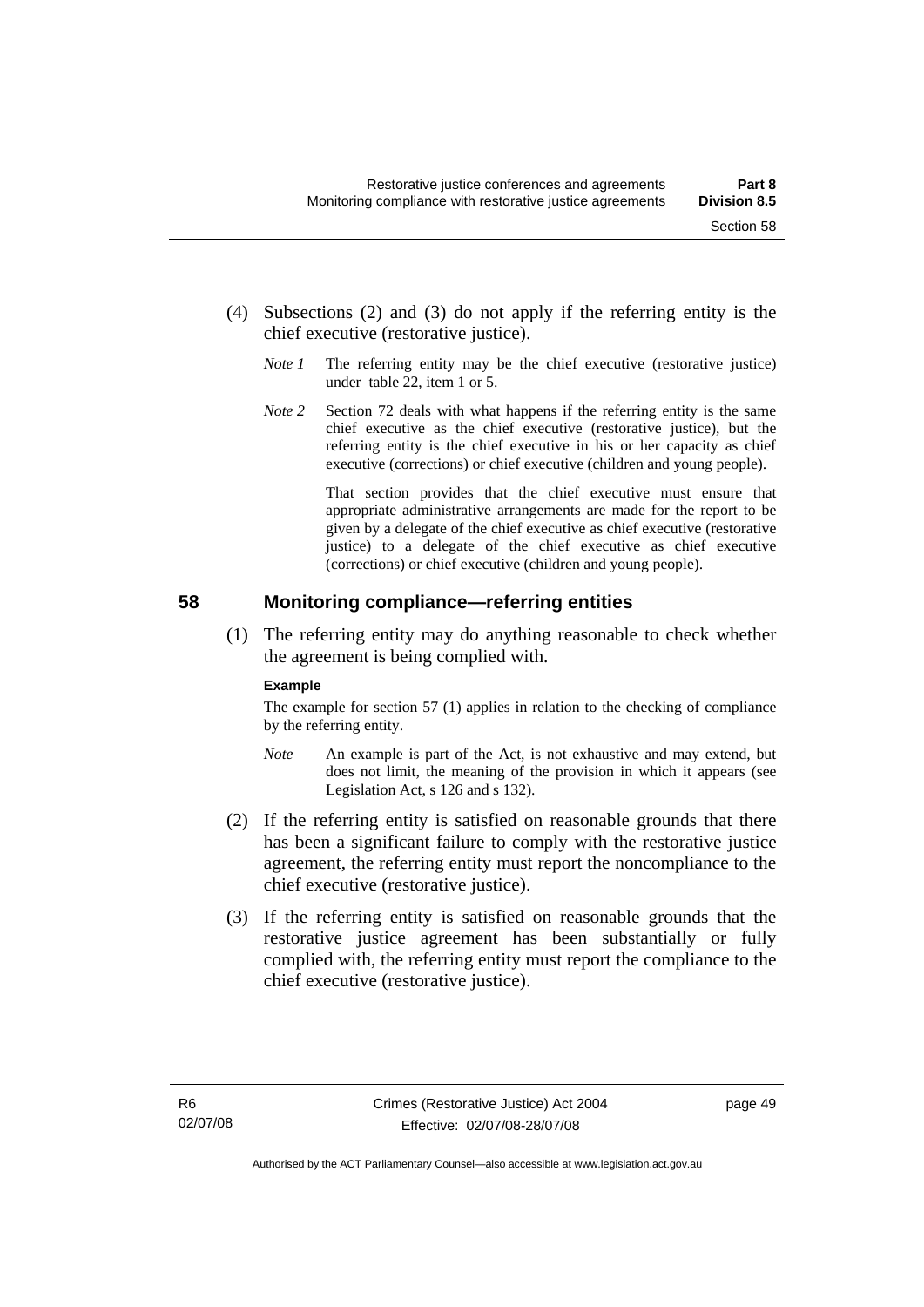(4) Subsections (2) and (3) do not apply if the referring entity is the chief executive (restorative justice).

*Note 1* The referring entity may be the chief executive (restorative justice) under table 22, item 1 or 5.

*Note 2* Section 72 deals with what happens if the referring entity is the same chief executive as the chief executive (restorative justice), but the referring entity is the chief executive in his or her capacity as chief executive (corrections) or chief executive (children and young people).

That section provides that the chief executive must ensure that appropriate administrative arrangements are made for the report to be given by a delegate of the chief executive as chief executive (restorative justice) to a delegate of the chief executive as chief executive (corrections) or chief executive (children and young people).

## 58 Monitoring compliance—referring entities

(1) The referring entity may do anything reasonable to check whether the agreement is being complied with.

**Example**

The example for section 57 (1) applies in relation to the checking of compliance by the referring entity.

*Note* An example is part of the Act, is not exhaustive and may extend, but does not limit, the meaning of the provision in which it appears (see Legislation Act, s 126 and s 132).

(2) If the referring entity is satisfied on reasonable grounds that there has been a significant failure to comply with the restorative justice agreement, the referring entity must report the noncompliance to the chief executive (restorative justice).

(3) If the referring entity is satisfied on reasonable grounds that the restorative justice agreement has been substantially or fully complied with, the referring entity must report the compliance to the chief executive (restorative justice).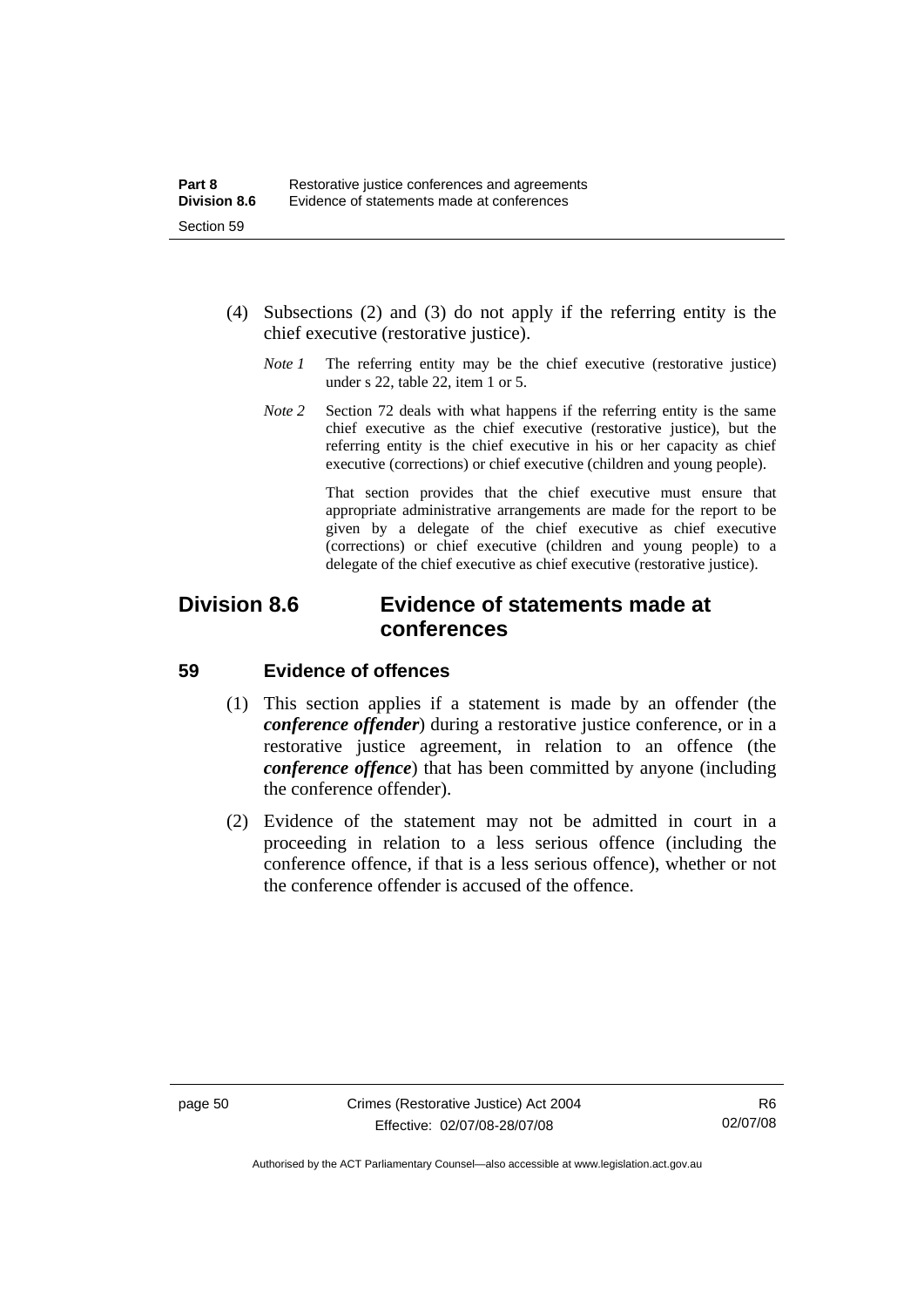(4) Subsections (2) and (3) do not apply if the referring entity is the chief executive (restorative justice).

*Note 1* The referring entity may be the chief executive (restorative justice) under s 22, table 22, item 1 or 5.

*Note 2* Section 72 deals with what happens if the referring entity is the same chief executive as the chief executive (restorative justice), but the referring entity is the chief executive in his or her capacity as chief executive (corrections) or chief executive (children and young people).

That section provides that the chief executive must ensure that appropriate administrative arrangements are made for the report to be given by a delegate of the chief executive as chief executive (corrections) or chief executive (children and young people) to a delegate of the chief executive as chief executive (restorative justice).

## Division 8.6 Evidence of statements made at conferences

### 59 Evidence of offences

(1) This section applies if a statement is made by an offender (the ***conference offender***) during a restorative justice conference, or in a restorative justice agreement, in relation to an offence (the ***conference offence***) that has been committed by anyone (including the conference offender).

(2) Evidence of the statement may not be admitted in court in a proceeding in relation to a less serious offence (including the conference offence, if that is a less serious offence), whether or not the conference offender is accused of the offence.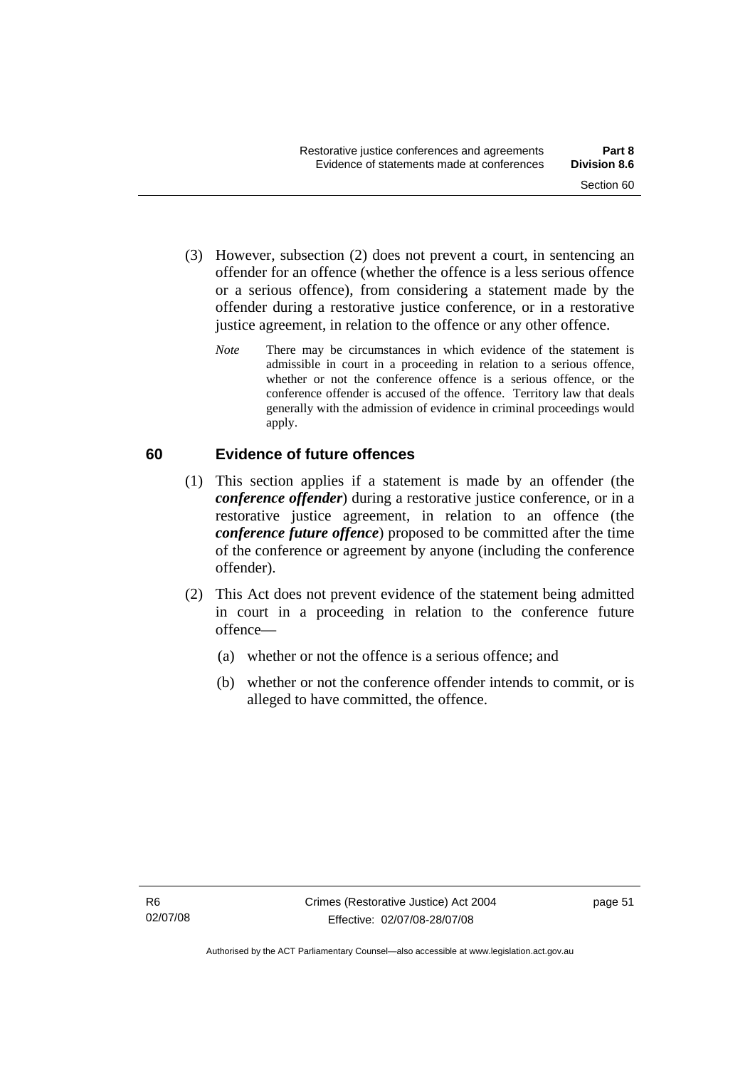(3) However, subsection (2) does not prevent a court, in sentencing an offender for an offence (whether the offence is a less serious offence or a serious offence), from considering a statement made by the offender during a restorative justice conference, or in a restorative justice agreement, in relation to the offence or any other offence.

*Note* There may be circumstances in which evidence of the statement is admissible in court in a proceeding in relation to a serious offence, whether or not the conference offence is a serious offence, or the conference offender is accused of the offence. Territory law that deals generally with the admission of evidence in criminal proceedings would apply.

## 60 Evidence of future offences

(1) This section applies if a statement is made by an offender (the ***conference offender***) during a restorative justice conference, or in a restorative justice agreement, in relation to an offence (the ***conference future offence***) proposed to be committed after the time of the conference or agreement by anyone (including the conference offender).

(2) This Act does not prevent evidence of the statement being admitted in court in a proceeding in relation to the conference future offence—

(a) whether or not the offence is a serious offence; and

(b) whether or not the conference offender intends to commit, or is alleged to have committed, the offence.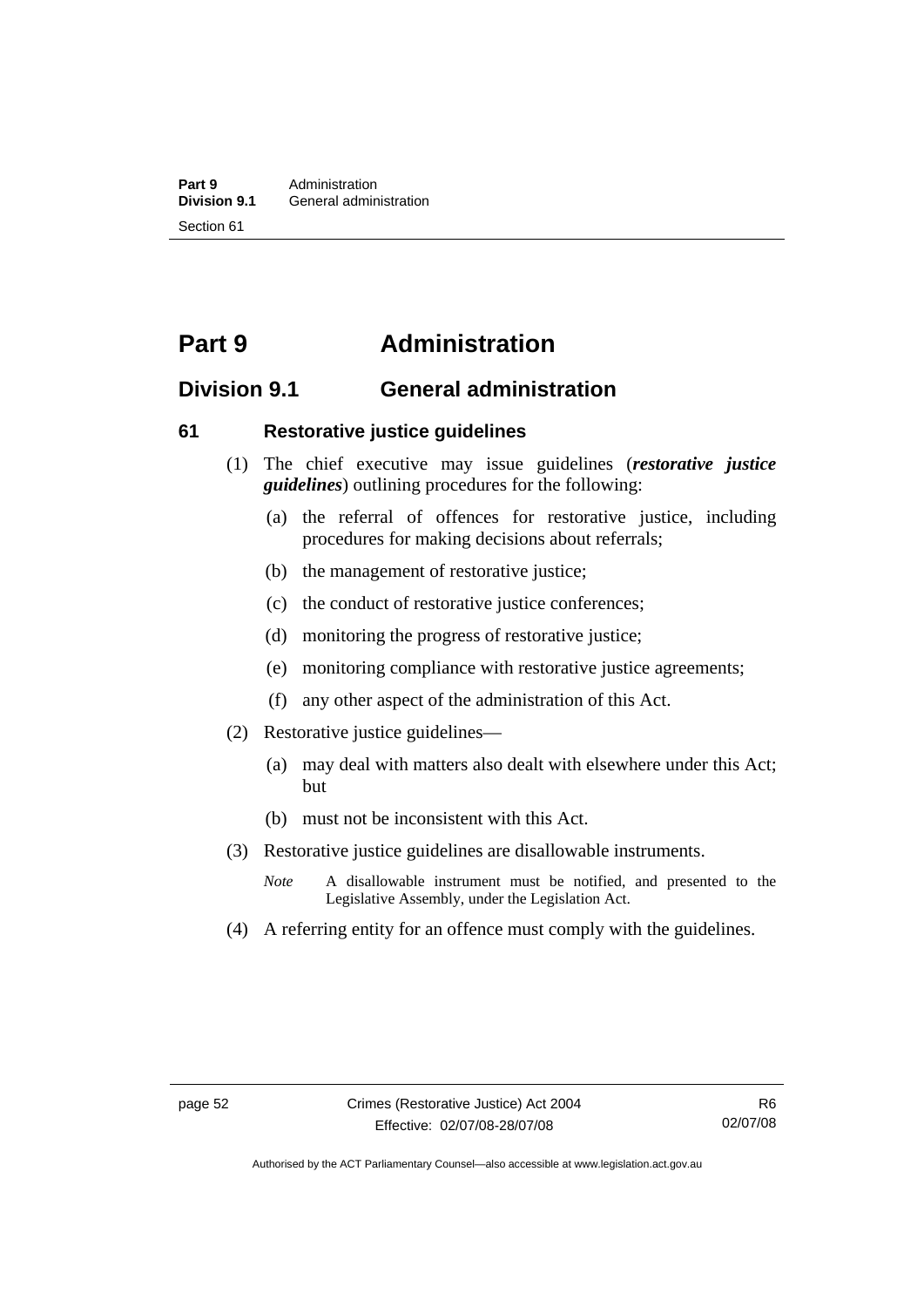# Part 9 Administration

## Division 9.1 General administration

### 61 Restorative justice guidelines

(1) The chief executive may issue guidelines (***restorative justice guidelines***) outlining procedures for the following:

(a) the referral of offences for restorative justice, including procedures for making decisions about referrals;

(b) the management of restorative justice;

(c) the conduct of restorative justice conferences;

(d) monitoring the progress of restorative justice;

(e) monitoring compliance with restorative justice agreements;

(f) any other aspect of the administration of this Act.

(2) Restorative justice guidelines—

(a) may deal with matters also dealt with elsewhere under this Act; but

(b) must not be inconsistent with this Act.

(3) Restorative justice guidelines are disallowable instruments.

*Note* A disallowable instrument must be notified, and presented to the Legislative Assembly, under the Legislation Act.

(4) A referring entity for an offence must comply with the guidelines.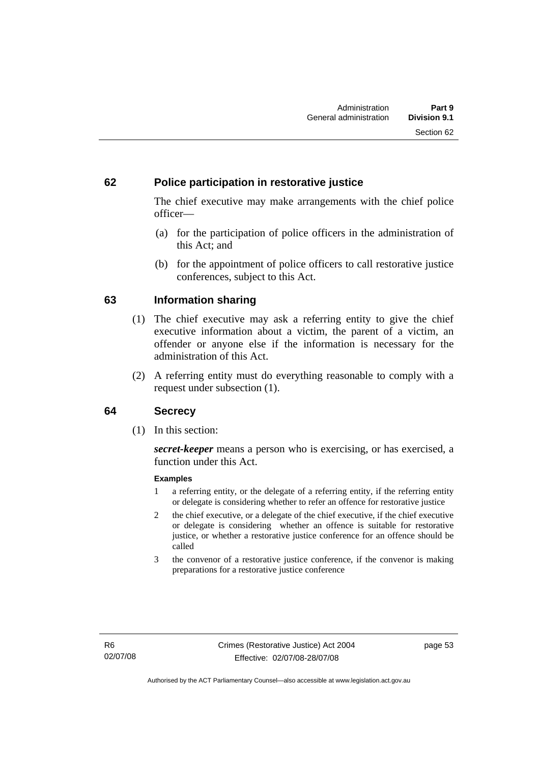## 62 Police participation in restorative justice

The chief executive may make arrangements with the chief police officer—

(a) for the participation of police officers in the administration of this Act; and

(b) for the appointment of police officers to call restorative justice conferences, subject to this Act.

## 63 Information sharing

(1) The chief executive may ask a referring entity to give the chief executive information about a victim, the parent of a victim, an offender or anyone else if the information is necessary for the administration of this Act.

(2) A referring entity must do everything reasonable to comply with a request under subsection (1).

## 64 Secrecy

(1) In this section:

***secret-keeper*** means a person who is exercising, or has exercised, a function under this Act.

**Examples**

1 a referring entity, or the delegate of a referring entity, if the referring entity or delegate is considering whether to refer an offence for restorative justice

2 the chief executive, or a delegate of the chief executive, if the chief executive or delegate is considering whether an offence is suitable for restorative justice, or whether a restorative justice conference for an offence should be called

3 the convenor of a restorative justice conference, if the convenor is making preparations for a restorative justice conference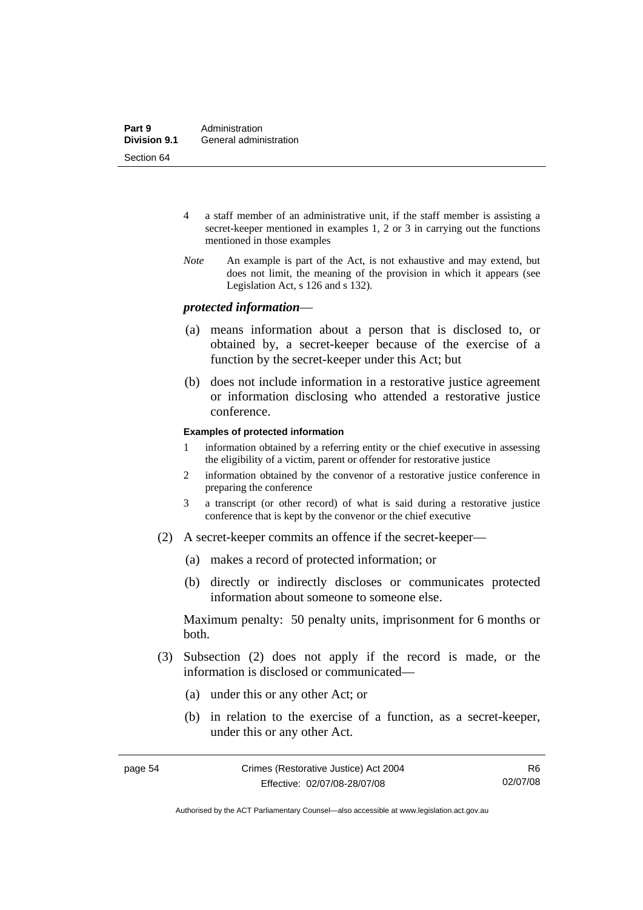4 a staff member of an administrative unit, if the staff member is assisting a secret-keeper mentioned in examples 1, 2 or 3 in carrying out the functions mentioned in those examples

*Note* An example is part of the Act, is not exhaustive and may extend, but does not limit, the meaning of the provision in which it appears (see Legislation Act, s 126 and s 132).

***protected information***—

(a) means information about a person that is disclosed to, or obtained by, a secret-keeper because of the exercise of a function by the secret-keeper under this Act; but

(b) does not include information in a restorative justice agreement or information disclosing who attended a restorative justice conference.

**Examples of protected information**

1 information obtained by a referring entity or the chief executive in assessing the eligibility of a victim, parent or offender for restorative justice

2 information obtained by the convenor of a restorative justice conference in preparing the conference

3 a transcript (or other record) of what is said during a restorative justice conference that is kept by the convenor or the chief executive

(2) A secret-keeper commits an offence if the secret-keeper—

(a) makes a record of protected information; or

(b) directly or indirectly discloses or communicates protected information about someone to someone else.

Maximum penalty: 50 penalty units, imprisonment for 6 months or both.

(3) Subsection (2) does not apply if the record is made, or the information is disclosed or communicated—

(a) under this or any other Act; or

(b) in relation to the exercise of a function, as a secret-keeper, under this or any other Act.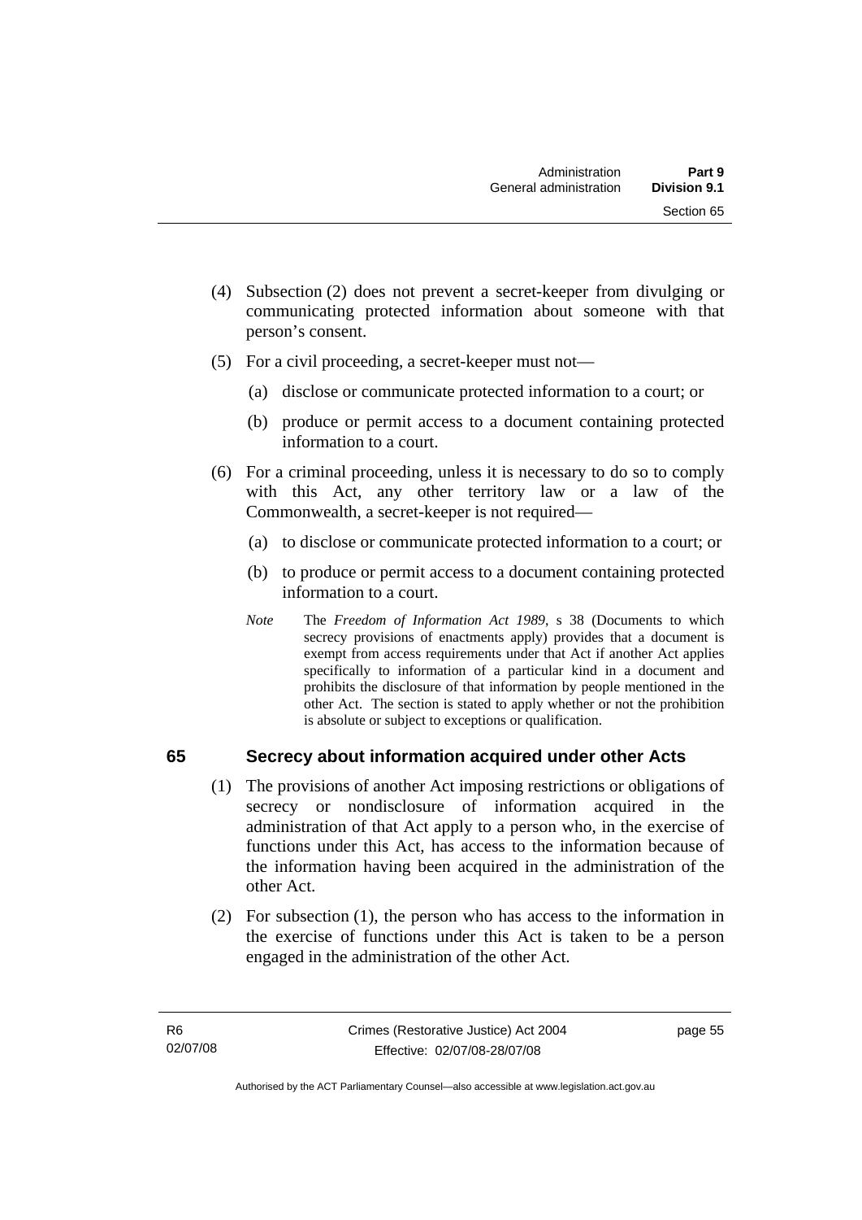(4) Subsection (2) does not prevent a secret-keeper from divulging or communicating protected information about someone with that person's consent.

(5) For a civil proceeding, a secret-keeper must not—

(a) disclose or communicate protected information to a court; or

(b) produce or permit access to a document containing protected information to a court.

(6) For a criminal proceeding, unless it is necessary to do so to comply with this Act, any other territory law or a law of the Commonwealth, a secret-keeper is not required—

(a) to disclose or communicate protected information to a court; or

(b) to produce or permit access to a document containing protected information to a court.

*Note* The *Freedom of Information Act 1989*, s 38 (Documents to which secrecy provisions of enactments apply) provides that a document is exempt from access requirements under that Act if another Act applies specifically to information of a particular kind in a document and prohibits the disclosure of that information by people mentioned in the other Act. The section is stated to apply whether or not the prohibition is absolute or subject to exceptions or qualification.

## 65 Secrecy about information acquired under other Acts

(1) The provisions of another Act imposing restrictions or obligations of secrecy or nondisclosure of information acquired in the administration of that Act apply to a person who, in the exercise of functions under this Act, has access to the information because of the information having been acquired in the administration of the other Act.

(2) For subsection (1), the person who has access to the information in the exercise of functions under this Act is taken to be a person engaged in the administration of the other Act.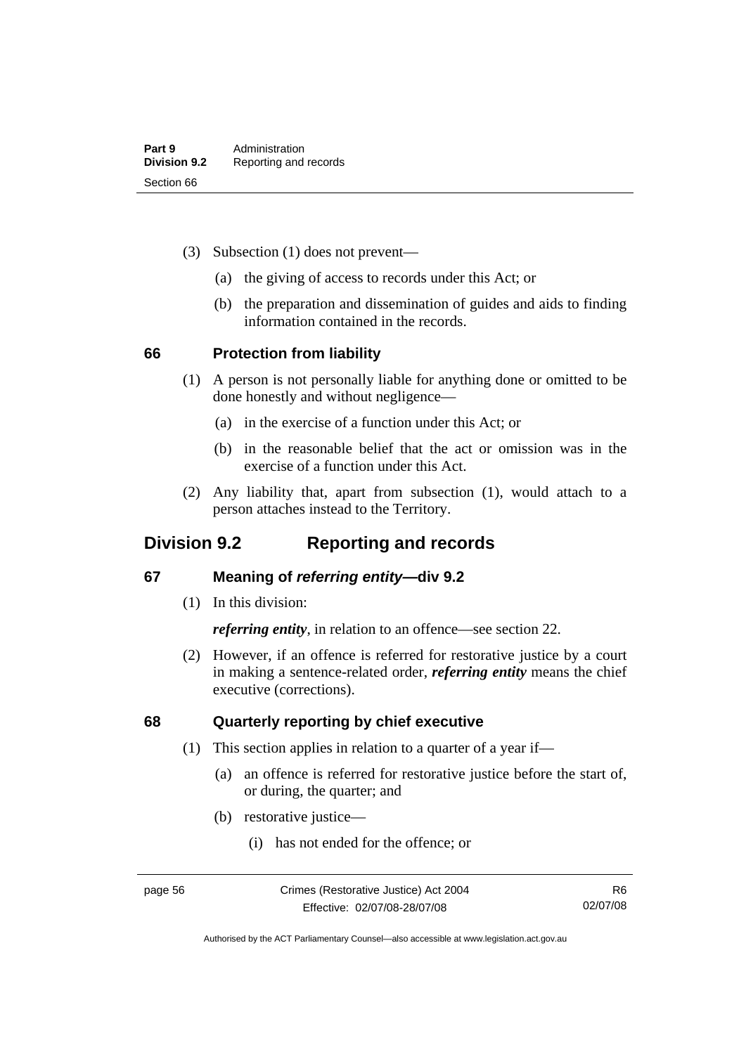(3) Subsection (1) does not prevent—

(a) the giving of access to records under this Act; or

(b) the preparation and dissemination of guides and aids to finding information contained in the records.

### 66 Protection from liability

(1) A person is not personally liable for anything done or omitted to be done honestly and without negligence—

(a) in the exercise of a function under this Act; or

(b) in the reasonable belief that the act or omission was in the exercise of a function under this Act.

(2) Any liability that, apart from subsection (1), would attach to a person attaches instead to the Territory.

## Division 9.2 Reporting and records

### 67 Meaning of *referring entity*—div 9.2

(1) In this division:

***referring entity***, in relation to an offence—see section 22.

(2) However, if an offence is referred for restorative justice by a court in making a sentence-related order, ***referring entity*** means the chief executive (corrections).

### 68 Quarterly reporting by chief executive

(1) This section applies in relation to a quarter of a year if—

(a) an offence is referred for restorative justice before the start of, or during, the quarter; and

(b) restorative justice—

(i) has not ended for the offence; or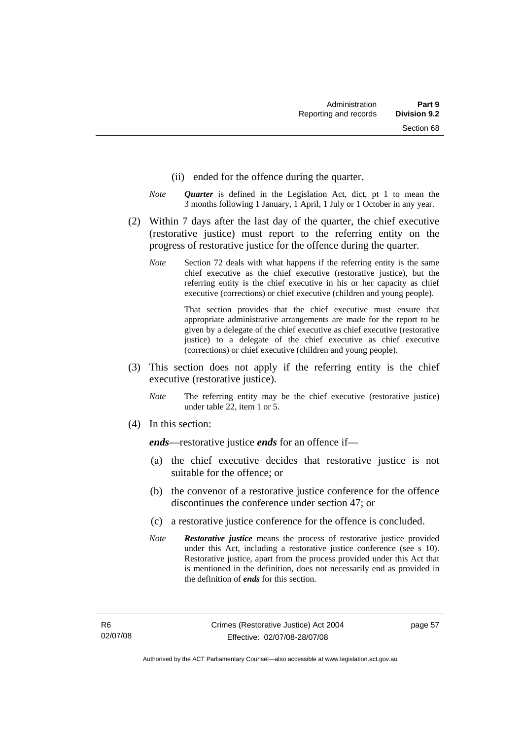(ii) ended for the offence during the quarter.

*Note* ***Quarter*** is defined in the Legislation Act, dict, pt 1 to mean the 3 months following 1 January, 1 April, 1 July or 1 October in any year.

(2) Within 7 days after the last day of the quarter, the chief executive (restorative justice) must report to the referring entity on the progress of restorative justice for the offence during the quarter.

*Note* Section 72 deals with what happens if the referring entity is the same chief executive as the chief executive (restorative justice), but the referring entity is the chief executive in his or her capacity as chief executive (corrections) or chief executive (children and young people).

That section provides that the chief executive must ensure that appropriate administrative arrangements are made for the report to be given by a delegate of the chief executive as chief executive (restorative justice) to a delegate of the chief executive as chief executive (corrections) or chief executive (children and young people).

(3) This section does not apply if the referring entity is the chief executive (restorative justice).

*Note* The referring entity may be the chief executive (restorative justice) under table 22, item 1 or 5.

(4) In this section:

***ends***—restorative justice ***ends*** for an offence if—

(a) the chief executive decides that restorative justice is not suitable for the offence; or

(b) the convenor of a restorative justice conference for the offence discontinues the conference under section 47; or

(c) a restorative justice conference for the offence is concluded.

*Note* ***Restorative justice*** means the process of restorative justice provided under this Act, including a restorative justice conference (see s 10). Restorative justice, apart from the process provided under this Act that is mentioned in the definition, does not necessarily end as provided in the definition of ***ends*** for this section.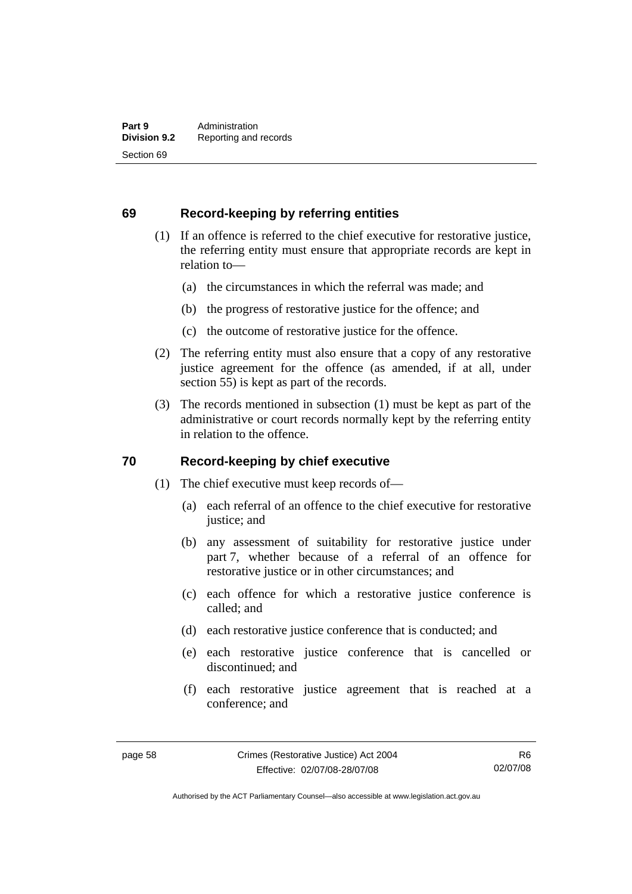## 69 Record-keeping by referring entities

(1) If an offence is referred to the chief executive for restorative justice, the referring entity must ensure that appropriate records are kept in relation to—

(a) the circumstances in which the referral was made; and

(b) the progress of restorative justice for the offence; and

(c) the outcome of restorative justice for the offence.

(2) The referring entity must also ensure that a copy of any restorative justice agreement for the offence (as amended, if at all, under section 55) is kept as part of the records.

(3) The records mentioned in subsection (1) must be kept as part of the administrative or court records normally kept by the referring entity in relation to the offence.

## 70 Record-keeping by chief executive

(1) The chief executive must keep records of—

(a) each referral of an offence to the chief executive for restorative justice; and

(b) any assessment of suitability for restorative justice under part 7, whether because of a referral of an offence for restorative justice or in other circumstances; and

(c) each offence for which a restorative justice conference is called; and

(d) each restorative justice conference that is conducted; and

(e) each restorative justice conference that is cancelled or discontinued; and

(f) each restorative justice agreement that is reached at a conference; and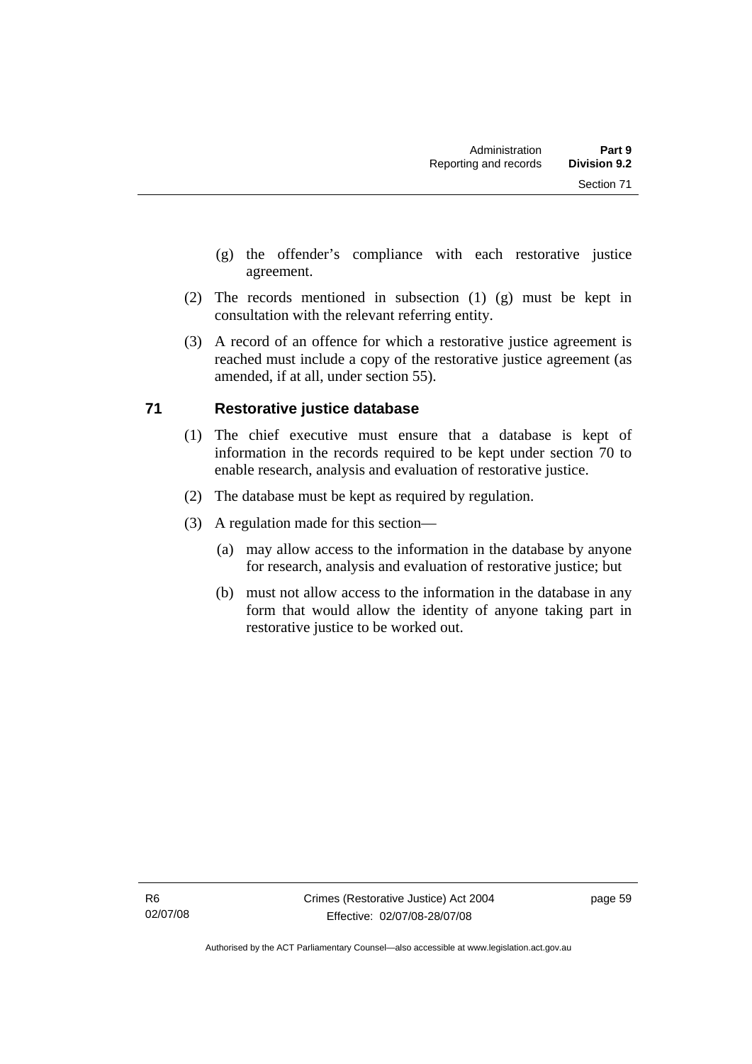(g) the offender's compliance with each restorative justice agreement.

(2) The records mentioned in subsection (1) (g) must be kept in consultation with the relevant referring entity.

(3) A record of an offence for which a restorative justice agreement is reached must include a copy of the restorative justice agreement (as amended, if at all, under section 55).

## 71 Restorative justice database

(1) The chief executive must ensure that a database is kept of information in the records required to be kept under section 70 to enable research, analysis and evaluation of restorative justice.

(2) The database must be kept as required by regulation.

(3) A regulation made for this section—

(a) may allow access to the information in the database by anyone for research, analysis and evaluation of restorative justice; but

(b) must not allow access to the information in the database in any form that would allow the identity of anyone taking part in restorative justice to be worked out.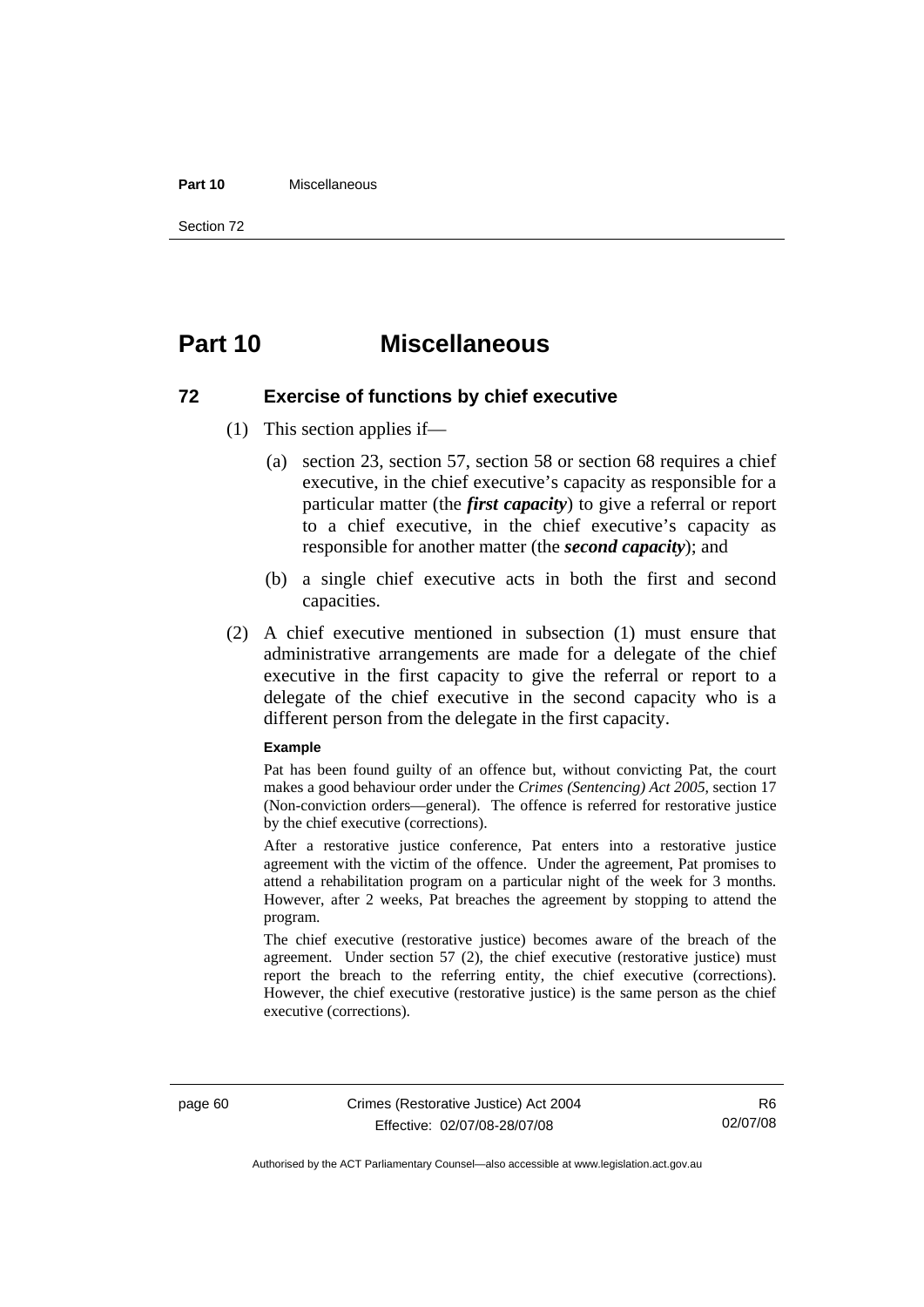# Part 10 Miscellaneous

## 72 Exercise of functions by chief executive

(1) This section applies if—

(a) section 23, section 57, section 58 or section 68 requires a chief executive, in the chief executive's capacity as responsible for a particular matter (the ***first capacity***) to give a referral or report to a chief executive, in the chief executive's capacity as responsible for another matter (the ***second capacity***); and

(b) a single chief executive acts in both the first and second capacities.

(2) A chief executive mentioned in subsection (1) must ensure that administrative arrangements are made for a delegate of the chief executive in the first capacity to give the referral or report to a delegate of the chief executive in the second capacity who is a different person from the delegate in the first capacity.

**Example**

Pat has been found guilty of an offence but, without convicting Pat, the court makes a good behaviour order under the *Crimes (Sentencing) Act 2005*, section 17 (Non-conviction orders—general). The offence is referred for restorative justice by the chief executive (corrections).

After a restorative justice conference, Pat enters into a restorative justice agreement with the victim of the offence. Under the agreement, Pat promises to attend a rehabilitation program on a particular night of the week for 3 months. However, after 2 weeks, Pat breaches the agreement by stopping to attend the program.

The chief executive (restorative justice) becomes aware of the breach of the agreement. Under section 57 (2), the chief executive (restorative justice) must report the breach to the referring entity, the chief executive (corrections). However, the chief executive (restorative justice) is the same person as the chief executive (corrections).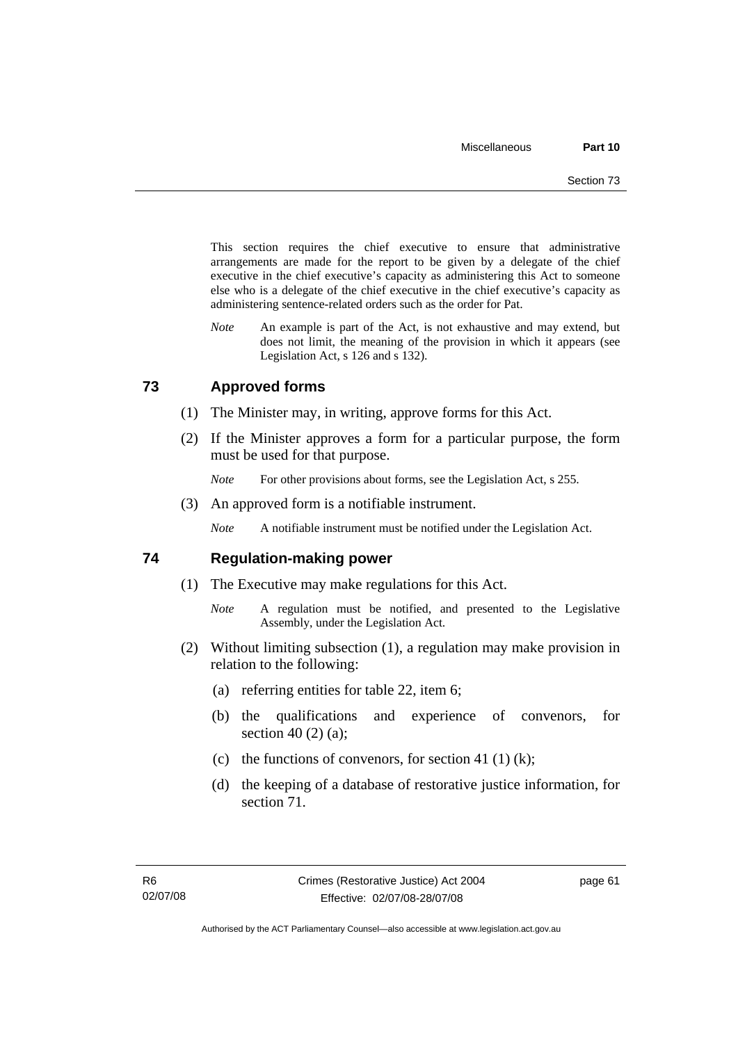This section requires the chief executive to ensure that administrative arrangements are made for the report to be given by a delegate of the chief executive in the chief executive's capacity as administering this Act to someone else who is a delegate of the chief executive in the chief executive's capacity as administering sentence-related orders such as the order for Pat.

*Note* An example is part of the Act, is not exhaustive and may extend, but does not limit, the meaning of the provision in which it appears (see Legislation Act, s 126 and s 132).

## 73 Approved forms

(1) The Minister may, in writing, approve forms for this Act.

(2) If the Minister approves a form for a particular purpose, the form must be used for that purpose.

*Note* For other provisions about forms, see the Legislation Act, s 255.

(3) An approved form is a notifiable instrument.

*Note* A notifiable instrument must be notified under the Legislation Act.

## 74 Regulation-making power

(1) The Executive may make regulations for this Act.

*Note* A regulation must be notified, and presented to the Legislative Assembly, under the Legislation Act.

(2) Without limiting subsection (1), a regulation may make provision in relation to the following:

(a) referring entities for table 22, item 6;

(b) the qualifications and experience of convenors, for section 40 (2) (a);

(c) the functions of convenors, for section 41 (1) (k);

(d) the keeping of a database of restorative justice information, for section 71.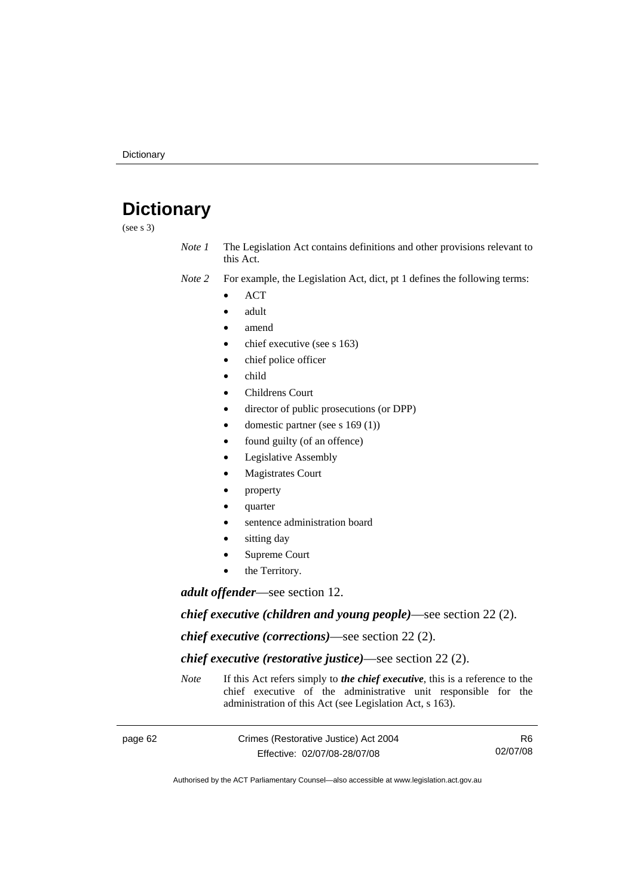# Dictionary

(see s 3)

*Note 1* The Legislation Act contains definitions and other provisions relevant to this Act.

*Note 2* For example, the Legislation Act, dict, pt 1 defines the following terms:

- ACT
- adult
- amend
- chief executive (see s 163)
- chief police officer
- child
- Childrens Court
- director of public prosecutions (or DPP)
- domestic partner (see s 169 (1))
- found guilty (of an offence)
- Legislative Assembly
- Magistrates Court
- property
- quarter
- sentence administration board
- sitting day
- Supreme Court
- the Territory.

***adult offender***—see section 12.

***chief executive (children and young people)***—see section 22 (2).

***chief executive (corrections)***—see section 22 (2).

***chief executive (restorative justice)***—see section 22 (2).

*Note* If this Act refers simply to ***the chief executive***, this is a reference to the chief executive of the administrative unit responsible for the administration of this Act (see Legislation Act, s 163).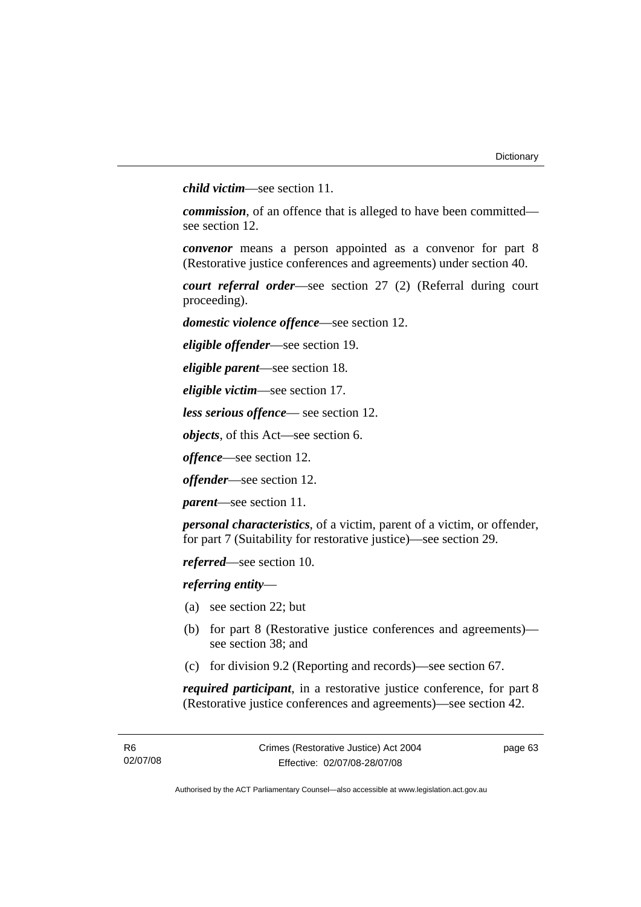***child victim***—see section 11.

***commission***, of an offence that is alleged to have been committed—see section 12.

***convenor*** means a person appointed as a convenor for part 8 (Restorative justice conferences and agreements) under section 40.

***court referral order***—see section 27 (2) (Referral during court proceeding).

***domestic violence offence***—see section 12.

***eligible offender***—see section 19.

***eligible parent***—see section 18.

***eligible victim***—see section 17.

***less serious offence***— see section 12.

***objects***, of this Act—see section 6.

***offence***—see section 12.

***offender***—see section 12.

***parent***—see section 11.

***personal characteristics***, of a victim, parent of a victim, or offender, for part 7 (Suitability for restorative justice)—see section 29.

***referred***—see section 10.

***referring entity***—

(a) see section 22; but

(b) for part 8 (Restorative justice conferences and agreements)—see section 38; and

(c) for division 9.2 (Reporting and records)—see section 67.

***required participant***, in a restorative justice conference, for part 8 (Restorative justice conferences and agreements)—see section 42.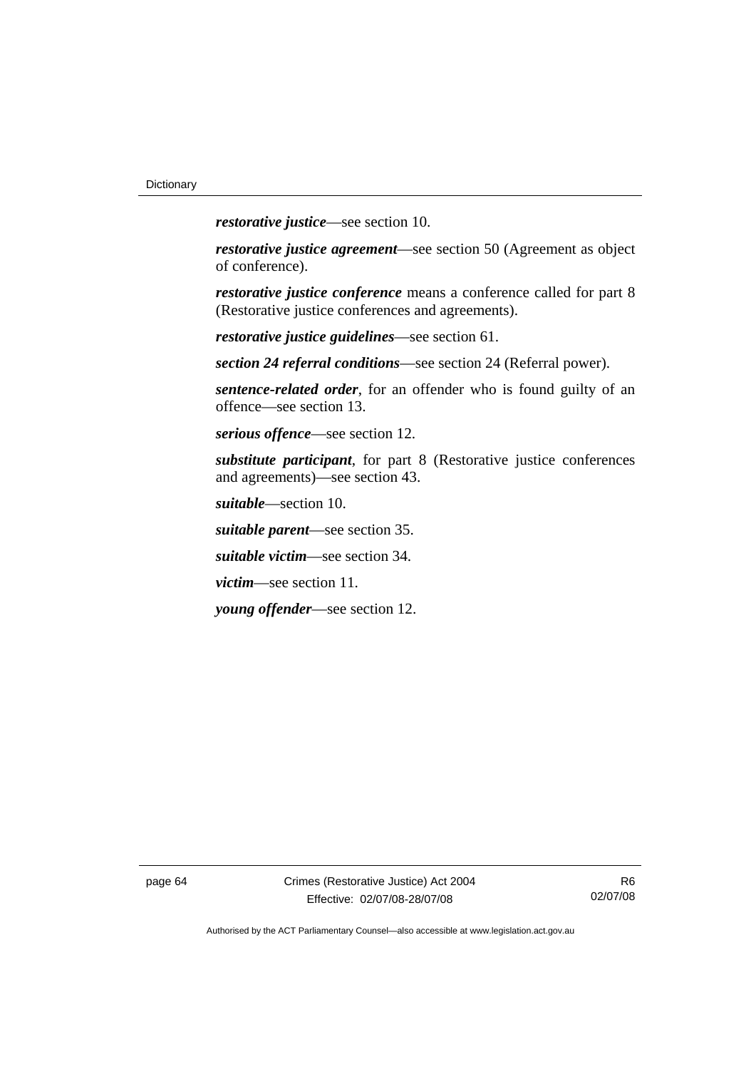***restorative justice***—see section 10.

***restorative justice agreement***—see section 50 (Agreement as object of conference).

***restorative justice conference*** means a conference called for part 8 (Restorative justice conferences and agreements).

***restorative justice guidelines***—see section 61.

***section 24 referral conditions***—see section 24 (Referral power).

***sentence-related order***, for an offender who is found guilty of an offence—see section 13.

***serious offence***—see section 12.

***substitute participant***, for part 8 (Restorative justice conferences and agreements)—see section 43.

***suitable***—section 10.

***suitable parent***—see section 35.

***suitable victim***—see section 34.

***victim***—see section 11.

***young offender***—see section 12.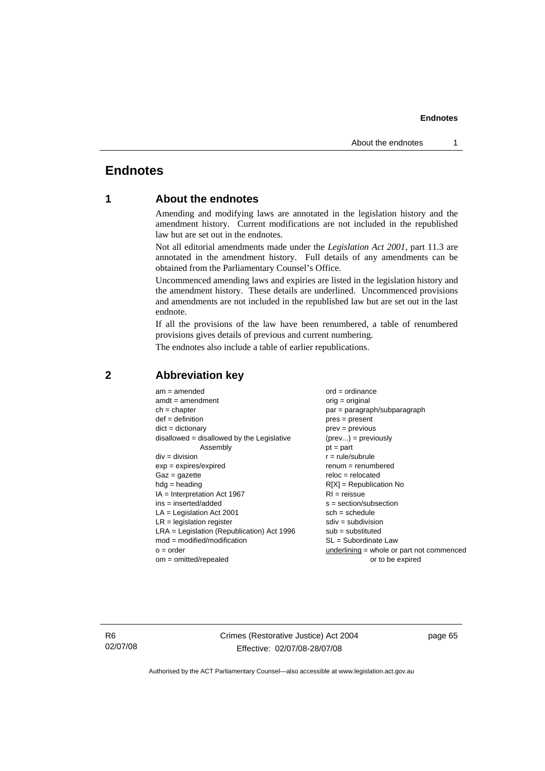# Endnotes

## 1 About the endnotes

Amending and modifying laws are annotated in the legislation history and the amendment history. Current modifications are not included in the republished law but are set out in the endnotes.

Not all editorial amendments made under the *Legislation Act 2001*, part 11.3 are annotated in the amendment history. Full details of any amendments can be obtained from the Parliamentary Counsel's Office.

Uncommenced amending laws and expiries are listed in the legislation history and the amendment history. These details are underlined. Uncommenced provisions and amendments are not included in the republished law but are set out in the last endnote.

If all the provisions of the law have been renumbered, a table of renumbered provisions gives details of previous and current numbering.

The endnotes also include a table of earlier republications.

## 2 Abbreviation key

am = amended
amdt = amendment
ch = chapter
def = definition
dict = dictionary
disallowed = disallowed by the Legislative Assembly
div = division
exp = expires/expired
Gaz = gazette
hdg = heading
IA = Interpretation Act 1967
ins = inserted/added
LA = Legislation Act 2001
LR = legislation register
LRA = Legislation (Republication) Act 1996
mod = modified/modification
o = order
om = omitted/repealed
ord = ordinance
orig = original
par = paragraph/subparagraph
pres = present
prev = previous
(prev...) = previously
pt = part
r = rule/subrule
renum = renumbered
reloc = relocated
R[X] = Republication No
RI = reissue
s = section/subsection
sch = schedule
sdiv = subdivision
sub = substituted
SL = Subordinate Law
<u>underlining</u> = whole or part not commenced or to be expired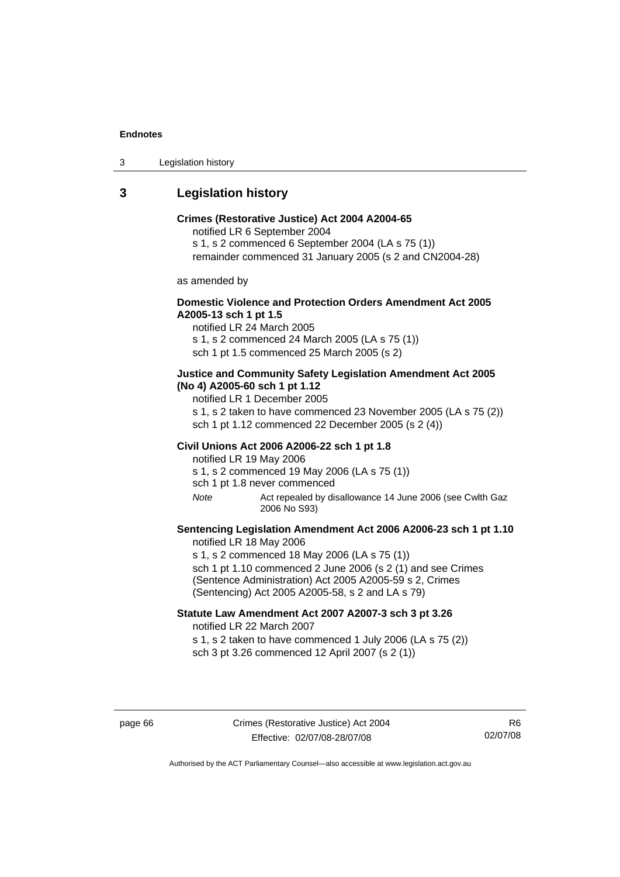## 3 Legislation history

**Crimes (Restorative Justice) Act 2004 A2004-65**
notified LR 6 September 2004
s 1, s 2 commenced 6 September 2004 (LA s 75 (1))
remainder commenced 31 January 2005 (s 2 and CN2004-28)

as amended by

**Domestic Violence and Protection Orders Amendment Act 2005 A2005-13 sch 1 pt 1.5**
notified LR 24 March 2005
s 1, s 2 commenced 24 March 2005 (LA s 75 (1))
sch 1 pt 1.5 commenced 25 March 2005 (s 2)

**Justice and Community Safety Legislation Amendment Act 2005 (No 4) A2005-60 sch 1 pt 1.12**
notified LR 1 December 2005
s 1, s 2 taken to have commenced 23 November 2005 (LA s 75 (2))
sch 1 pt 1.12 commenced 22 December 2005 (s 2 (4))

**Civil Unions Act 2006 A2006-22 sch 1 pt 1.8**
notified LR 19 May 2006
s 1, s 2 commenced 19 May 2006 (LA s 75 (1))
sch 1 pt 1.8 never commenced

*Note* Act repealed by disallowance 14 June 2006 (see Cwlth Gaz 2006 No S93)

**Sentencing Legislation Amendment Act 2006 A2006-23 sch 1 pt 1.10**
notified LR 18 May 2006
s 1, s 2 commenced 18 May 2006 (LA s 75 (1))
sch 1 pt 1.10 commenced 2 June 2006 (s 2 (1) and see Crimes (Sentence Administration) Act 2005 A2005-59 s 2, Crimes (Sentencing) Act 2005 A2005-58, s 2 and LA s 79)

**Statute Law Amendment Act 2007 A2007-3 sch 3 pt 3.26**
notified LR 22 March 2007
s 1, s 2 taken to have commenced 1 July 2006 (LA s 75 (2))
sch 3 pt 3.26 commenced 12 April 2007 (s 2 (1))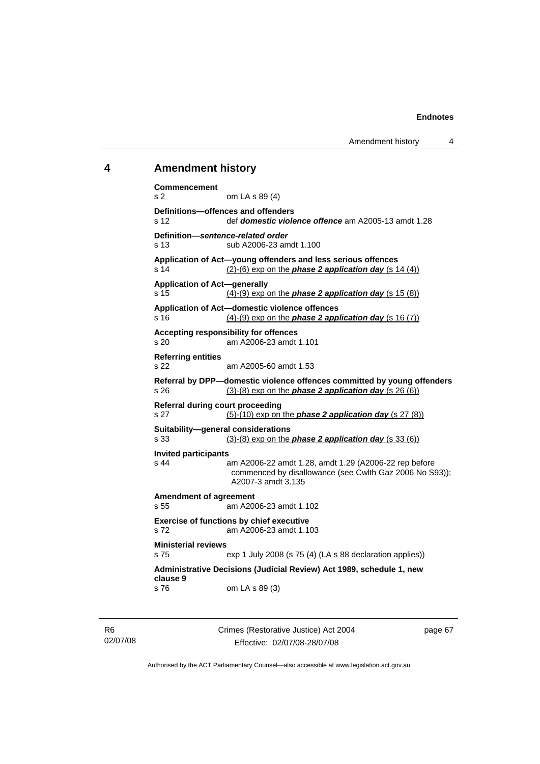## 4 Amendment history

**Commencement**
s 2 om LA s 89 (4)

**Definitions—offences and offenders**
s 12 def ***domestic violence offence*** am A2005-13 amdt 1.28

**Definition—*sentence-related order***
s 13 sub A2006-23 amdt 1.100

**Application of Act—young offenders and less serious offences**
s 14 (2)-(6) exp on the ***phase 2 application day*** (s 14 (4))

**Application of Act—generally**
s 15 (4)-(9) exp on the ***phase 2 application day*** (s 15 (8))

**Application of Act—domestic violence offences**
s 16 (4)-(9) exp on the ***phase 2 application day*** (s 16 (7))

**Accepting responsibility for offences**
s 20 am A2006-23 amdt 1.101

**Referring entities**
s 22 am A2005-60 amdt 1.53

**Referral by DPP—domestic violence offences committed by young offenders**
s 26 (3)-(8) exp on the ***phase 2 application day*** (s 26 (6))

**Referral during court proceeding**
s 27 (5)-(10) exp on the ***phase 2 application day*** (s 27 (8))

**Suitability—general considerations**
s 33 (3)-(8) exp on the ***phase 2 application day*** (s 33 (6))

**Invited participants**
s 44 am A2006-22 amdt 1.28, amdt 1.29 (A2006-22 rep before commenced by disallowance (see Cwlth Gaz 2006 No S93)); A2007-3 amdt 3.135

**Amendment of agreement**
s 55 am A2006-23 amdt 1.102

**Exercise of functions by chief executive**
s 72 am A2006-23 amdt 1.103

**Ministerial reviews**
s 75 exp 1 July 2008 (s 75 (4) (LA s 88 declaration applies))

**Administrative Decisions (Judicial Review) Act 1989, schedule 1, new clause 9**
s 76 om LA s 89 (3)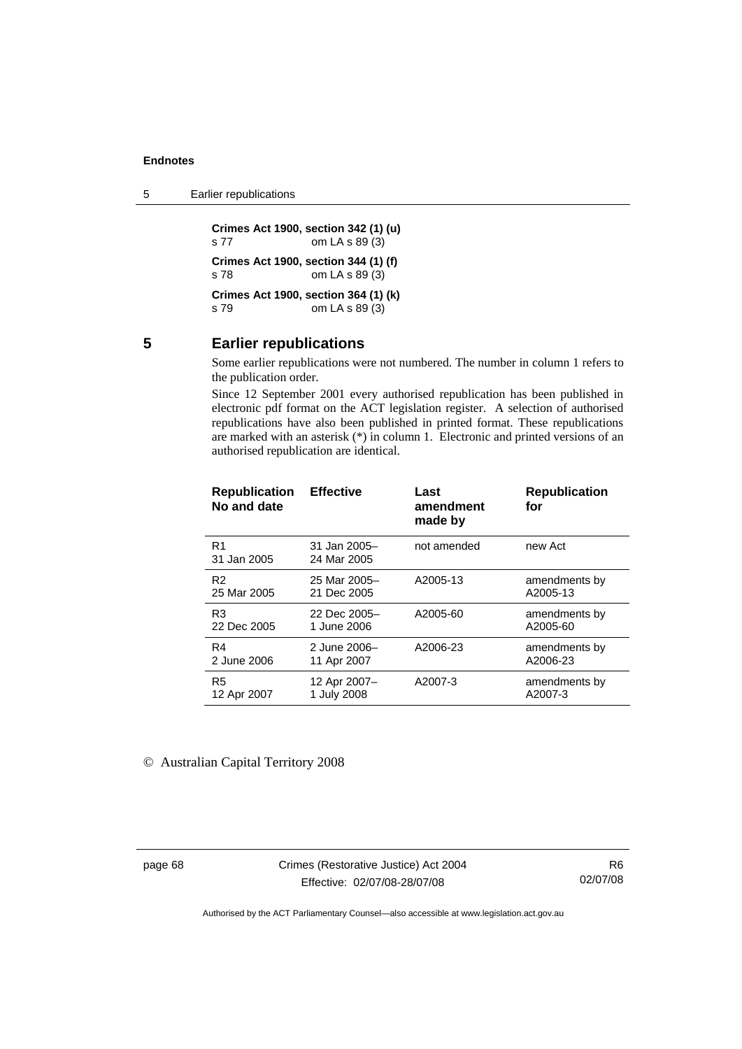**Crimes Act 1900, section 342 (1) (u)**
s 77 om LA s 89 (3)

**Crimes Act 1900, section 344 (1) (f)**
s 78 om LA s 89 (3)

**Crimes Act 1900, section 364 (1) (k)**
s 79 om LA s 89 (3)

## 5 Earlier republications

Some earlier republications were not numbered. The number in column 1 refers to the publication order.

Since 12 September 2001 every authorised republication has been published in electronic pdf format on the ACT legislation register. A selection of authorised republications have also been published in printed format. These republications are marked with an asterisk (*) in column 1. Electronic and printed versions of an authorised republication are identical.

| Republication No and date | Effective | Last amendment made by | Republication for |
|---|---|---|---|
| R1 31 Jan 2005 | 31 Jan 2005– 24 Mar 2005 | not amended | new Act |
| R2 25 Mar 2005 | 25 Mar 2005– 21 Dec 2005 | A2005-13 | amendments by A2005-13 |
| R3 22 Dec 2005 | 22 Dec 2005– 1 June 2006 | A2005-60 | amendments by A2005-60 |
| R4 2 June 2006 | 2 June 2006– 11 Apr 2007 | A2006-23 | amendments by A2006-23 |
| R5 12 Apr 2007 | 12 Apr 2007– 1 July 2008 | A2007-3 | amendments by A2007-3 |

© Australian Capital Territory 2008